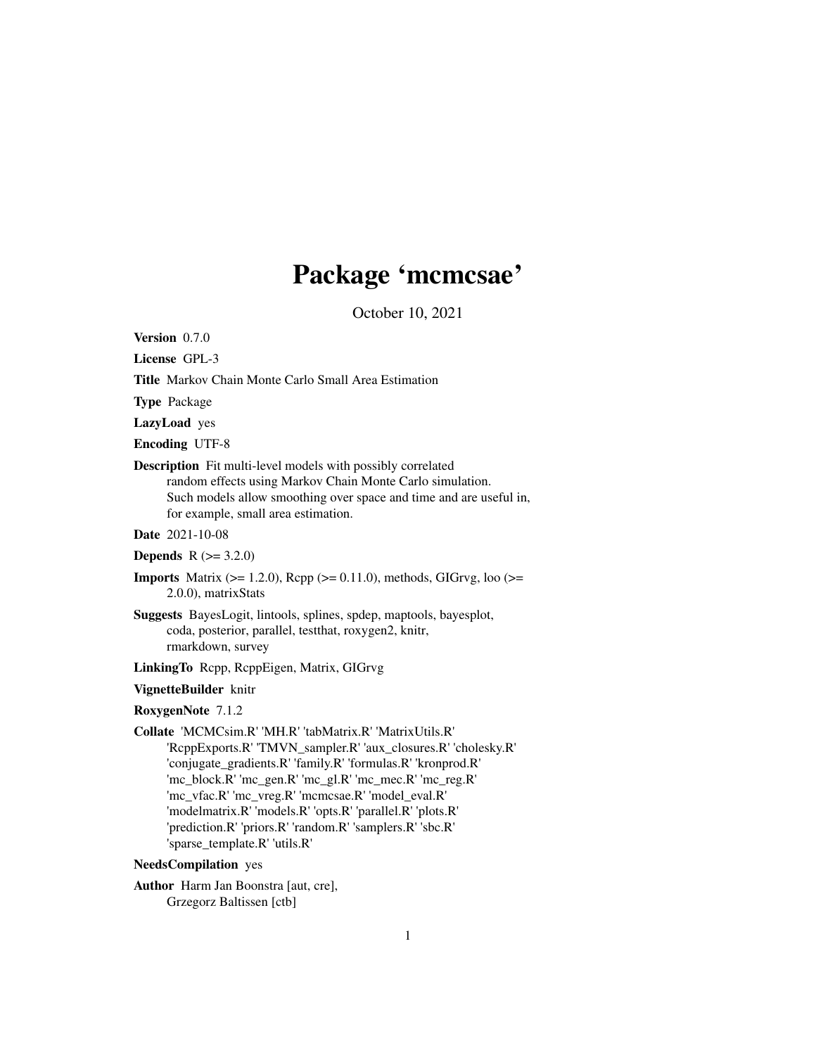# Package 'mcmcsae'

October 10, 2021

**Version** 0.7.0

**License** GPL-3

**Title** Markov Chain Monte Carlo Small Area Estimation

**Type** Package

**LazyLoad** yes

**Encoding** UTF-8

**Description** Fit multi-level models with possibly correlated random effects using Markov Chain Monte Carlo simulation. Such models allow smoothing over space and time and are useful in, for example, small area estimation.

**Date** 2021-10-08

**Depends** R (>= 3.2.0)

**Imports** Matrix (>= 1.2.0), Rcpp (>= 0.11.0), methods, GIGrvg, loo (>= 2.0.0), matrixStats

**Suggests** BayesLogit, lintools, splines, spdep, maptools, bayesplot, coda, posterior, parallel, testthat, roxygen2, knitr, rmarkdown, survey

**LinkingTo** Rcpp, RcppEigen, Matrix, GIGrvg

**VignetteBuilder** knitr

**RoxygenNote** 7.1.2

**Collate** 'MCMCsim.R' 'MH.R' 'tabMatrix.R' 'MatrixUtils.R' 'RcppExports.R' 'TMVN_sampler.R' 'aux_closures.R' 'cholesky.R' 'conjugate_gradients.R' 'family.R' 'formulas.R' 'kronprod.R' 'mc_block.R' 'mc_gen.R' 'mc_gl.R' 'mc_mec.R' 'mc_reg.R' 'mc_vfac.R' 'mc_vreg.R' 'mcmcsae.R' 'model_eval.R' 'modelmatrix.R' 'models.R' 'opts.R' 'parallel.R' 'plots.R' 'prediction.R' 'priors.R' 'random.R' 'samplers.R' 'sbc.R' 'sparse_template.R' 'utils.R'

**NeedsCompilation** yes

**Author** Harm Jan Boonstra [aut, cre], Grzegorz Baltissen [ctb]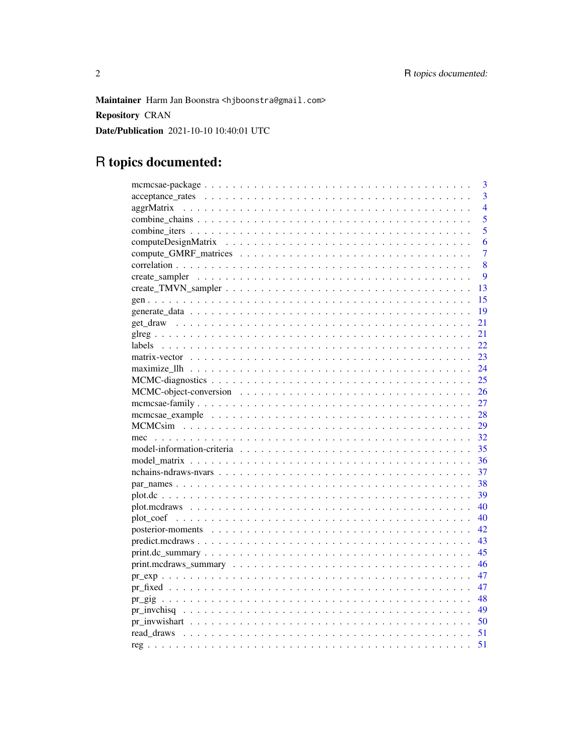**Maintainer** Harm Jan Boonstra <hjboonstra@gmail.com>

**Repository** CRAN

**Date/Publication** 2021-10-10 10:40:01 UTC

# R topics documented:

| | |
|---|---|
| mcmcsae-package | 3 |
| acceptance_rates | 3 |
| aggrMatrix | 4 |
| combine_chains | 5 |
| combine_iters | 5 |
| computeDesignMatrix | 6 |
| compute_GMRF_matrices | 7 |
| correlation | 8 |
| create_sampler | 9 |
| create_TMVN_sampler | 13 |
| gen | 15 |
| generate_data | 19 |
| get_draw | 21 |
| glreg | 21 |
| labels | 22 |
| matrix-vector | 23 |
| maximize_llh | 24 |
| MCMC-diagnostics | 25 |
| MCMC-object-conversion | 26 |
| mcmcsae-family | 27 |
| mcmcsae_example | 28 |
| MCMCsim | 29 |
| mec | 32 |
| model-information-criteria | 35 |
| model_matrix | 36 |
| nchains-ndraws-nvars | 37 |
| par_names | 38 |
| plot.dc | 39 |
| plot.mcdraws | 40 |
| plot_coef | 40 |
| posterior-moments | 42 |
| predict.mcdraws | 43 |
| print.dc_summary | 45 |
| print.mcdraws_summary | 46 |
| pr_exp | 47 |
| pr_fixed | 47 |
| pr_gig | 48 |
| pr_invchisq | 49 |
| pr_invwishart | 50 |
| read_draws | 51 |
| reg | 51 |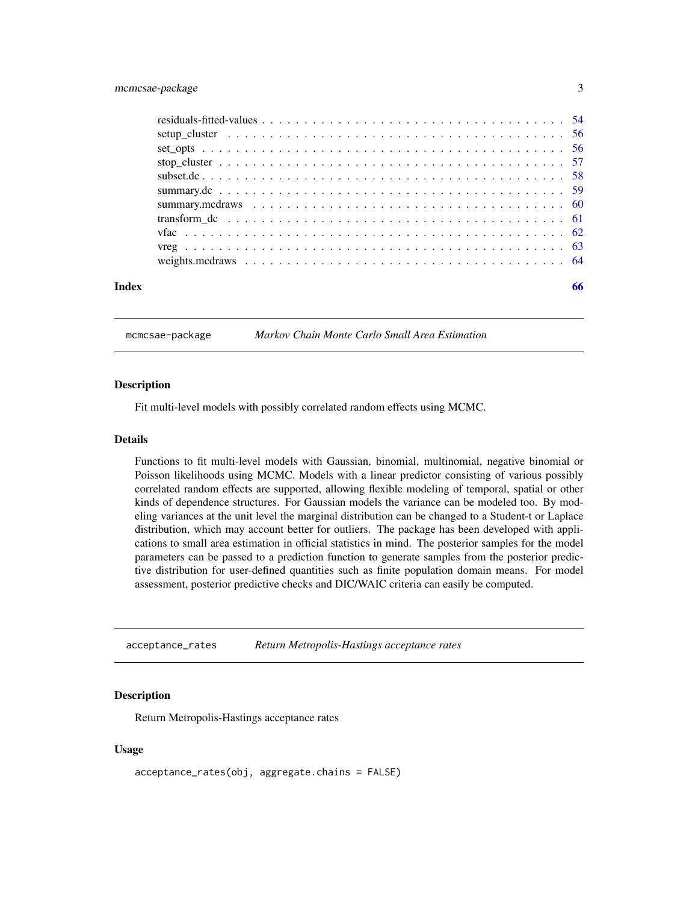residuals-fitted-values . . . . . . . . . . . . . . . . . . . . . . . . . . . . . . . . . . 54
setup_cluster . . . . . . . . . . . . . . . . . . . . . . . . . . . . . . . . . . . . . . . 56
set_opts . . . . . . . . . . . . . . . . . . . . . . . . . . . . . . . . . . . . . . . . . . 56
stop_cluster . . . . . . . . . . . . . . . . . . . . . . . . . . . . . . . . . . . . . . . . 57
subset.dc . . . . . . . . . . . . . . . . . . . . . . . . . . . . . . . . . . . . . . . . . 58
summary.dc . . . . . . . . . . . . . . . . . . . . . . . . . . . . . . . . . . . . . . . . 59
summary.mcdraws . . . . . . . . . . . . . . . . . . . . . . . . . . . . . . . . . . . . . 60
transform_dc . . . . . . . . . . . . . . . . . . . . . . . . . . . . . . . . . . . . . . . 61
vfac . . . . . . . . . . . . . . . . . . . . . . . . . . . . . . . . . . . . . . . . . . . . 62
vreg . . . . . . . . . . . . . . . . . . . . . . . . . . . . . . . . . . . . . . . . . . . . 63
weights.mcdraws . . . . . . . . . . . . . . . . . . . . . . . . . . . . . . . . . . . . . 64

**Index** 66

---

## mcmcsae-package &nbsp;&nbsp;&nbsp; *Markov Chain Monte Carlo Small Area Estimation*

### Description

Fit multi-level models with possibly correlated random effects using MCMC.

### Details

Functions to fit multi-level models with Gaussian, binomial, multinomial, negative binomial or Poisson likelihoods using MCMC. Models with a linear predictor consisting of various possibly correlated random effects are supported, allowing flexible modeling of temporal, spatial or other kinds of dependence structures. For Gaussian models the variance can be modeled too. By modeling variances at the unit level the marginal distribution can be changed to a Student-t or Laplace distribution, which may account better for outliers. The package has been developed with applications to small area estimation in official statistics in mind. The posterior samples for the model parameters can be passed to a prediction function to generate samples from the posterior predictive distribution for user-defined quantities such as finite population domain means. For model assessment, posterior predictive checks and DIC/WAIC criteria can easily be computed.

---

## acceptance_rates &nbsp;&nbsp;&nbsp; *Return Metropolis-Hastings acceptance rates*

### Description

Return Metropolis-Hastings acceptance rates

### Usage

```
acceptance_rates(obj, aggregate.chains = FALSE)
```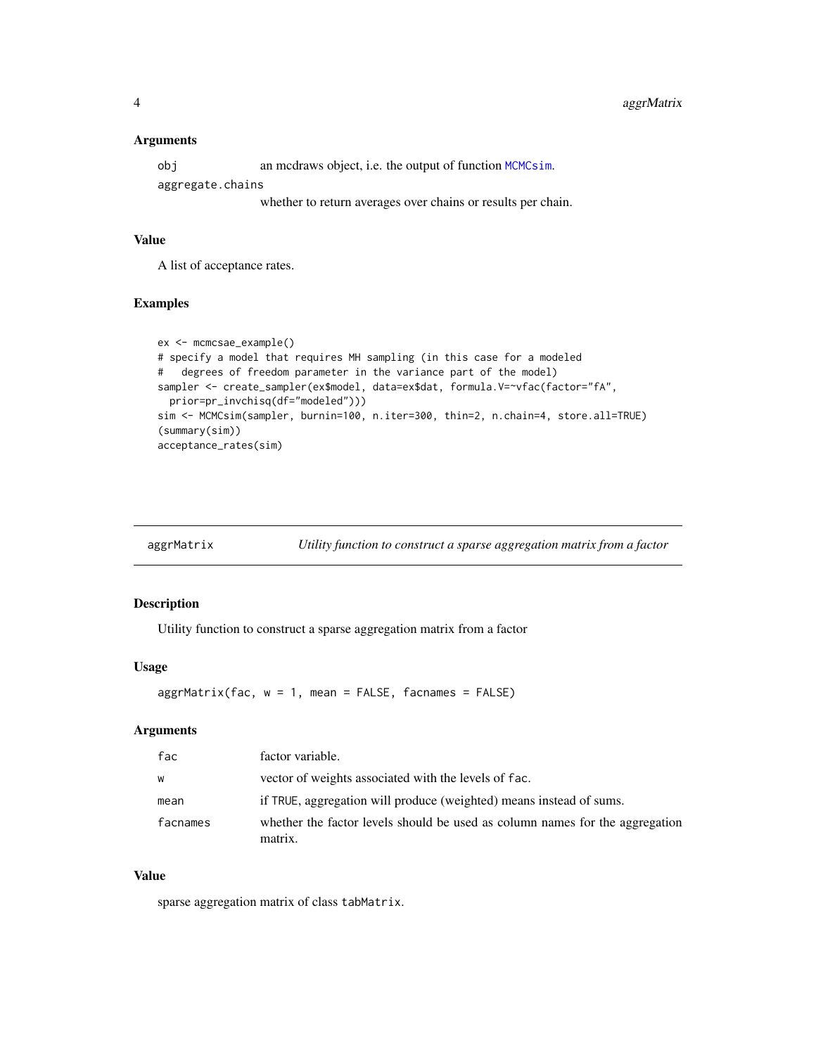### Arguments

| | |
|---|---|
| obj | an mcdraws object, i.e. the output of function MCMCsim. |
| aggregate.chains | whether to return averages over chains or results per chain. |

### Value

A list of acceptance rates.

### Examples

```
ex <- mcmcsae_example()
# specify a model that requires MH sampling (in this case for a modeled
#   degrees of freedom parameter in the variance part of the model)
sampler <- create_sampler(ex$model, data=ex$dat, formula.V=~vfac(factor="fA",
  prior=pr_invchisq(df="modeled")))
sim <- MCMCsim(sampler, burnin=100, n.iter=300, thin=2, n.chain=4, store.all=TRUE)
(summary(sim))
acceptance_rates(sim)
```

## aggrMatrix — *Utility function to construct a sparse aggregation matrix from a factor*

### Description

Utility function to construct a sparse aggregation matrix from a factor

### Usage

```
aggrMatrix(fac, w = 1, mean = FALSE, facnames = FALSE)
```

### Arguments

| | |
|---|---|
| fac | factor variable. |
| w | vector of weights associated with the levels of fac. |
| mean | if TRUE, aggregation will produce (weighted) means instead of sums. |
| facnames | whether the factor levels should be used as column names for the aggregation matrix. |

### Value

sparse aggregation matrix of class tabMatrix.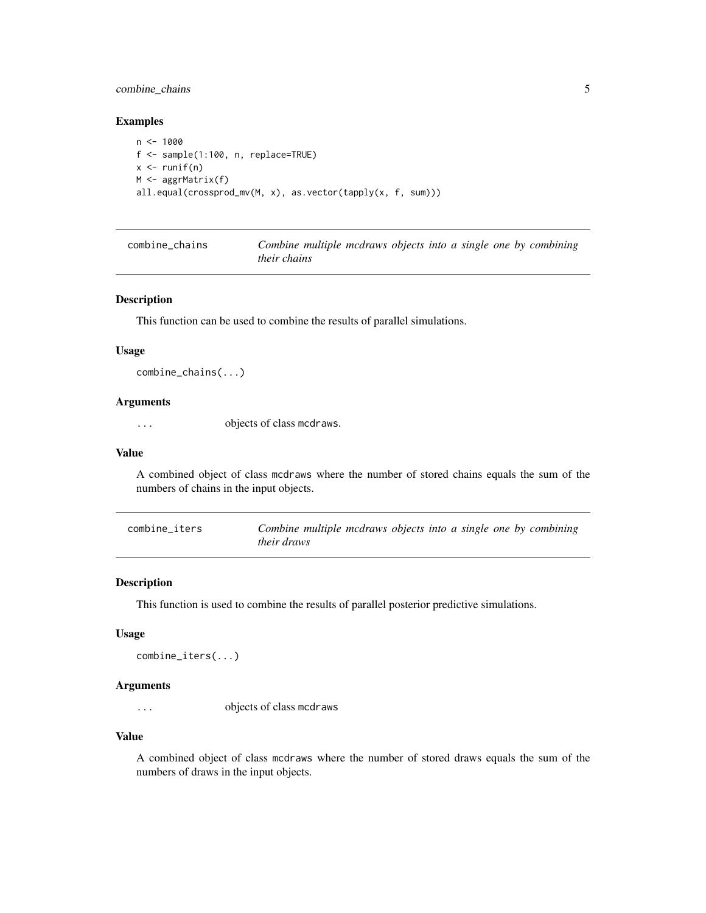### Examples

```
n <- 1000
f <- sample(1:100, n, replace=TRUE)
x <- runif(n)
M <- aggrMatrix(f)
all.equal(crossprod_mv(M, x), as.vector(tapply(x, f, sum)))
```

---

## combine_chains — *Combine multiple mcdraws objects into a single one by combining their chains*

---

### Description

This function can be used to combine the results of parallel simulations.

### Usage

```
combine_chains(...)
```

### Arguments

| | |
|---|---|
| ... | objects of class `mcdraws`. |

### Value

A combined object of class `mcdraws` where the number of stored chains equals the sum of the numbers of chains in the input objects.

---

## combine_iters — *Combine multiple mcdraws objects into a single one by combining their draws*

---

### Description

This function is used to combine the results of parallel posterior predictive simulations.

### Usage

```
combine_iters(...)
```

### Arguments

| | |
|---|---|
| ... | objects of class `mcdraws` |

### Value

A combined object of class `mcdraws` where the number of stored draws equals the sum of the numbers of draws in the input objects.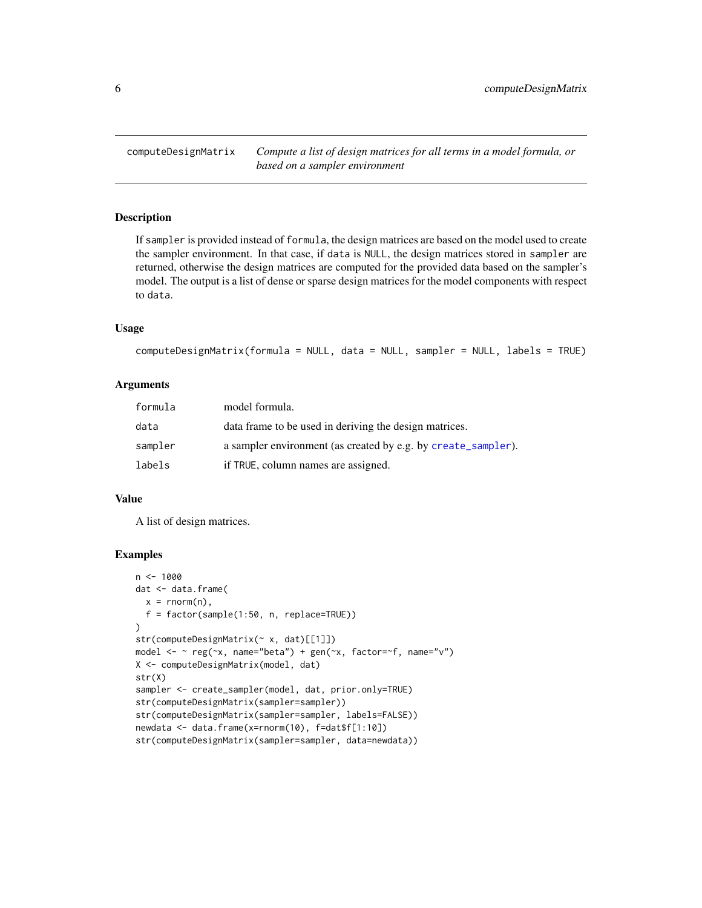## computeDesignMatrix    *Compute a list of design matrices for all terms in a model formula, or based on a sampler environment*

### Description

If `sampler` is provided instead of `formula`, the design matrices are based on the model used to create the sampler environment. In that case, if `data` is `NULL`, the design matrices stored in `sampler` are returned, otherwise the design matrices are computed for the provided data based on the sampler's model. The output is a list of dense or sparse design matrices for the model components with respect to `data`.

### Usage

```
computeDesignMatrix(formula = NULL, data = NULL, sampler = NULL, labels = TRUE)
```

### Arguments

| | |
|---|---|
| `formula` | model formula. |
| `data` | data frame to be used in deriving the design matrices. |
| `sampler` | a sampler environment (as created by e.g. by `create_sampler`). |
| `labels` | if `TRUE`, column names are assigned. |

### Value

A list of design matrices.

### Examples

```
n <- 1000
dat <- data.frame(
  x = rnorm(n),
  f = factor(sample(1:50, n, replace=TRUE))
)
str(computeDesignMatrix(~ x, dat)[[1]])
model <- ~ reg(~x, name="beta") + gen(~x, factor=~f, name="v")
X <- computeDesignMatrix(model, dat)
str(X)
sampler <- create_sampler(model, dat, prior.only=TRUE)
str(computeDesignMatrix(sampler=sampler))
str(computeDesignMatrix(sampler=sampler, labels=FALSE))
newdata <- data.frame(x=rnorm(10), f=dat$f[1:10])
str(computeDesignMatrix(sampler=sampler, data=newdata))
```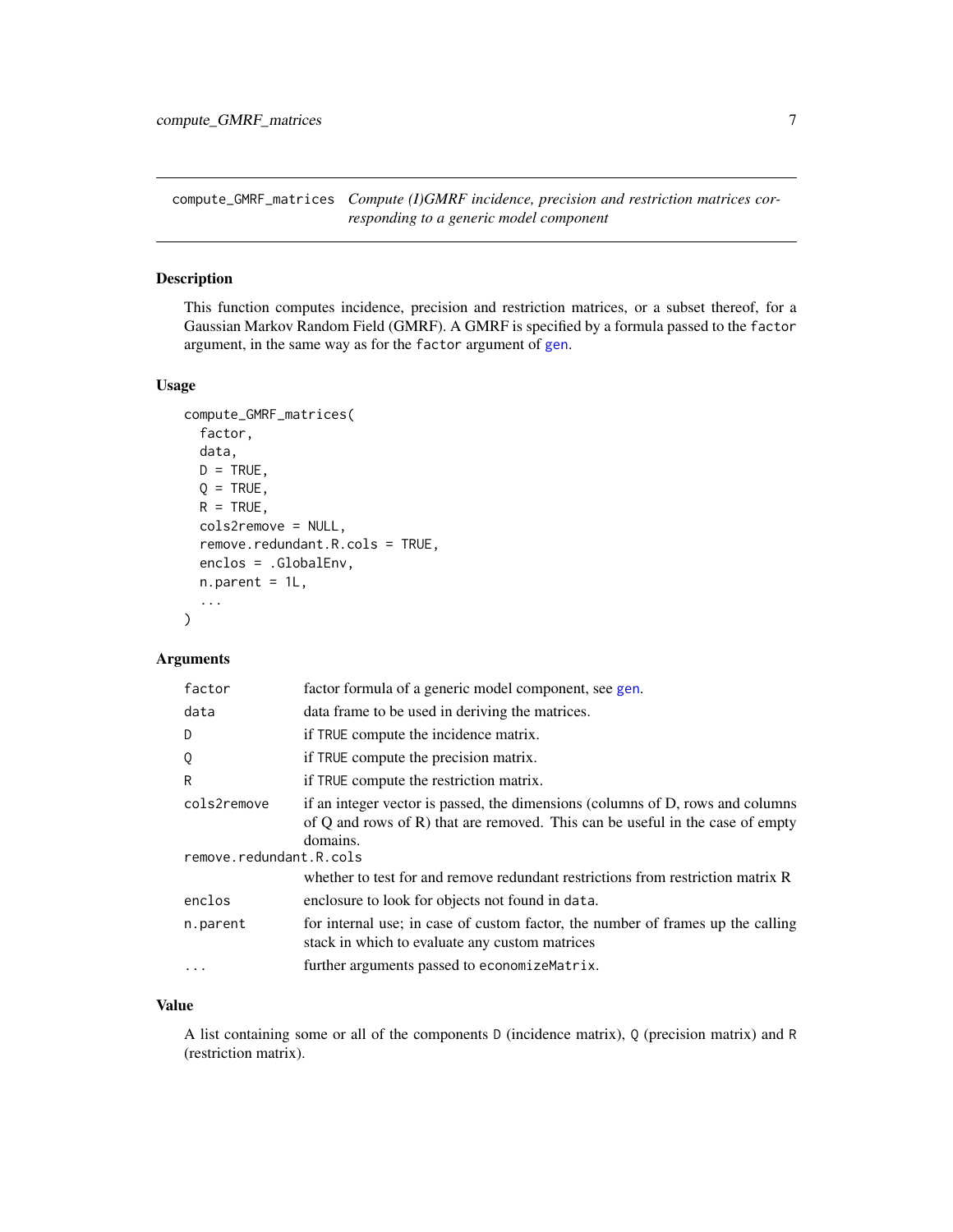compute_GMRF_matrices *Compute (I)GMRF incidence, precision and restriction matrices corresponding to a generic model component*

## Description

This function computes incidence, precision and restriction matrices, or a subset thereof, for a Gaussian Markov Random Field (GMRF). A GMRF is specified by a formula passed to the `factor` argument, in the same way as for the `factor` argument of `gen`.

## Usage

```
compute_GMRF_matrices(
  factor,
  data,
  D = TRUE,
  Q = TRUE,
  R = TRUE,
  cols2remove = NULL,
  remove.redundant.R.cols = TRUE,
  enclos = .GlobalEnv,
  n.parent = 1L,
  ...
)
```

## Arguments

| | |
|---|---|
| `factor` | factor formula of a generic model component, see `gen`. |
| `data` | data frame to be used in deriving the matrices. |
| `D` | if `TRUE` compute the incidence matrix. |
| `Q` | if `TRUE` compute the precision matrix. |
| `R` | if `TRUE` compute the restriction matrix. |
| `cols2remove` | if an integer vector is passed, the dimensions (columns of D, rows and columns of Q and rows of R) that are removed. This can be useful in the case of empty domains. |
| `remove.redundant.R.cols` | whether to test for and remove redundant restrictions from restriction matrix R |
| `enclos` | enclosure to look for objects not found in `data`. |
| `n.parent` | for internal use; in case of custom factor, the number of frames up the calling stack in which to evaluate any custom matrices |
| `...` | further arguments passed to `economizeMatrix`. |

## Value

A list containing some or all of the components `D` (incidence matrix), `Q` (precision matrix) and `R` (restriction matrix).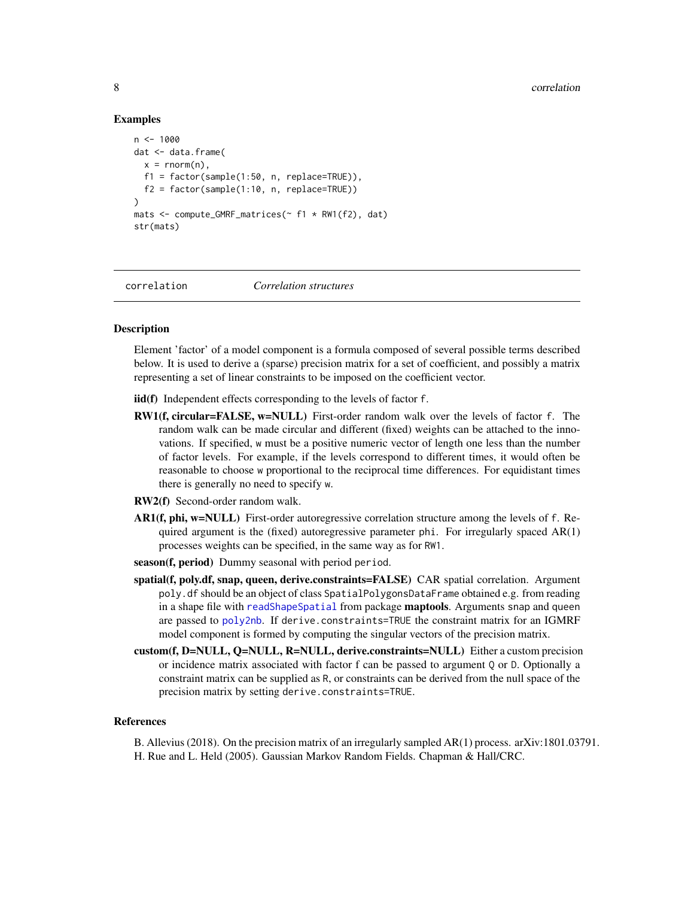### Examples

```
n <- 1000
dat <- data.frame(
  x = rnorm(n),
  f1 = factor(sample(1:50, n, replace=TRUE)),
  f2 = factor(sample(1:10, n, replace=TRUE))
)
mats <- compute_GMRF_matrices(~ f1 * RW1(f2), dat)
str(mats)
```

---

## correlation — *Correlation structures*

### Description

Element 'factor' of a model component is a formula composed of several possible terms described below. It is used to derive a (sparse) precision matrix for a set of coefficient, and possibly a matrix representing a set of linear constraints to be imposed on the coefficient vector.

**iid(f)** Independent effects corresponding to the levels of factor `f`.

**RW1(f, circular=FALSE, w=NULL)** First-order random walk over the levels of factor `f`. The random walk can be made circular and different (fixed) weights can be attached to the innovations. If specified, `w` must be a positive numeric vector of length one less than the number of factor levels. For example, if the levels correspond to different times, it would often be reasonable to choose `w` proportional to the reciprocal time differences. For equidistant times there is generally no need to specify `w`.

**RW2(f)** Second-order random walk.

**AR1(f, phi, w=NULL)** First-order autoregressive correlation structure among the levels of `f`. Required argument is the (fixed) autoregressive parameter `phi`. For irregularly spaced AR(1) processes weights can be specified, in the same way as for `RW1`.

**season(f, period)** Dummy seasonal with period `period`.

**spatial(f, poly.df, snap, queen, derive.constraints=FALSE)** CAR spatial correlation. Argument `poly.df` should be an object of class `SpatialPolygonsDataFrame` obtained e.g. from reading in a shape file with `readShapeSpatial` from package **maptools**. Arguments `snap` and `queen` are passed to `poly2nb`. If `derive.constraints=TRUE` the constraint matrix for an IGMRF model component is formed by computing the singular vectors of the precision matrix.

**custom(f, D=NULL, Q=NULL, R=NULL, derive.constraints=NULL)** Either a custom precision or incidence matrix associated with factor f can be passed to argument `Q` or `D`. Optionally a constraint matrix can be supplied as `R`, or constraints can be derived from the null space of the precision matrix by setting `derive.constraints=TRUE`.

### References

B. Allevius (2018). On the precision matrix of an irregularly sampled AR(1) process. arXiv:1801.03791.

H. Rue and L. Held (2005). Gaussian Markov Random Fields. Chapman & Hall/CRC.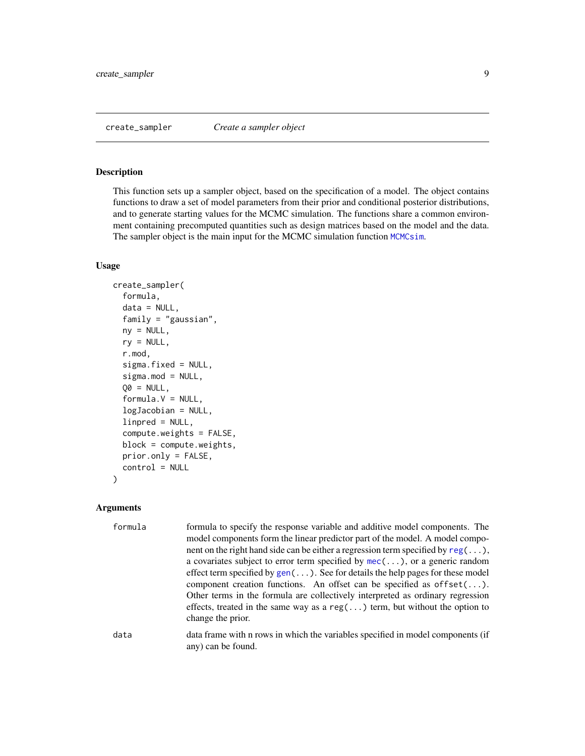## create_sampler *Create a sampler object*

### Description

This function sets up a sampler object, based on the specification of a model. The object contains functions to draw a set of model parameters from their prior and conditional posterior distributions, and to generate starting values for the MCMC simulation. The functions share a common environment containing precomputed quantities such as design matrices based on the model and the data. The sampler object is the main input for the MCMC simulation function `MCMCsim`.

### Usage

```
create_sampler(
  formula,
  data = NULL,
  family = "gaussian",
  ny = NULL,
  ry = NULL,
  r.mod,
  sigma.fixed = NULL,
  sigma.mod = NULL,
  Q0 = NULL,
  formula.V = NULL,
  logJacobian = NULL,
  linpred = NULL,
  compute.weights = FALSE,
  block = compute.weights,
  prior.only = FALSE,
  control = NULL
)
```

### Arguments

| | |
|---|---|
| `formula` | formula to specify the response variable and additive model components. The model components form the linear predictor part of the model. A model component on the right hand side can be either a regression term specified by `reg(...)`, a covariates subject to error term specified by `mec(...)`, or a generic random effect term specified by `gen(...)`. See for details the help pages for these model component creation functions. An offset can be specified as `offset(...)`. Other terms in the formula are collectively interpreted as ordinary regression effects, treated in the same way as a `reg(...)` term, but without the option to change the prior. |
| `data` | data frame with n rows in which the variables specified in model components (if any) can be found. |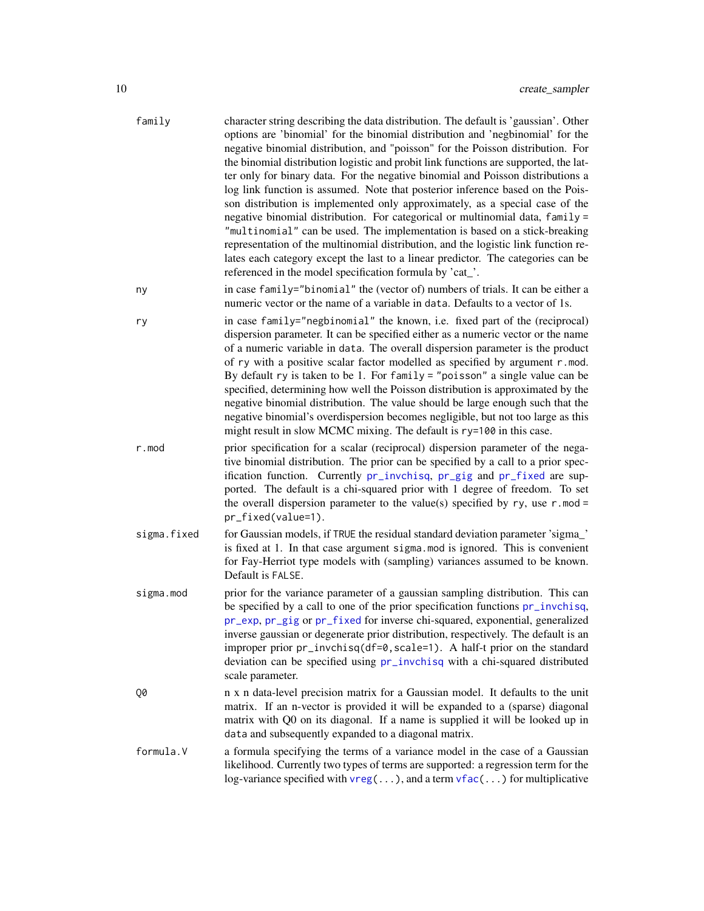family
: character string describing the data distribution. The default is 'gaussian'. Other options are 'binomial' for the binomial distribution and 'negbinomial' for the negative binomial distribution, and "poisson" for the Poisson distribution. For the binomial distribution logistic and probit link functions are supported, the latter only for binary data. For the negative binomial and Poisson distributions a log link function is assumed. Note that posterior inference based on the Poisson distribution is implemented only approximately, as a special case of the negative binomial distribution. For categorical or multinomial data, `family = "multinomial"` can be used. The implementation is based on a stick-breaking representation of the multinomial distribution, and the logistic link function relates each category except the last to a linear predictor. The categories can be referenced in the model specification formula by 'cat_'.

ny
: in case `family="binomial"` the (vector of) numbers of trials. It can be either a numeric vector or the name of a variable in `data`. Defaults to a vector of 1s.

ry
: in case `family="negbinomial"` the known, i.e. fixed part of the (reciprocal) dispersion parameter. It can be specified either as a numeric vector or the name of a numeric variable in `data`. The overall dispersion parameter is the product of `ry` with a positive scalar factor modelled as specified by argument `r.mod`. By default `ry` is taken to be 1. For `family = "poisson"` a single value can be specified, determining how well the Poisson distribution is approximated by the negative binomial distribution. The value should be large enough such that the negative binomial's overdispersion becomes negligible, but not too large as this might result in slow MCMC mixing. The default is `ry=100` in this case.

r.mod
: prior specification for a scalar (reciprocal) dispersion parameter of the negative binomial distribution. The prior can be specified by a call to a prior specification function. Currently `pr_invchisq`, `pr_gig` and `pr_fixed` are supported. The default is a chi-squared prior with 1 degree of freedom. To set the overall dispersion parameter to the value(s) specified by `ry`, use `r.mod = pr_fixed(value=1)`.

sigma.fixed
: for Gaussian models, if `TRUE` the residual standard deviation parameter 'sigma_' is fixed at 1. In that case argument `sigma.mod` is ignored. This is convenient for Fay-Herriot type models with (sampling) variances assumed to be known. Default is `FALSE`.

sigma.mod
: prior for the variance parameter of a gaussian sampling distribution. This can be specified by a call to one of the prior specification functions `pr_invchisq`, `pr_exp`, `pr_gig` or `pr_fixed` for inverse chi-squared, exponential, generalized inverse gaussian or degenerate prior distribution, respectively. The default is an improper prior `pr_invchisq(df=0,scale=1)`. A half-t prior on the standard deviation can be specified using `pr_invchisq` with a chi-squared distributed scale parameter.

Q0
: n x n data-level precision matrix for a Gaussian model. It defaults to the unit matrix. If an n-vector is provided it will be expanded to a (sparse) diagonal matrix with Q0 on its diagonal. If a name is supplied it will be looked up in `data` and subsequently expanded to a diagonal matrix.

formula.V
: a formula specifying the terms of a variance model in the case of a Gaussian likelihood. Currently two types of terms are supported: a regression term for the log-variance specified with `vreg(...)`, and a term `vfac(...)` for multiplicative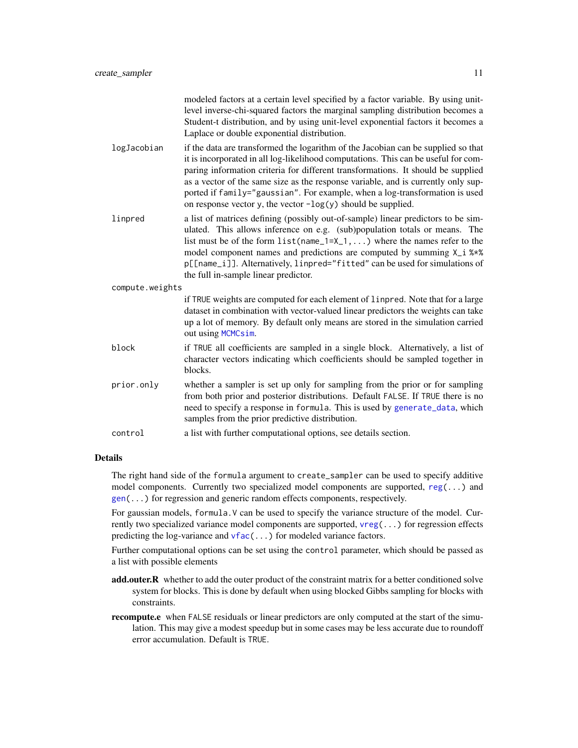modeled factors at a certain level specified by a factor variable. By using unit-level inverse-chi-squared factors the marginal sampling distribution becomes a Student-t distribution, and by using unit-level exponential factors it becomes a Laplace or double exponential distribution.

`logJacobian`
: if the data are transformed the logarithm of the Jacobian can be supplied so that it is incorporated in all log-likelihood computations. This can be useful for comparing information criteria for different transformations. It should be supplied as a vector of the same size as the response variable, and is currently only supported if `family="gaussian"`. For example, when a log-transformation is used on response vector `y`, the vector `-log(y)` should be supplied.

`linpred`
: a list of matrices defining (possibly out-of-sample) linear predictors to be simulated. This allows inference on e.g. (sub)population totals or means. The list must be of the form `list(name_1=X_1,...)` where the names refer to the model component names and predictions are computed by summing `X_i %*% p[[name_i]]`. Alternatively, `linpred="fitted"` can be used for simulations of the full in-sample linear predictor.

`compute.weights`
: if `TRUE` weights are computed for each element of `linpred`. Note that for a large dataset in combination with vector-valued linear predictors the weights can take up a lot of memory. By default only means are stored in the simulation carried out using `MCMCsim`.

`block`
: if `TRUE` all coefficients are sampled in a single block. Alternatively, a list of character vectors indicating which coefficients should be sampled together in blocks.

`prior.only`
: whether a sampler is set up only for sampling from the prior or for sampling from both prior and posterior distributions. Default `FALSE`. If `TRUE` there is no need to specify a response in `formula`. This is used by `generate_data`, which samples from the prior predictive distribution.

`control`
: a list with further computational options, see details section.

### Details

The right hand side of the `formula` argument to `create_sampler` can be used to specify additive model components. Currently two specialized model components are supported, `reg(...)` and `gen(...)` for regression and generic random effects components, respectively.

For gaussian models, `formula.V` can be used to specify the variance structure of the model. Currently two specialized variance model components are supported, `vreg(...)` for regression effects predicting the log-variance and `vfac(...)` for modeled variance factors.

Further computational options can be set using the `control` parameter, which should be passed as a list with possible elements

**add.outer.R** whether to add the outer product of the constraint matrix for a better conditioned solve system for blocks. This is done by default when using blocked Gibbs sampling for blocks with constraints.

**recompute.e** when `FALSE` residuals or linear predictors are only computed at the start of the simulation. This may give a modest speedup but in some cases may be less accurate due to roundoff error accumulation. Default is `TRUE`.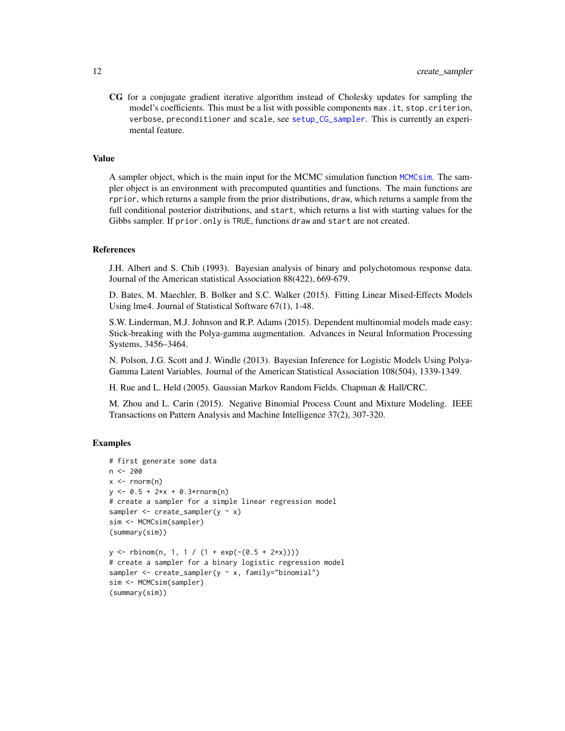**CG** for a conjugate gradient iterative algorithm instead of Cholesky updates for sampling the model's coefficients. This must be a list with possible components `max.it`, `stop.criterion`, `verbose`, `preconditioner` and `scale`, see `setup_CG_sampler`. This is currently an experimental feature.

## Value

A sampler object, which is the main input for the MCMC simulation function `MCMCsim`. The sampler object is an environment with precomputed quantities and functions. The main functions are `rprior`, which returns a sample from the prior distributions, `draw`, which returns a sample from the full conditional posterior distributions, and `start`, which returns a list with starting values for the Gibbs sampler. If `prior.only` is `TRUE`, functions `draw` and `start` are not created.

## References

J.H. Albert and S. Chib (1993). Bayesian analysis of binary and polychotomous response data. Journal of the American statistical Association 88(422), 669-679.

D. Bates, M. Maechler, B. Bolker and S.C. Walker (2015). Fitting Linear Mixed-Effects Models Using lme4. Journal of Statistical Software 67(1), 1-48.

S.W. Linderman, M.J. Johnson and R.P. Adams (2015). Dependent multinomial models made easy: Stick-breaking with the Polya-gamma augmentation. Advances in Neural Information Processing Systems, 3456–3464.

N. Polson, J.G. Scott and J. Windle (2013). Bayesian Inference for Logistic Models Using Polya-Gamma Latent Variables. Journal of the American Statistical Association 108(504), 1339-1349.

H. Rue and L. Held (2005). Gaussian Markov Random Fields. Chapman & Hall/CRC.

M. Zhou and L. Carin (2015). Negative Binomial Process Count and Mixture Modeling. IEEE Transactions on Pattern Analysis and Machine Intelligence 37(2), 307-320.

## Examples

```
# first generate some data
n <- 200
x <- rnorm(n)
y <- 0.5 + 2*x + 0.3*rnorm(n)
# create a sampler for a simple linear regression model
sampler <- create_sampler(y ~ x)
sim <- MCMCsim(sampler)
(summary(sim))

y <- rbinom(n, 1, 1 / (1 + exp(-(0.5 + 2*x))))
# create a sampler for a binary logistic regression model
sampler <- create_sampler(y ~ x, family="binomial")
sim <- MCMCsim(sampler)
(summary(sim))
```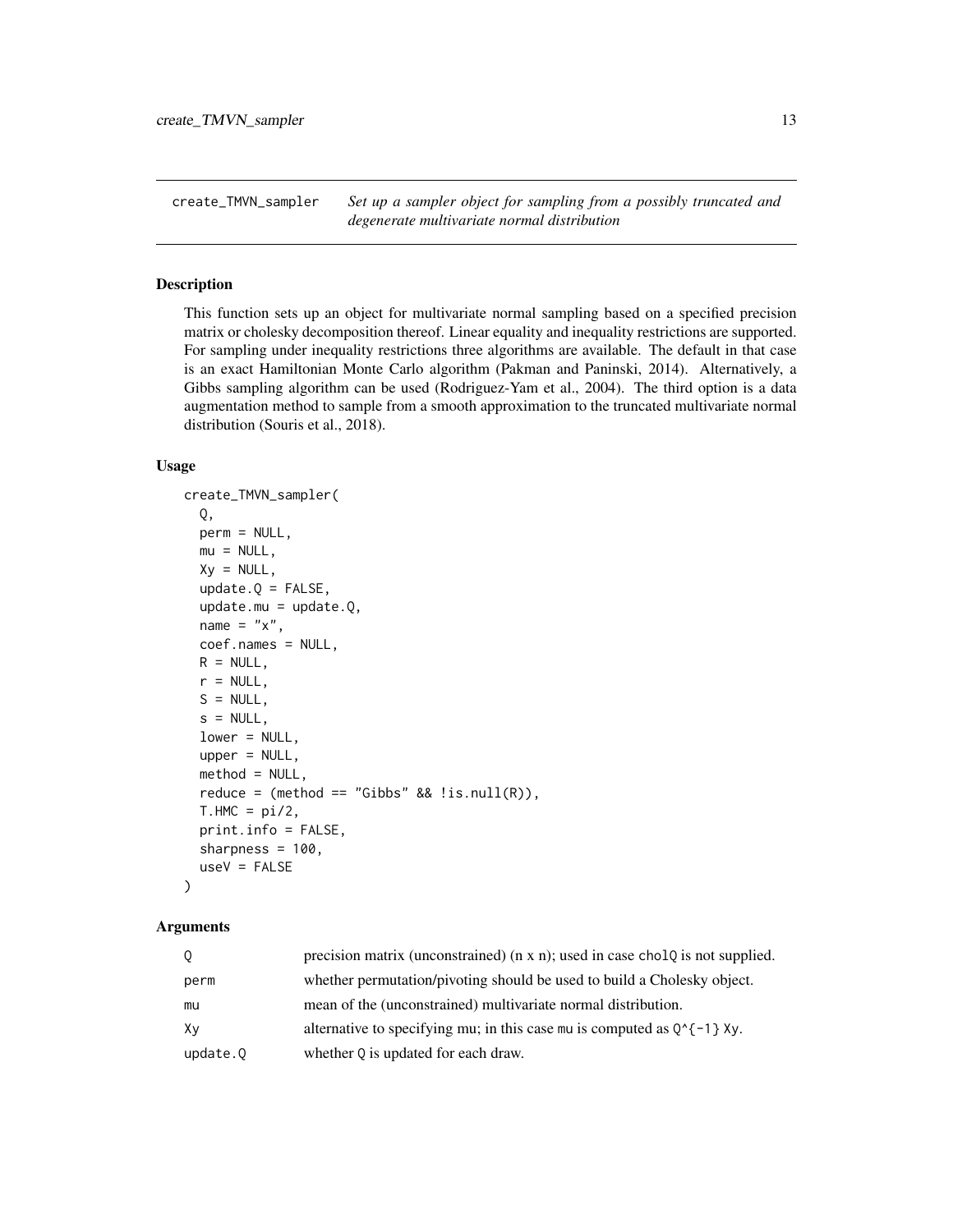create_TMVN_sampler *Set up a sampler object for sampling from a possibly truncated and degenerate multivariate normal distribution*

## Description

This function sets up an object for multivariate normal sampling based on a specified precision matrix or cholesky decomposition thereof. Linear equality and inequality restrictions are supported. For sampling under inequality restrictions three algorithms are available. The default in that case is an exact Hamiltonian Monte Carlo algorithm (Pakman and Paninski, 2014). Alternatively, a Gibbs sampling algorithm can be used (Rodriguez-Yam et al., 2004). The third option is a data augmentation method to sample from a smooth approximation to the truncated multivariate normal distribution (Souris et al., 2018).

## Usage

```
create_TMVN_sampler(
  Q,
  perm = NULL,
  mu = NULL,
  Xy = NULL,
  update.Q = FALSE,
  update.mu = update.Q,
  name = "x",
  coef.names = NULL,
  R = NULL,
  r = NULL,
  S = NULL,
  s = NULL,
  lower = NULL,
  upper = NULL,
  method = NULL,
  reduce = (method == "Gibbs" && !is.null(R)),
  T.HMC = pi/2,
  print.info = FALSE,
  sharpness = 100,
  useV = FALSE
)
```

## Arguments

| | |
|---|---|
| Q | precision matrix (unconstrained) (n x n); used in case cholQ is not supplied. |
| perm | whether permutation/pivoting should be used to build a Cholesky object. |
| mu | mean of the (unconstrained) multivariate normal distribution. |
| Xy | alternative to specifying mu; in this case mu is computed as Q^{-1} Xy. |
| update.Q | whether Q is updated for each draw. |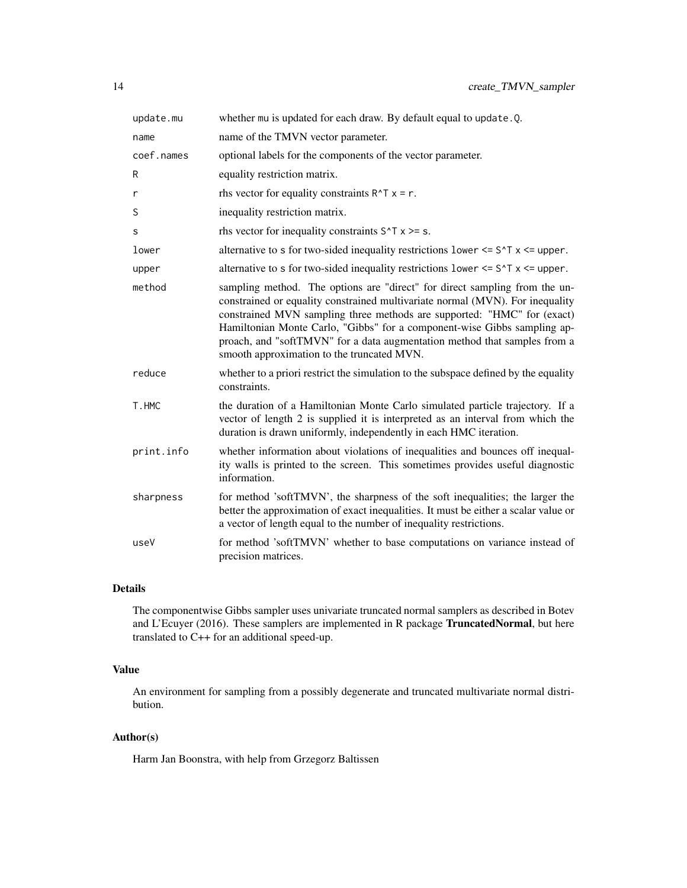| | |
|---|---|
| update.mu | whether mu is updated for each draw. By default equal to update.Q. |
| name | name of the TMVN vector parameter. |
| coef.names | optional labels for the components of the vector parameter. |
| R | equality restriction matrix. |
| r | rhs vector for equality constraints R^T x = r. |
| S | inequality restriction matrix. |
| s | rhs vector for inequality constraints S^T x >= s. |
| lower | alternative to s for two-sided inequality restrictions lower <= S^T x <= upper. |
| upper | alternative to s for two-sided inequality restrictions lower <= S^T x <= upper. |
| method | sampling method. The options are "direct" for direct sampling from the unconstrained or equality constrained multivariate normal (MVN). For inequality constrained MVN sampling three methods are supported: "HMC" for (exact) Hamiltonian Monte Carlo, "Gibbs" for a component-wise Gibbs sampling approach, and "softTMVN" for a data augmentation method that samples from a smooth approximation to the truncated MVN. |
| reduce | whether to a priori restrict the simulation to the subspace defined by the equality constraints. |
| T.HMC | the duration of a Hamiltonian Monte Carlo simulated particle trajectory. If a vector of length 2 is supplied it is interpreted as an interval from which the duration is drawn uniformly, independently in each HMC iteration. |
| print.info | whether information about violations of inequalities and bounces off inequality walls is printed to the screen. This sometimes provides useful diagnostic information. |
| sharpness | for method 'softTMVN', the sharpness of the soft inequalities; the larger the better the approximation of exact inequalities. It must be either a scalar value or a vector of length equal to the number of inequality restrictions. |
| useV | for method 'softTMVN' whether to base computations on variance instead of precision matrices. |

## Details

The componentwise Gibbs sampler uses univariate truncated normal samplers as described in Botev and L'Ecuyer (2016). These samplers are implemented in R package **TruncatedNormal**, but here translated to C++ for an additional speed-up.

## Value

An environment for sampling from a possibly degenerate and truncated multivariate normal distribution.

## Author(s)

Harm Jan Boonstra, with help from Grzegorz Baltissen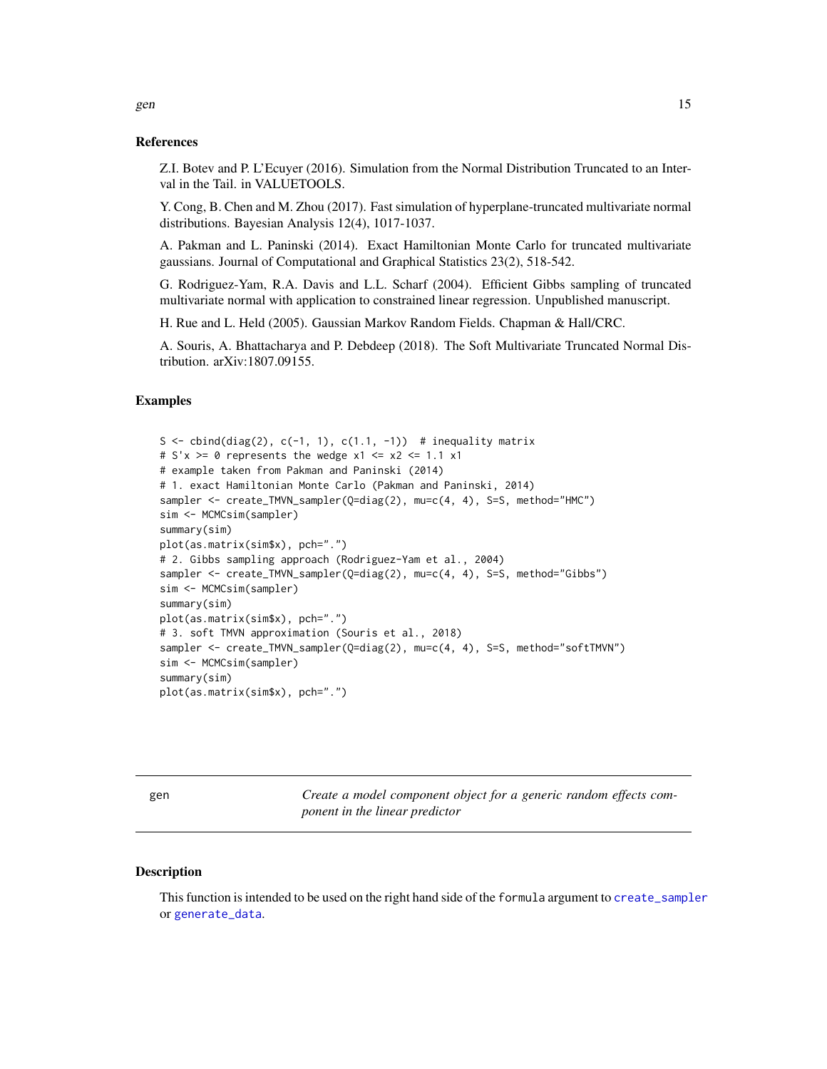### References

Z.I. Botev and P. L'Ecuyer (2016). Simulation from the Normal Distribution Truncated to an Interval in the Tail. in VALUETOOLS.

Y. Cong, B. Chen and M. Zhou (2017). Fast simulation of hyperplane-truncated multivariate normal distributions. Bayesian Analysis 12(4), 1017-1037.

A. Pakman and L. Paninski (2014). Exact Hamiltonian Monte Carlo for truncated multivariate gaussians. Journal of Computational and Graphical Statistics 23(2), 518-542.

G. Rodriguez-Yam, R.A. Davis and L.L. Scharf (2004). Efficient Gibbs sampling of truncated multivariate normal with application to constrained linear regression. Unpublished manuscript.

H. Rue and L. Held (2005). Gaussian Markov Random Fields. Chapman & Hall/CRC.

A. Souris, A. Bhattacharya and P. Debdeep (2018). The Soft Multivariate Truncated Normal Distribution. arXiv:1807.09155.

### Examples

```
S <- cbind(diag(2), c(-1, 1), c(1.1, -1))  # inequality matrix
# S'x >= 0 represents the wedge x1 <= x2 <= 1.1 x1
# example taken from Pakman and Paninski (2014)
# 1. exact Hamiltonian Monte Carlo (Pakman and Paninski, 2014)
sampler <- create_TMVN_sampler(Q=diag(2), mu=c(4, 4), S=S, method="HMC")
sim <- MCMCsim(sampler)
summary(sim)
plot(as.matrix(sim$x), pch=".")
# 2. Gibbs sampling approach (Rodriguez-Yam et al., 2004)
sampler <- create_TMVN_sampler(Q=diag(2), mu=c(4, 4), S=S, method="Gibbs")
sim <- MCMCsim(sampler)
summary(sim)
plot(as.matrix(sim$x), pch=".")
# 3. soft TMVN approximation (Souris et al., 2018)
sampler <- create_TMVN_sampler(Q=diag(2), mu=c(4, 4), S=S, method="softTMVN")
sim <- MCMCsim(sampler)
summary(sim)
plot(as.matrix(sim$x), pch=".")
```

---

## gen — *Create a model component object for a generic random effects component in the linear predictor*

### Description

This function is intended to be used on the right hand side of the formula argument to create_sampler or generate_data.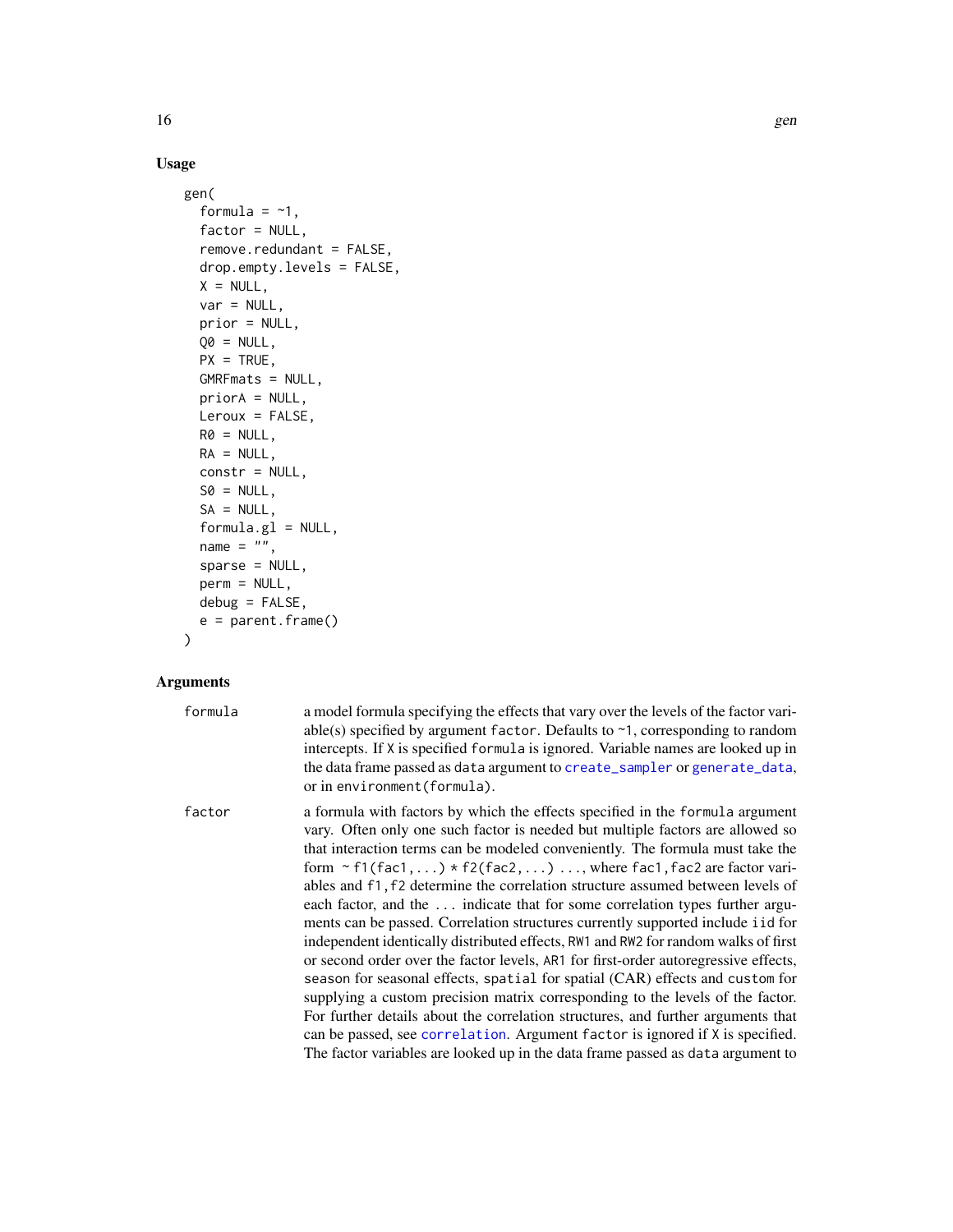### Usage

```
gen(
  formula = ~1,
  factor = NULL,
  remove.redundant = FALSE,
  drop.empty.levels = FALSE,
  X = NULL,
  var = NULL,
  prior = NULL,
  Q0 = NULL,
  PX = TRUE,
  GMRFmats = NULL,
  priorA = NULL,
  Leroux = FALSE,
  R0 = NULL,
  RA = NULL,
  constr = NULL,
  S0 = NULL,
  SA = NULL,
  formula.gl = NULL,
  name = "",
  sparse = NULL,
  perm = NULL,
  debug = FALSE,
  e = parent.frame()
)
```

### Arguments

**formula** a model formula specifying the effects that vary over the levels of the factor variable(s) specified by argument `factor`. Defaults to `~1`, corresponding to random intercepts. If `X` is specified `formula` is ignored. Variable names are looked up in the data frame passed as `data` argument to `create_sampler` or `generate_data`, or in `environment(formula)`.

**factor** a formula with factors by which the effects specified in the `formula` argument vary. Often only one such factor is needed but multiple factors are allowed so that interaction terms can be modeled conveniently. The formula must take the form `~ f1(fac1, ...) * f2(fac2, ...) ...`, where `fac1, fac2` are factor variables and `f1, f2` determine the correlation structure assumed between levels of each factor, and the `...` indicate that for some correlation types further arguments can be passed. Correlation structures currently supported include `iid` for independent identically distributed effects, `RW1` and `RW2` for random walks of first or second order over the factor levels, `AR1` for first-order autoregressive effects, `season` for seasonal effects, `spatial` for spatial (CAR) effects and `custom` for supplying a custom precision matrix corresponding to the levels of the factor. For further details about the correlation structures, and further arguments that can be passed, see `correlation`. Argument `factor` is ignored if `X` is specified. The factor variables are looked up in the data frame passed as `data` argument to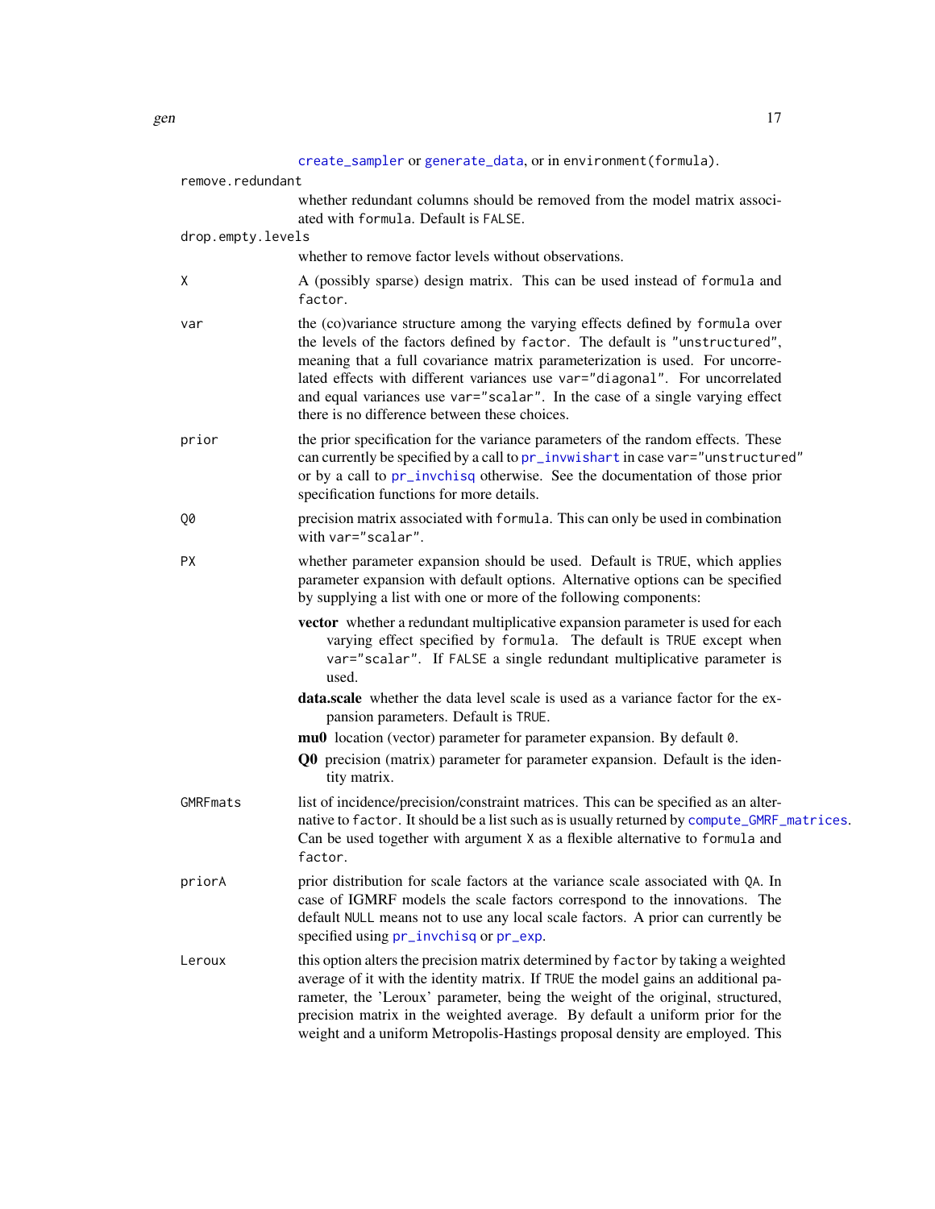create_sampler or generate_data, or in environment(formula).

**remove.redundant**
: whether redundant columns should be removed from the model matrix associated with formula. Default is FALSE.

**drop.empty.levels**
: whether to remove factor levels without observations.

**X**
: A (possibly sparse) design matrix. This can be used instead of formula and factor.

**var**
: the (co)variance structure among the varying effects defined by formula over the levels of the factors defined by factor. The default is "unstructured", meaning that a full covariance matrix parameterization is used. For uncorrelated effects with different variances use var="diagonal". For uncorrelated and equal variances use var="scalar". In the case of a single varying effect there is no difference between these choices.

**prior**
: the prior specification for the variance parameters of the random effects. These can currently be specified by a call to pr_invwishart in case var="unstructured" or by a call to pr_invchisq otherwise. See the documentation of those prior specification functions for more details.

**Q0**
: precision matrix associated with formula. This can only be used in combination with var="scalar".

**PX**
: whether parameter expansion should be used. Default is TRUE, which applies parameter expansion with default options. Alternative options can be specified by supplying a list with one or more of the following components:

  - **vector** whether a redundant multiplicative expansion parameter is used for each varying effect specified by formula. The default is TRUE except when var="scalar". If FALSE a single redundant multiplicative parameter is used.
  - **data.scale** whether the data level scale is used as a variance factor for the expansion parameters. Default is TRUE.
  - **mu0** location (vector) parameter for parameter expansion. By default 0.
  - **Q0** precision (matrix) parameter for parameter expansion. Default is the identity matrix.

**GMRFmats**
: list of incidence/precision/constraint matrices. This can be specified as an alternative to factor. It should be a list such as is usually returned by compute_GMRF_matrices. Can be used together with argument X as a flexible alternative to formula and factor.

**priorA**
: prior distribution for scale factors at the variance scale associated with QA. In case of IGMRF models the scale factors correspond to the innovations. The default NULL means not to use any local scale factors. A prior can currently be specified using pr_invchisq or pr_exp.

**Leroux**
: this option alters the precision matrix determined by factor by taking a weighted average of it with the identity matrix. If TRUE the model gains an additional parameter, the 'Leroux' parameter, being the weight of the original, structured, precision matrix in the weighted average. By default a uniform prior for the weight and a uniform Metropolis-Hastings proposal density are employed. This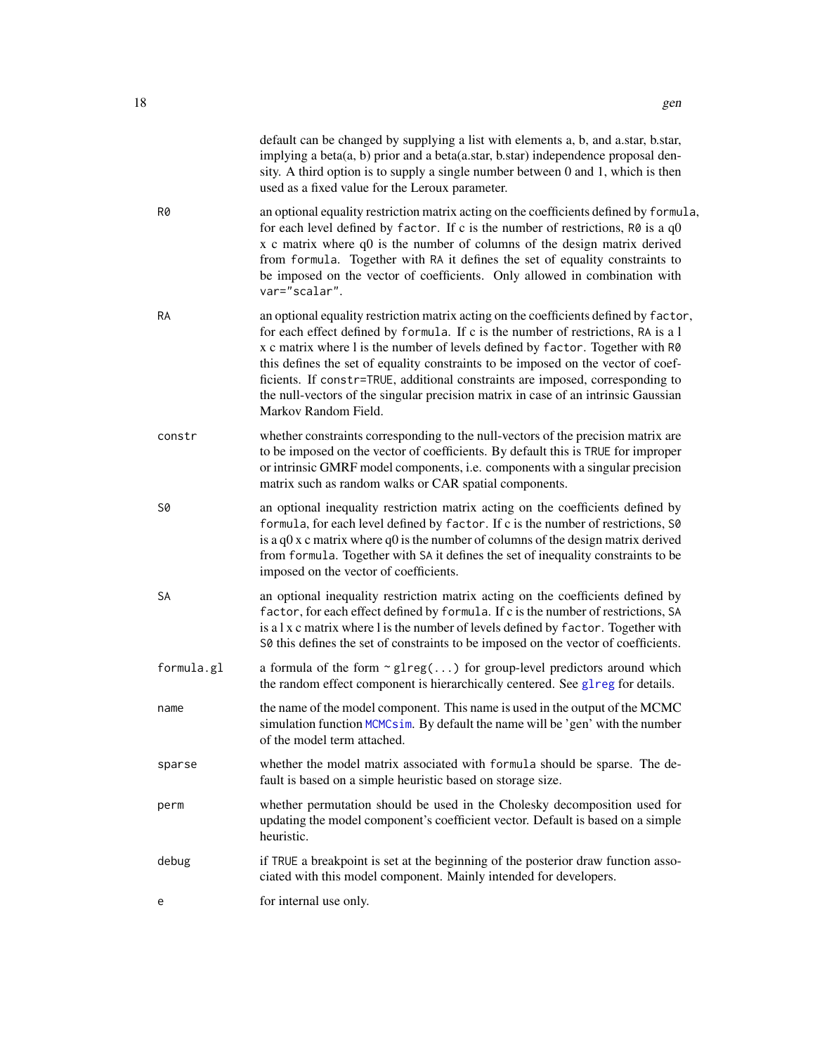default can be changed by supplying a list with elements a, b, and a.star, b.star, implying a beta(a, b) prior and a beta(a.star, b.star) independence proposal density. A third option is to supply a single number between 0 and 1, which is then used as a fixed value for the Leroux parameter.

**R0**
: an optional equality restriction matrix acting on the coefficients defined by `formula`, for each level defined by `factor`. If c is the number of restrictions, `R0` is a q0 x c matrix where q0 is the number of columns of the design matrix derived from `formula`. Together with `RA` it defines the set of equality constraints to be imposed on the vector of coefficients. Only allowed in combination with `var="scalar"`.

**RA**
: an optional equality restriction matrix acting on the coefficients defined by `factor`, for each effect defined by `formula`. If c is the number of restrictions, `RA` is a l x c matrix where l is the number of levels defined by `factor`. Together with `R0` this defines the set of equality constraints to be imposed on the vector of coefficients. If `constr=TRUE`, additional constraints are imposed, corresponding to the null-vectors of the singular precision matrix in case of an intrinsic Gaussian Markov Random Field.

**constr**
: whether constraints corresponding to the null-vectors of the precision matrix are to be imposed on the vector of coefficients. By default this is `TRUE` for improper or intrinsic GMRF model components, i.e. components with a singular precision matrix such as random walks or CAR spatial components.

**S0**
: an optional inequality restriction matrix acting on the coefficients defined by `formula`, for each level defined by `factor`. If c is the number of restrictions, `S0` is a q0 x c matrix where q0 is the number of columns of the design matrix derived from `formula`. Together with `SA` it defines the set of inequality constraints to be imposed on the vector of coefficients.

**SA**
: an optional inequality restriction matrix acting on the coefficients defined by `factor`, for each effect defined by `formula`. If c is the number of restrictions, `SA` is a l x c matrix where l is the number of levels defined by `factor`. Together with `S0` this defines the set of constraints to be imposed on the vector of coefficients.

**formula.gl**
: a formula of the form `~ glreg(...)` for group-level predictors around which the random effect component is hierarchically centered. See `glreg` for details.

**name**
: the name of the model component. This name is used in the output of the MCMC simulation function `MCMCsim`. By default the name will be 'gen' with the number of the model term attached.

**sparse**
: whether the model matrix associated with `formula` should be sparse. The default is based on a simple heuristic based on storage size.

**perm**
: whether permutation should be used in the Cholesky decomposition used for updating the model component's coefficient vector. Default is based on a simple heuristic.

**debug**
: if `TRUE` a breakpoint is set at the beginning of the posterior draw function associated with this model component. Mainly intended for developers.

**e**
: for internal use only.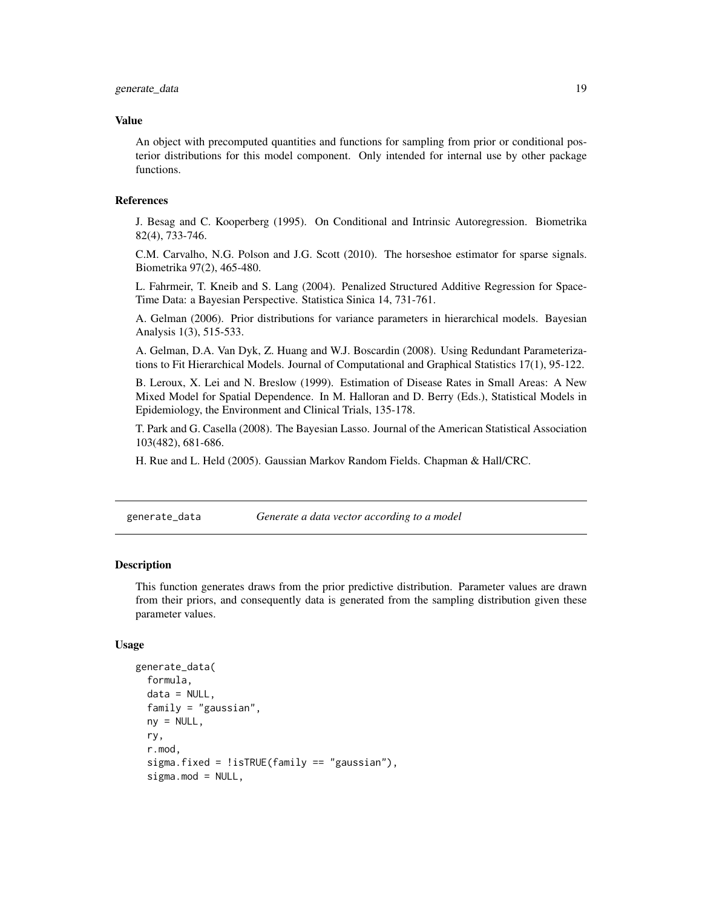### Value

An object with precomputed quantities and functions for sampling from prior or conditional posterior distributions for this model component. Only intended for internal use by other package functions.

### References

J. Besag and C. Kooperberg (1995). On Conditional and Intrinsic Autoregression. Biometrika 82(4), 733-746.

C.M. Carvalho, N.G. Polson and J.G. Scott (2010). The horseshoe estimator for sparse signals. Biometrika 97(2), 465-480.

L. Fahrmeir, T. Kneib and S. Lang (2004). Penalized Structured Additive Regression for Space-Time Data: a Bayesian Perspective. Statistica Sinica 14, 731-761.

A. Gelman (2006). Prior distributions for variance parameters in hierarchical models. Bayesian Analysis 1(3), 515-533.

A. Gelman, D.A. Van Dyk, Z. Huang and W.J. Boscardin (2008). Using Redundant Parameterizations to Fit Hierarchical Models. Journal of Computational and Graphical Statistics 17(1), 95-122.

B. Leroux, X. Lei and N. Breslow (1999). Estimation of Disease Rates in Small Areas: A New Mixed Model for Spatial Dependence. In M. Halloran and D. Berry (Eds.), Statistical Models in Epidemiology, the Environment and Clinical Trials, 135-178.

T. Park and G. Casella (2008). The Bayesian Lasso. Journal of the American Statistical Association 103(482), 681-686.

H. Rue and L. Held (2005). Gaussian Markov Random Fields. Chapman & Hall/CRC.

---

## generate_data    *Generate a data vector according to a model*

---

### Description

This function generates draws from the prior predictive distribution. Parameter values are drawn from their priors, and consequently data is generated from the sampling distribution given these parameter values.

### Usage

```
generate_data(
  formula,
  data = NULL,
  family = "gaussian",
  ny = NULL,
  ry,
  r.mod,
  sigma.fixed = !isTRUE(family == "gaussian"),
  sigma.mod = NULL,
```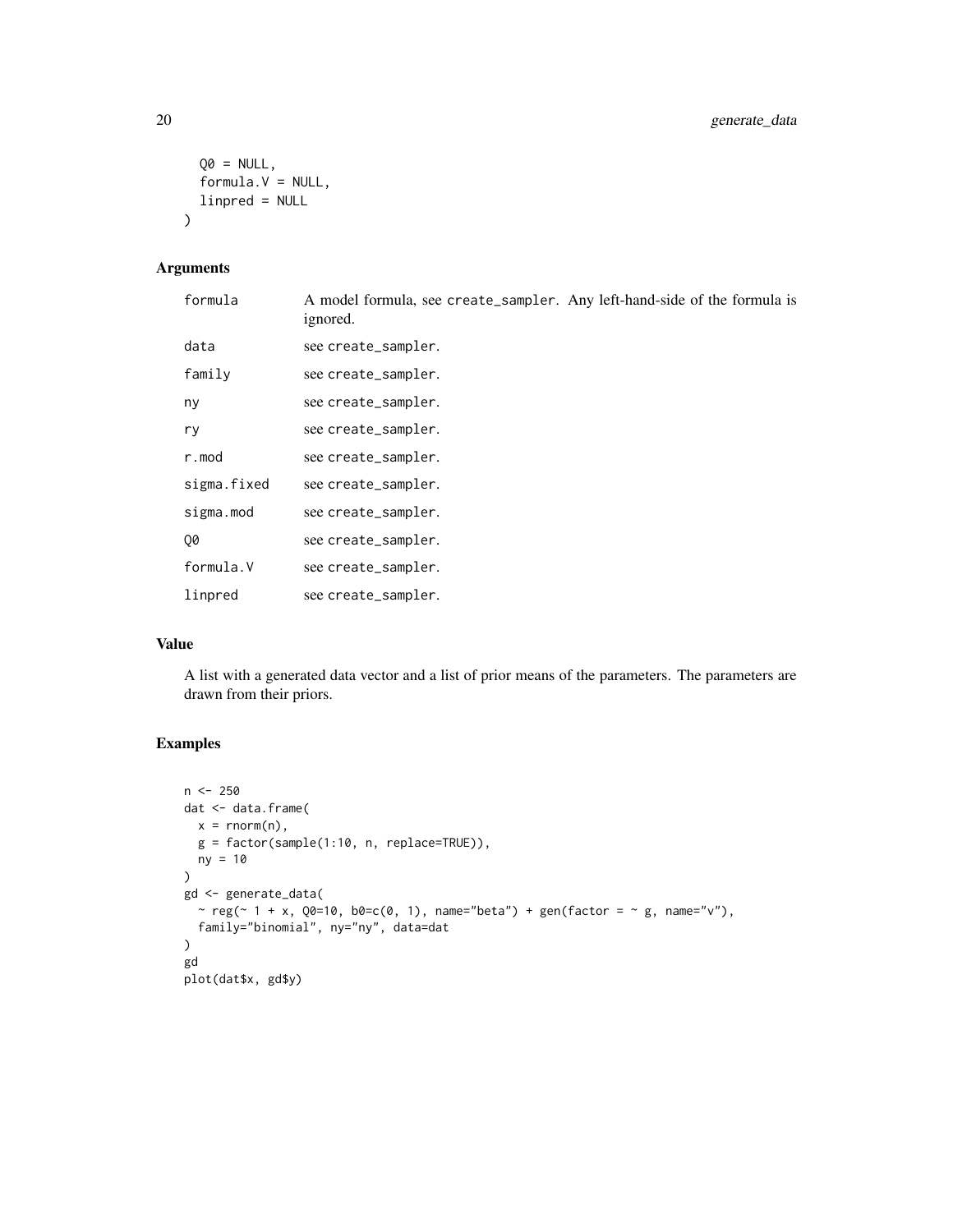```
  Q0 = NULL,
  formula.V = NULL,
  linpred = NULL
)
```

### Arguments

| | |
|---|---|
| formula | A model formula, see create_sampler. Any left-hand-side of the formula is ignored. |
| data | see create_sampler. |
| family | see create_sampler. |
| ny | see create_sampler. |
| ry | see create_sampler. |
| r.mod | see create_sampler. |
| sigma.fixed | see create_sampler. |
| sigma.mod | see create_sampler. |
| Q0 | see create_sampler. |
| formula.V | see create_sampler. |
| linpred | see create_sampler. |

### Value

A list with a generated data vector and a list of prior means of the parameters. The parameters are drawn from their priors.

### Examples

```
n <- 250
dat <- data.frame(
  x = rnorm(n),
  g = factor(sample(1:10, n, replace=TRUE)),
  ny = 10
)
gd <- generate_data(
  ~ reg(~ 1 + x, Q0=10, b0=c(0, 1), name="beta") + gen(factor = ~ g, name="v"),
  family="binomial", ny="ny", data=dat
)
gd
plot(dat$x, gd$y)
```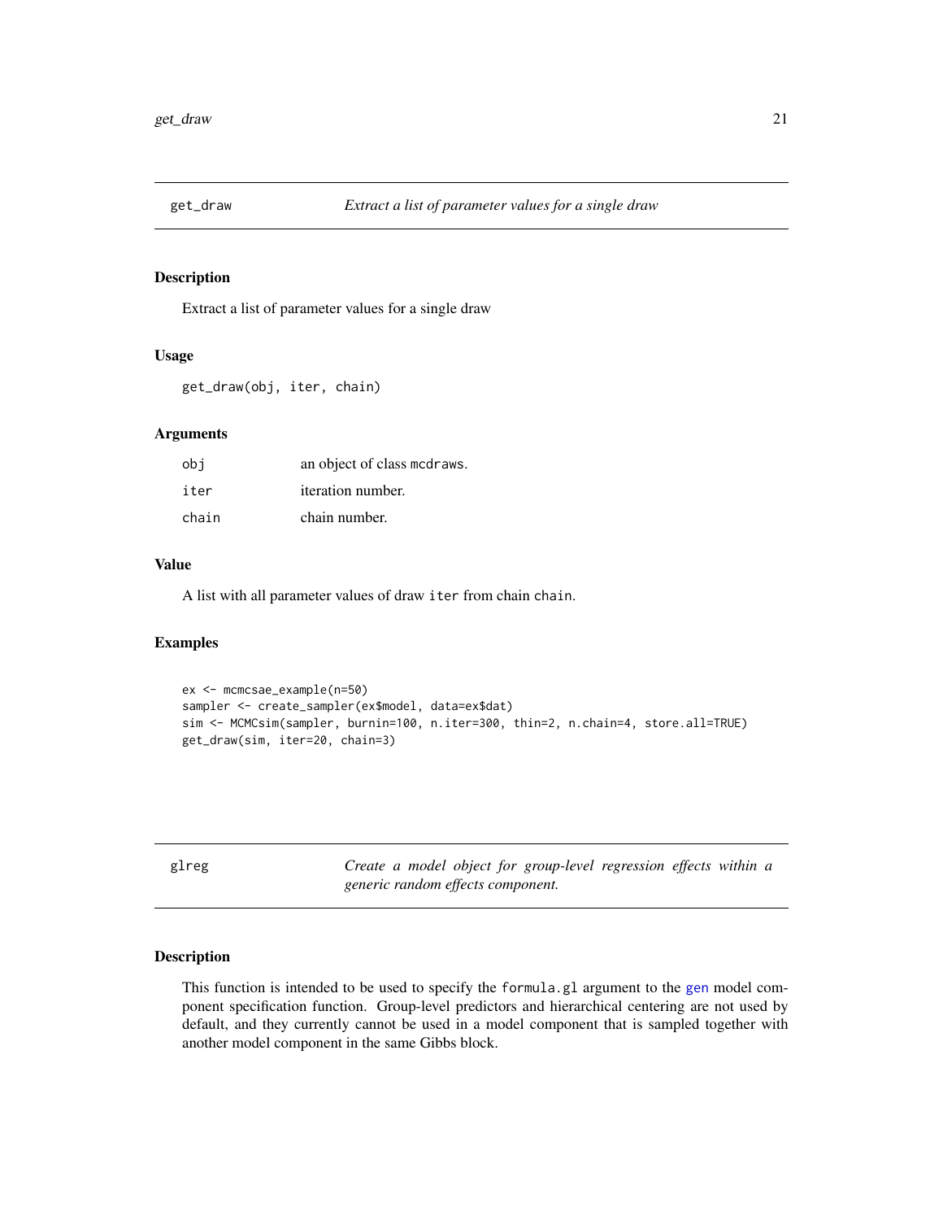## get_draw — *Extract a list of parameter values for a single draw*

### Description

Extract a list of parameter values for a single draw

### Usage

```
get_draw(obj, iter, chain)
```

### Arguments

| | |
|---|---|
| `obj` | an object of class `mcdraws`. |
| `iter` | iteration number. |
| `chain` | chain number. |

### Value

A list with all parameter values of draw `iter` from chain `chain`.

### Examples

```
ex <- mcmcsae_example(n=50)
sampler <- create_sampler(ex$model, data=ex$dat)
sim <- MCMCsim(sampler, burnin=100, n.iter=300, thin=2, n.chain=4, store.all=TRUE)
get_draw(sim, iter=20, chain=3)
```

## glreg — *Create a model object for group-level regression effects within a generic random effects component.*

### Description

This function is intended to be used to specify the `formula.gl` argument to the `gen` model component specification function. Group-level predictors and hierarchical centering are not used by default, and they currently cannot be used in a model component that is sampled together with another model component in the same Gibbs block.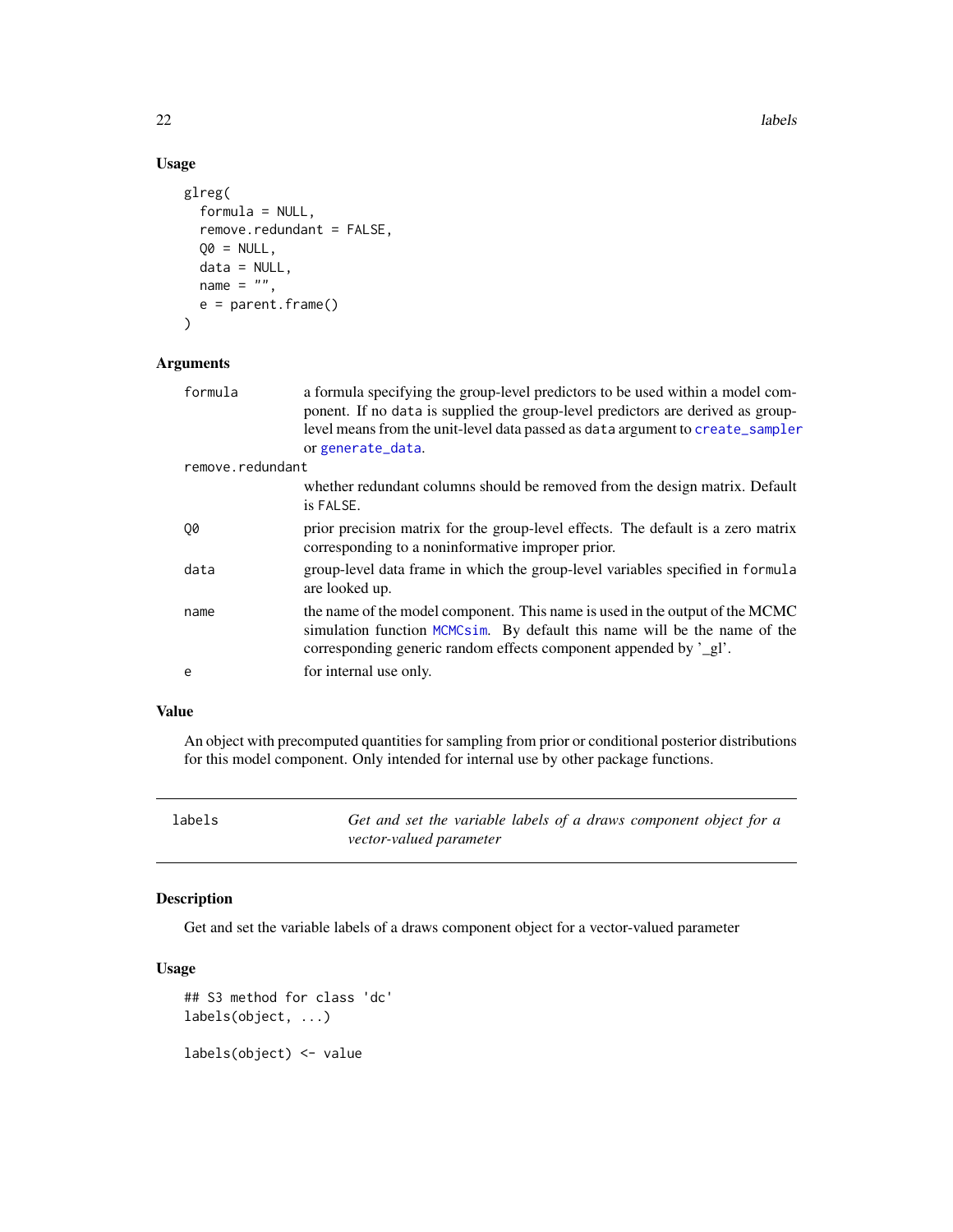### Usage

```
glreg(
  formula = NULL,
  remove.redundant = FALSE,
  Q0 = NULL,
  data = NULL,
  name = "",
  e = parent.frame()
)
```

### Arguments

| | |
|---|---|
| formula | a formula specifying the group-level predictors to be used within a model component. If no data is supplied the group-level predictors are derived as group-level means from the unit-level data passed as data argument to create_sampler or generate_data. |
| remove.redundant | whether redundant columns should be removed from the design matrix. Default is FALSE. |
| Q0 | prior precision matrix for the group-level effects. The default is a zero matrix corresponding to a noninformative improper prior. |
| data | group-level data frame in which the group-level variables specified in formula are looked up. |
| name | the name of the model component. This name is used in the output of the MCMC simulation function MCMCsim. By default this name will be the name of the corresponding generic random effects component appended by '_gl'. |
| e | for internal use only. |

### Value

An object with precomputed quantities for sampling from prior or conditional posterior distributions for this model component. Only intended for internal use by other package functions.

## labels — *Get and set the variable labels of a draws component object for a vector-valued parameter*

### Description

Get and set the variable labels of a draws component object for a vector-valued parameter

### Usage

```
## S3 method for class 'dc'
labels(object, ...)

labels(object) <- value
```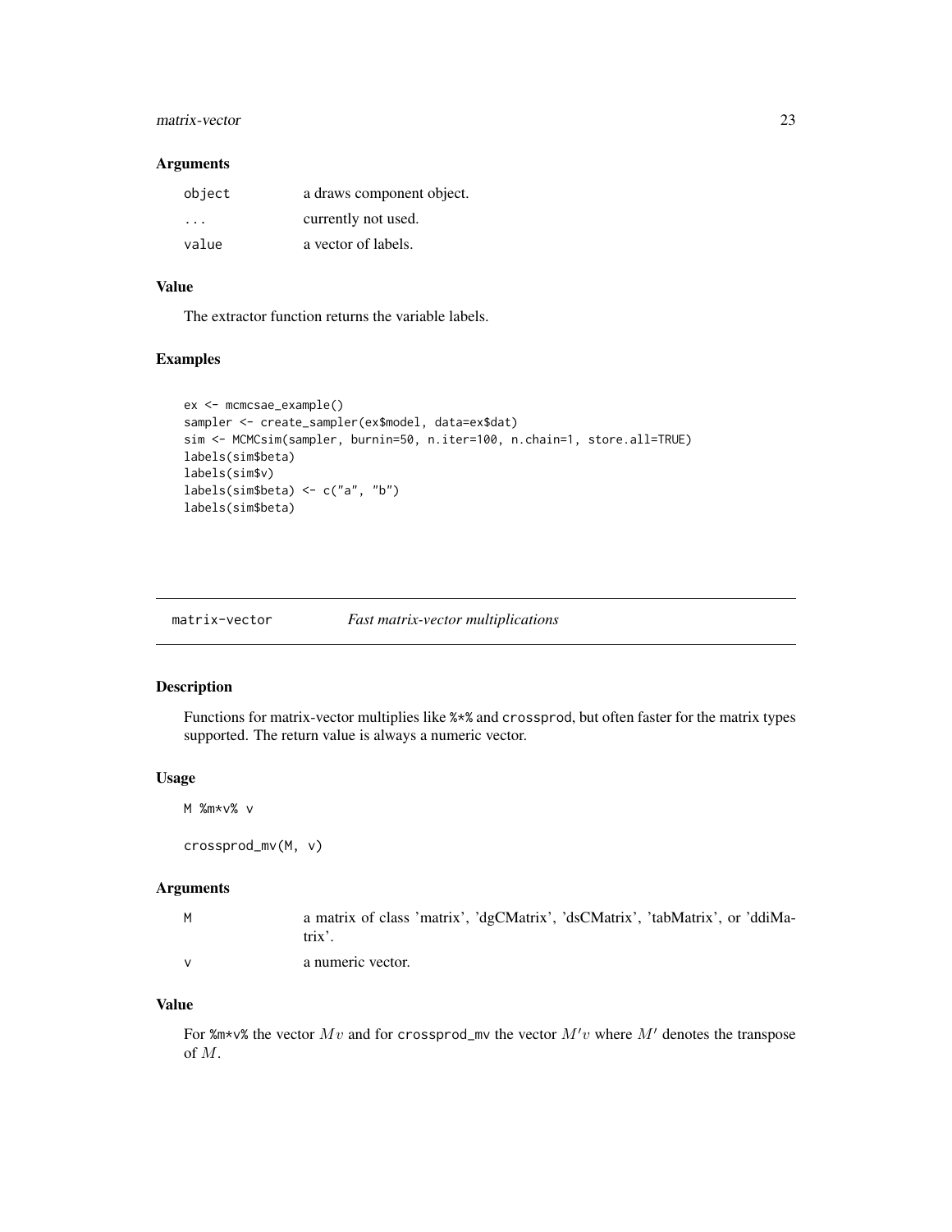### Arguments

| | |
|---|---|
| object | a draws component object. |
| ... | currently not used. |
| value | a vector of labels. |

### Value

The extractor function returns the variable labels.

### Examples

```
ex <- mcmcsae_example()
sampler <- create_sampler(ex$model, data=ex$dat)
sim <- MCMCsim(sampler, burnin=50, n.iter=100, n.chain=1, store.all=TRUE)
labels(sim$beta)
labels(sim$v)
labels(sim$beta) <- c("a", "b")
labels(sim$beta)
```

---

## matrix-vector — *Fast matrix-vector multiplications*

---

### Description

Functions for matrix-vector multiplies like `%*%` and `crossprod`, but often faster for the matrix types supported. The return value is always a numeric vector.

### Usage

```
M %m*v% v

crossprod_mv(M, v)
```

### Arguments

| | |
|---|---|
| M | a matrix of class 'matrix', 'dgCMatrix', 'dsCMatrix', 'tabMatrix', or 'ddiMatrix'. |
| v | a numeric vector. |

### Value

For `%m*v%` the vector $Mv$ and for `crossprod_mv` the vector $M'v$ where $M'$ denotes the transpose of $M$.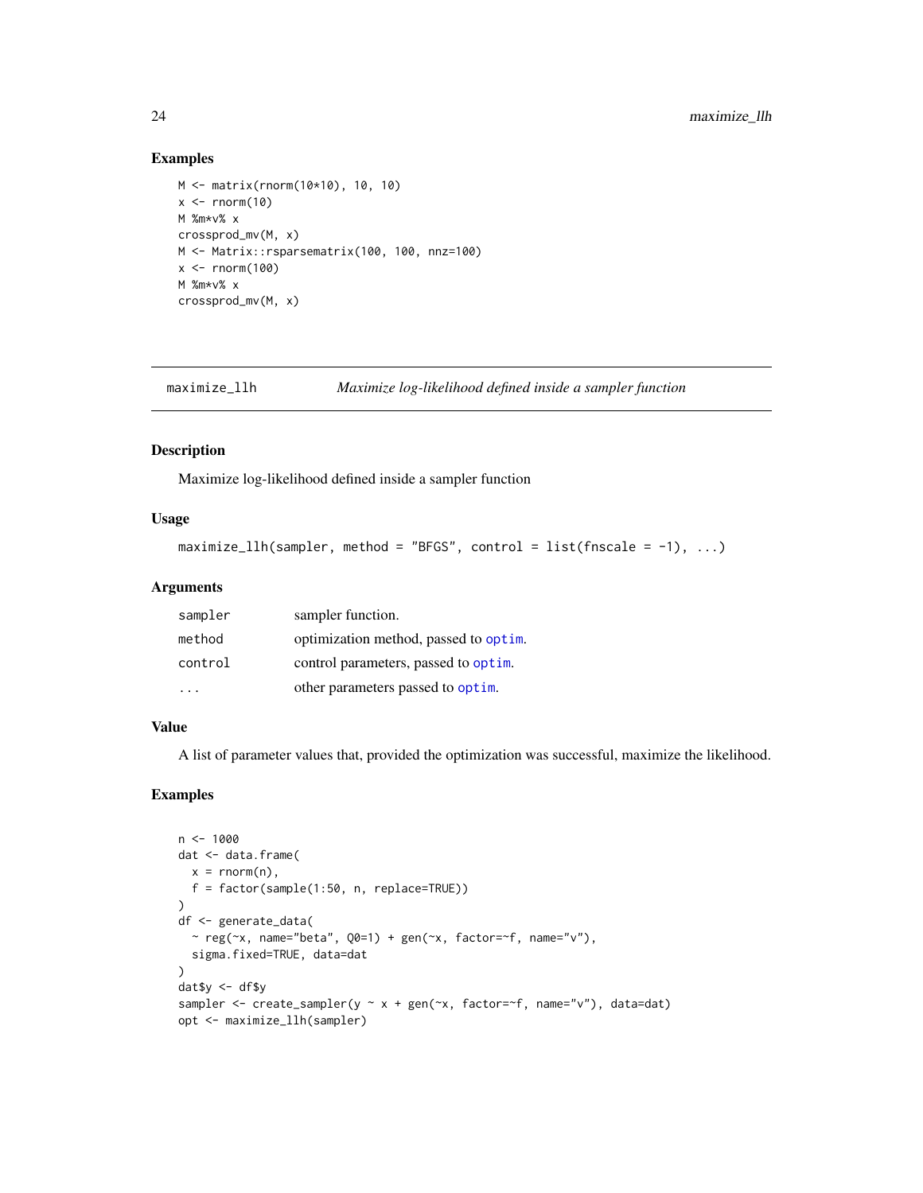### Examples

```
M <- matrix(rnorm(10*10), 10, 10)
x <- rnorm(10)
M %m*v% x
crossprod_mv(M, x)
M <- Matrix::rsparsematrix(100, 100, nnz=100)
x <- rnorm(100)
M %m*v% x
crossprod_mv(M, x)
```

---

## maximize_llh — *Maximize log-likelihood defined inside a sampler function*

### Description

Maximize log-likelihood defined inside a sampler function

### Usage

```
maximize_llh(sampler, method = "BFGS", control = list(fnscale = -1), ...)
```

### Arguments

| | |
|---|---|
| sampler | sampler function. |
| method | optimization method, passed to optim. |
| control | control parameters, passed to optim. |
| ... | other parameters passed to optim. |

### Value

A list of parameter values that, provided the optimization was successful, maximize the likelihood.

### Examples

```
n <- 1000
dat <- data.frame(
  x = rnorm(n),
  f = factor(sample(1:50, n, replace=TRUE))
)
df <- generate_data(
  ~ reg(~x, name="beta", Q0=1) + gen(~x, factor=~f, name="v"),
  sigma.fixed=TRUE, data=dat
)
dat$y <- df$y
sampler <- create_sampler(y ~ x + gen(~x, factor=~f, name="v"), data=dat)
opt <- maximize_llh(sampler)
```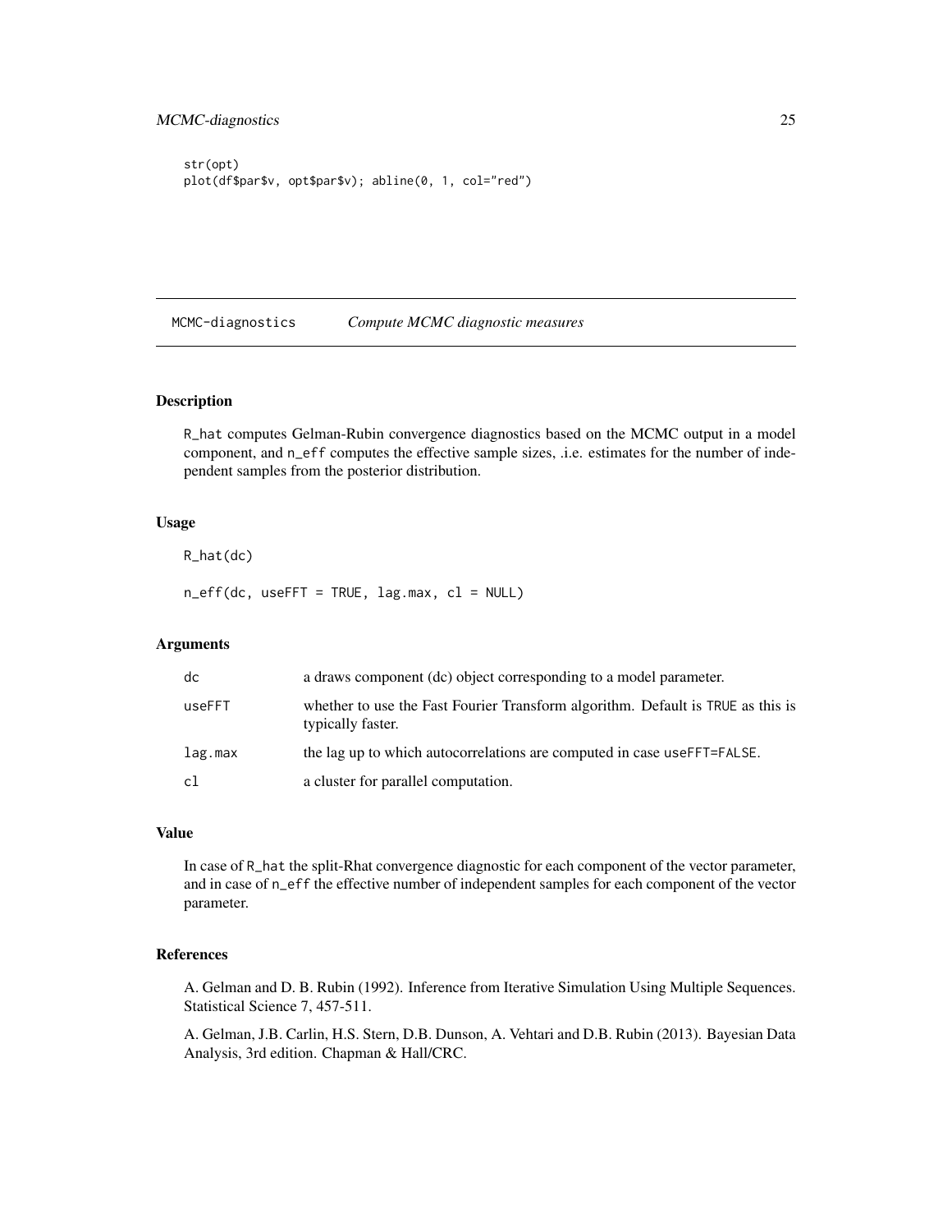```
str(opt)
plot(df$par$v, opt$par$v); abline(0, 1, col="red")
```

---

## MCMC-diagnostics *Compute MCMC diagnostic measures*

---

### Description

R_hat computes Gelman-Rubin convergence diagnostics based on the MCMC output in a model component, and n_eff computes the effective sample sizes, .i.e. estimates for the number of independent samples from the posterior distribution.

### Usage

```
R_hat(dc)

n_eff(dc, useFFT = TRUE, lag.max, cl = NULL)
```

### Arguments

| | |
|---|---|
| dc | a draws component (dc) object corresponding to a model parameter. |
| useFFT | whether to use the Fast Fourier Transform algorithm. Default is TRUE as this is typically faster. |
| lag.max | the lag up to which autocorrelations are computed in case useFFT=FALSE. |
| cl | a cluster for parallel computation. |

### Value

In case of R_hat the split-Rhat convergence diagnostic for each component of the vector parameter, and in case of n_eff the effective number of independent samples for each component of the vector parameter.

### References

A. Gelman and D. B. Rubin (1992). Inference from Iterative Simulation Using Multiple Sequences. Statistical Science 7, 457-511.

A. Gelman, J.B. Carlin, H.S. Stern, D.B. Dunson, A. Vehtari and D.B. Rubin (2013). Bayesian Data Analysis, 3rd edition. Chapman & Hall/CRC.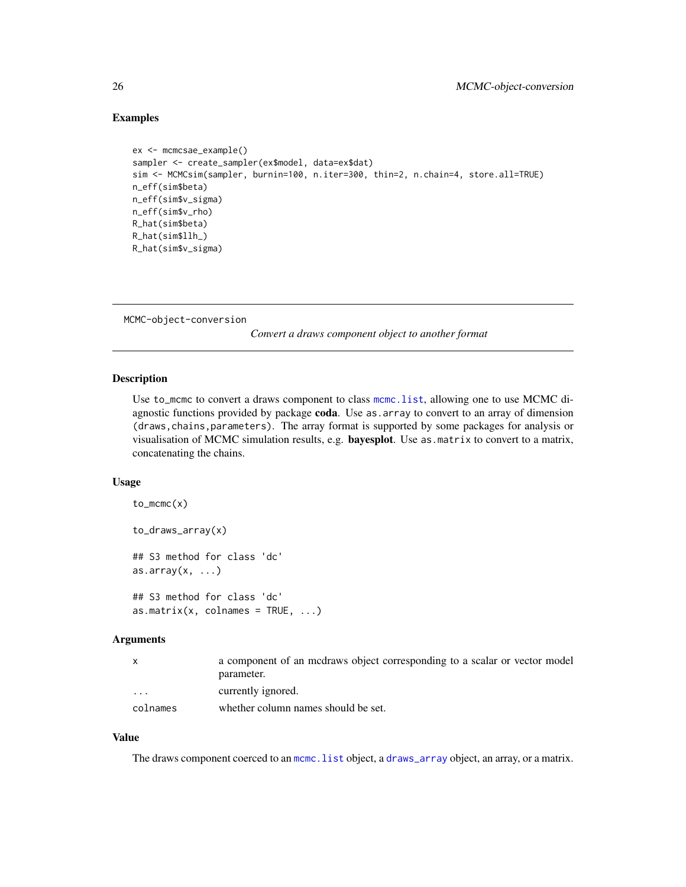## Examples

```
ex <- mcmcsae_example()
sampler <- create_sampler(ex$model, data=ex$dat)
sim <- MCMCsim(sampler, burnin=100, n.iter=300, thin=2, n.chain=4, store.all=TRUE)
n_eff(sim$beta)
n_eff(sim$v_sigma)
n_eff(sim$v_rho)
R_hat(sim$beta)
R_hat(sim$llh_)
R_hat(sim$v_sigma)
```

---

# MCMC-object-conversion

*Convert a draws component object to another format*

---

## Description

Use `to_mcmc` to convert a draws component to class `mcmc.list`, allowing one to use MCMC diagnostic functions provided by package **coda**. Use `as.array` to convert to an array of dimension `(draws,chains,parameters)`. The array format is supported by some packages for analysis or visualisation of MCMC simulation results, e.g. **bayesplot**. Use `as.matrix` to convert to a matrix, concatenating the chains.

## Usage

```
to_mcmc(x)

to_draws_array(x)

## S3 method for class 'dc'
as.array(x, ...)

## S3 method for class 'dc'
as.matrix(x, colnames = TRUE, ...)
```

## Arguments

| | |
|---|---|
| `x` | a component of an mcdraws object corresponding to a scalar or vector model parameter. |
| `...` | currently ignored. |
| `colnames` | whether column names should be set. |

## Value

The draws component coerced to an `mcmc.list` object, a `draws_array` object, an array, or a matrix.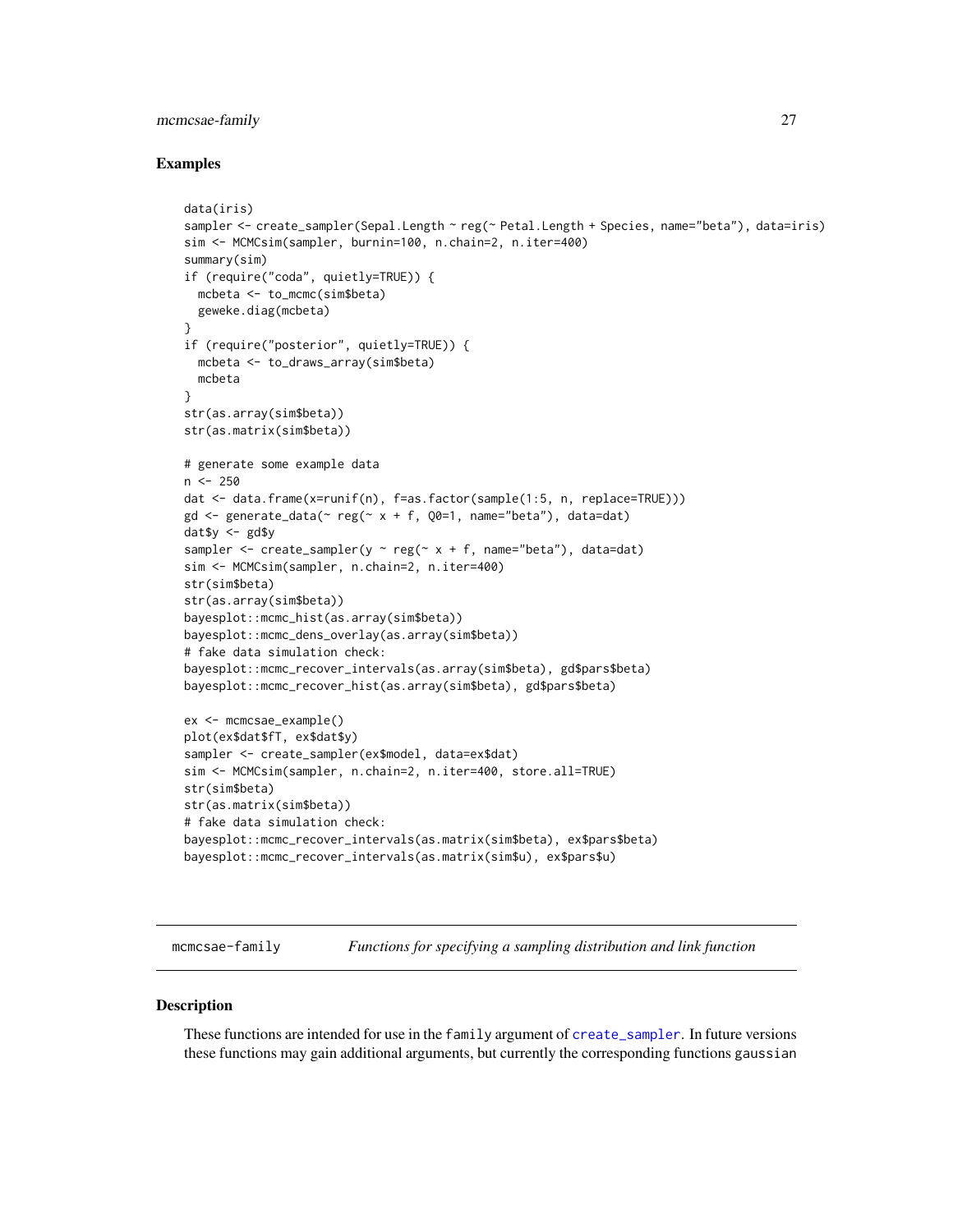### Examples

```
data(iris)
sampler <- create_sampler(Sepal.Length ~ reg(~ Petal.Length + Species, name="beta"), data=iris)
sim <- MCMCsim(sampler, burnin=100, n.chain=2, n.iter=400)
summary(sim)
if (require("coda", quietly=TRUE)) {
  mcbeta <- to_mcmc(sim$beta)
  geweke.diag(mcbeta)
}
if (require("posterior", quietly=TRUE)) {
  mcbeta <- to_draws_array(sim$beta)
  mcbeta
}
str(as.array(sim$beta))
str(as.matrix(sim$beta))

# generate some example data
n <- 250
dat <- data.frame(x=runif(n), f=as.factor(sample(1:5, n, replace=TRUE)))
gd <- generate_data(~ reg(~ x + f, Q0=1, name="beta"), data=dat)
dat$y <- gd$y
sampler <- create_sampler(y ~ reg(~ x + f, name="beta"), data=dat)
sim <- MCMCsim(sampler, n.chain=2, n.iter=400)
str(sim$beta)
str(as.array(sim$beta))
bayesplot::mcmc_hist(as.array(sim$beta))
bayesplot::mcmc_dens_overlay(as.array(sim$beta))
# fake data simulation check:
bayesplot::mcmc_recover_intervals(as.array(sim$beta), gd$pars$beta)
bayesplot::mcmc_recover_hist(as.array(sim$beta), gd$pars$beta)

ex <- mcmcsae_example()
plot(ex$dat$fT, ex$dat$y)
sampler <- create_sampler(ex$model, data=ex$dat)
sim <- MCMCsim(sampler, n.chain=2, n.iter=400, store.all=TRUE)
str(sim$beta)
str(as.matrix(sim$beta))
# fake data simulation check:
bayesplot::mcmc_recover_intervals(as.matrix(sim$beta), ex$pars$beta)
bayesplot::mcmc_recover_intervals(as.matrix(sim$u), ex$pars$u)
```

---

## mcmcsae-family *Functions for specifying a sampling distribution and link function*

---

### Description

These functions are intended for use in the `family` argument of `create_sampler`. In future versions these functions may gain additional arguments, but currently the corresponding functions `gaussian`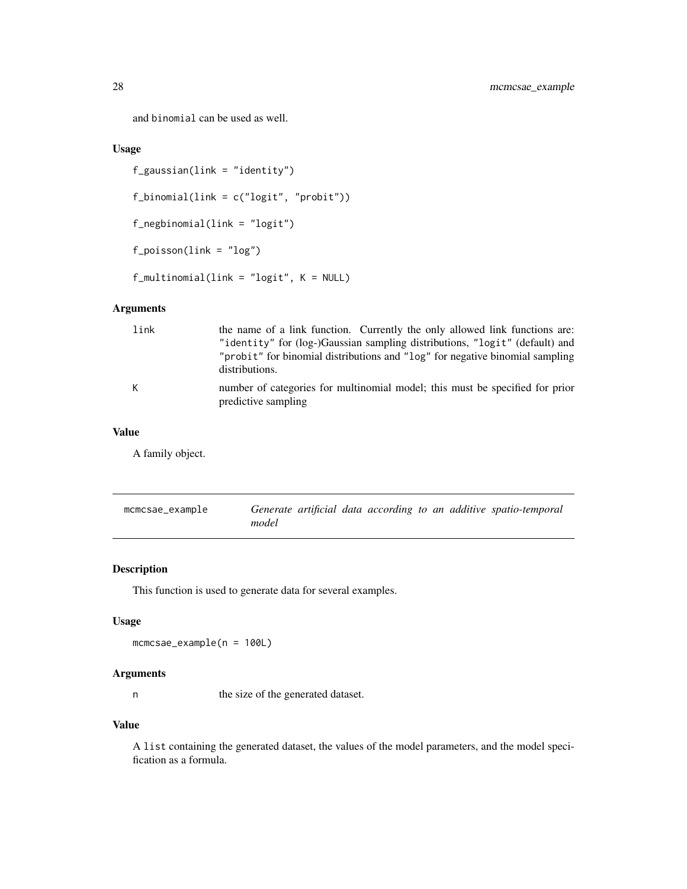and binomial can be used as well.

### Usage

```
f_gaussian(link = "identity")

f_binomial(link = c("logit", "probit"))

f_negbinomial(link = "logit")

f_poisson(link = "log")

f_multinomial(link = "logit", K = NULL)
```

### Arguments

| | |
|---|---|
| link | the name of a link function. Currently the only allowed link functions are: "identity" for (log-)Gaussian sampling distributions, "logit" (default) and "probit" for binomial distributions and "log" for negative binomial sampling distributions. |
| K | number of categories for multinomial model; this must be specified for prior predictive sampling |

### Value

A family object.

---

## mcmcsae_example — *Generate artificial data according to an additive spatio-temporal model*

### Description

This function is used to generate data for several examples.

### Usage

```
mcmcsae_example(n = 100L)
```

### Arguments

| | |
|---|---|
| n | the size of the generated dataset. |

### Value

A list containing the generated dataset, the values of the model parameters, and the model specification as a formula.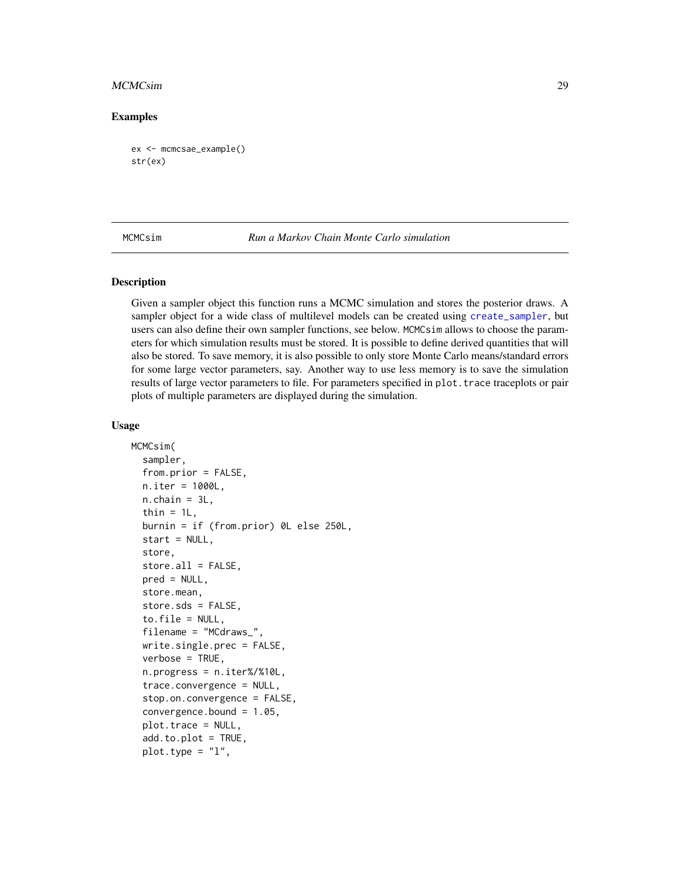## Examples

```
ex <- mcmcsae_example()
str(ex)
```

---

MCMCsim *Run a Markov Chain Monte Carlo simulation*

---

## Description

Given a sampler object this function runs a MCMC simulation and stores the posterior draws. A sampler object for a wide class of multilevel models can be created using create_sampler, but users can also define their own sampler functions, see below. MCMCsim allows to choose the parameters for which simulation results must be stored. It is possible to define derived quantities that will also be stored. To save memory, it is also possible to only store Monte Carlo means/standard errors for some large vector parameters, say. Another way to use less memory is to save the simulation results of large vector parameters to file. For parameters specified in plot.trace traceplots or pair plots of multiple parameters are displayed during the simulation.

## Usage

```
MCMCsim(
  sampler,
  from.prior = FALSE,
  n.iter = 1000L,
  n.chain = 3L,
  thin = 1L,
  burnin = if (from.prior) 0L else 250L,
  start = NULL,
  store,
  store.all = FALSE,
  pred = NULL,
  store.mean,
  store.sds = FALSE,
  to.file = NULL,
  filename = "MCdraws_",
  write.single.prec = FALSE,
  verbose = TRUE,
  n.progress = n.iter%/%10L,
  trace.convergence = NULL,
  stop.on.convergence = FALSE,
  convergence.bound = 1.05,
  plot.trace = NULL,
  add.to.plot = TRUE,
  plot.type = "l",
```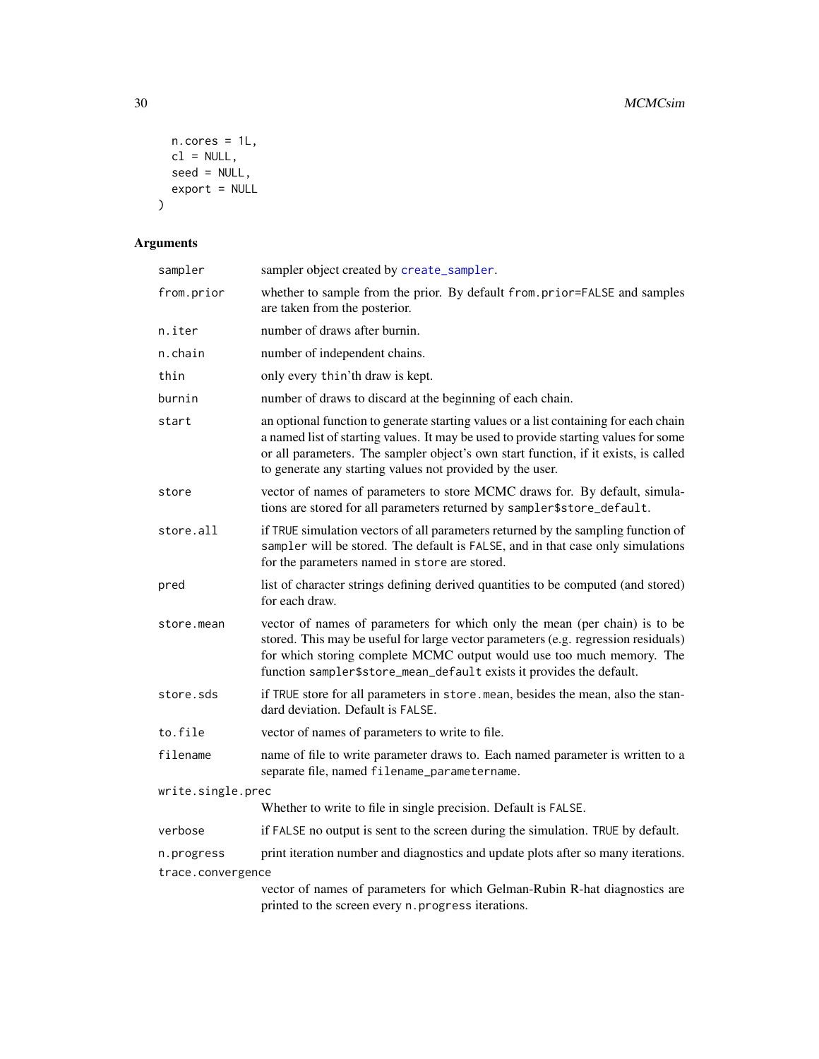```
  n.cores = 1L,
  cl = NULL,
  seed = NULL,
  export = NULL
)
```

## Arguments

- **sampler**: sampler object created by create_sampler.
- **from.prior**: whether to sample from the prior. By default from.prior=FALSE and samples are taken from the posterior.
- **n.iter**: number of draws after burnin.
- **n.chain**: number of independent chains.
- **thin**: only every thin'th draw is kept.
- **burnin**: number of draws to discard at the beginning of each chain.
- **start**: an optional function to generate starting values or a list containing for each chain a named list of starting values. It may be used to provide starting values for some or all parameters. The sampler object's own start function, if it exists, is called to generate any starting values not provided by the user.
- **store**: vector of names of parameters to store MCMC draws for. By default, simulations are stored for all parameters returned by sampler$store_default.
- **store.all**: if TRUE simulation vectors of all parameters returned by the sampling function of sampler will be stored. The default is FALSE, and in that case only simulations for the parameters named in store are stored.
- **pred**: list of character strings defining derived quantities to be computed (and stored) for each draw.
- **store.mean**: vector of names of parameters for which only the mean (per chain) is to be stored. This may be useful for large vector parameters (e.g. regression residuals) for which storing complete MCMC output would use too much memory. The function sampler$store_mean_default exists it provides the default.
- **store.sds**: if TRUE store for all parameters in store.mean, besides the mean, also the standard deviation. Default is FALSE.
- **to.file**: vector of names of parameters to write to file.
- **filename**: name of file to write parameter draws to. Each named parameter is written to a separate file, named filename_parametername.
- **write.single.prec**: Whether to write to file in single precision. Default is FALSE.
- **verbose**: if FALSE no output is sent to the screen during the simulation. TRUE by default.
- **n.progress**: print iteration number and diagnostics and update plots after so many iterations.
- **trace.convergence**: vector of names of parameters for which Gelman-Rubin R-hat diagnostics are printed to the screen every n.progress iterations.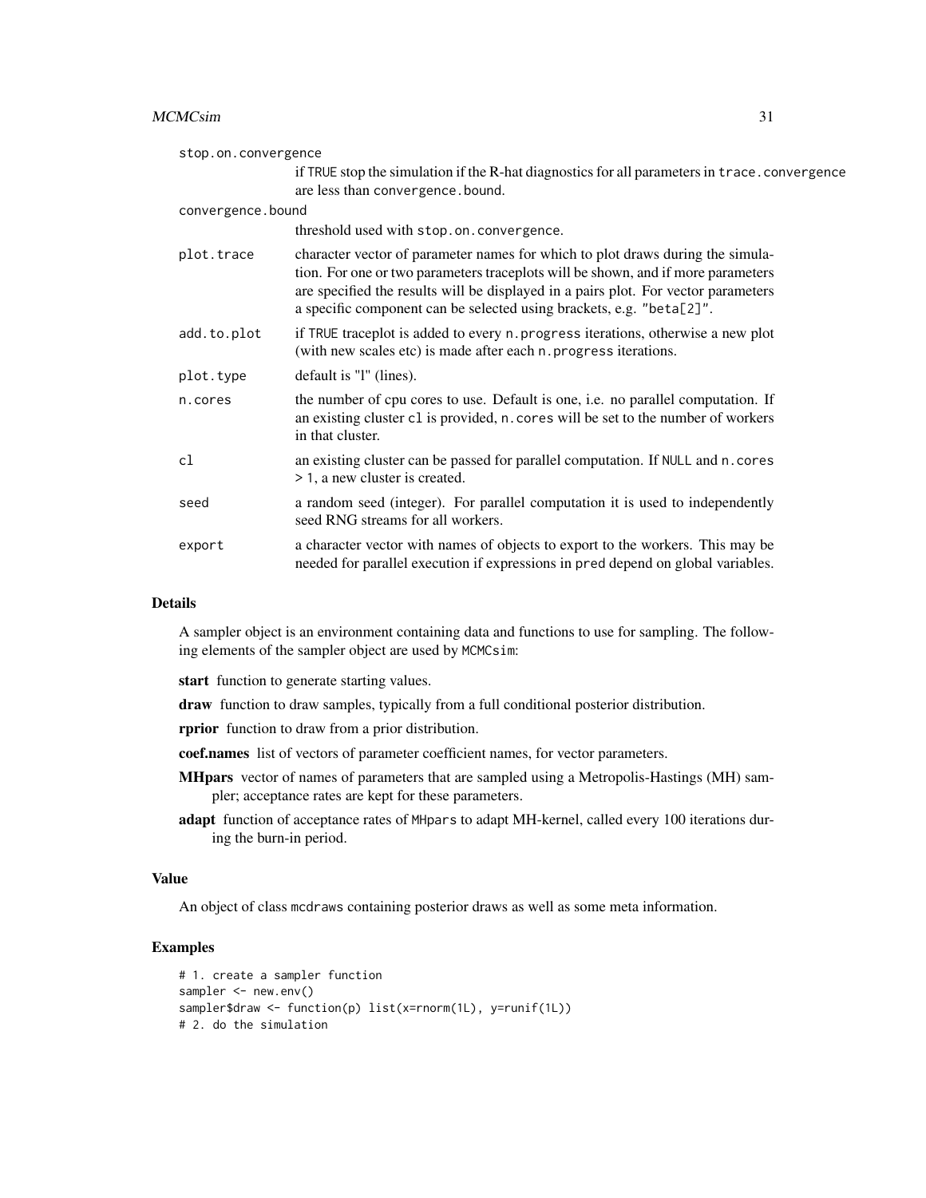| | |
|---|---|
| stop.on.convergence | if TRUE stop the simulation if the R-hat diagnostics for all parameters in trace.convergence are less than convergence.bound. |
| convergence.bound | threshold used with stop.on.convergence. |
| plot.trace | character vector of parameter names for which to plot draws during the simulation. For one or two parameters traceplots will be shown, and if more parameters are specified the results will be displayed in a pairs plot. For vector parameters a specific component can be selected using brackets, e.g. "beta[2]". |
| add.to.plot | if TRUE traceplot is added to every n.progress iterations, otherwise a new plot (with new scales etc) is made after each n.progress iterations. |
| plot.type | default is "l" (lines). |
| n.cores | the number of cpu cores to use. Default is one, i.e. no parallel computation. If an existing cluster cl is provided, n.cores will be set to the number of workers in that cluster. |
| cl | an existing cluster can be passed for parallel computation. If NULL and n.cores > 1, a new cluster is created. |
| seed | a random seed (integer). For parallel computation it is used to independently seed RNG streams for all workers. |
| export | a character vector with names of objects to export to the workers. This may be needed for parallel execution if expressions in pred depend on global variables. |

## Details

A sampler object is an environment containing data and functions to use for sampling. The following elements of the sampler object are used by MCMCsim:

**start** function to generate starting values.

**draw** function to draw samples, typically from a full conditional posterior distribution.

**rprior** function to draw from a prior distribution.

**coef.names** list of vectors of parameter coefficient names, for vector parameters.

**MHpars** vector of names of parameters that are sampled using a Metropolis-Hastings (MH) sampler; acceptance rates are kept for these parameters.

**adapt** function of acceptance rates of MHpars to adapt MH-kernel, called every 100 iterations during the burn-in period.

## Value

An object of class mcdraws containing posterior draws as well as some meta information.

## Examples

```
# 1. create a sampler function
sampler <- new.env()
sampler$draw <- function(p) list(x=rnorm(1L), y=runif(1L))
# 2. do the simulation
```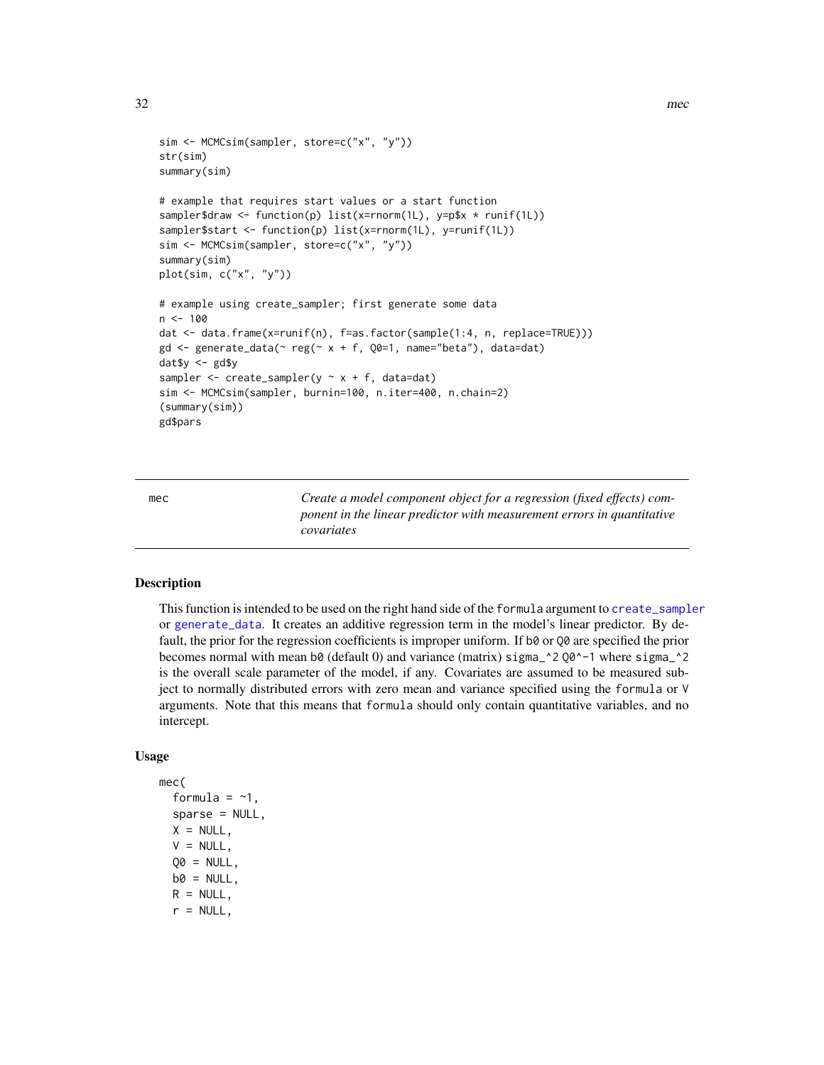```
sim <- MCMCsim(sampler, store=c("x", "y"))
str(sim)
summary(sim)

# example that requires start values or a start function
sampler$draw <- function(p) list(x=rnorm(1L), y=p$x * runif(1L))
sampler$start <- function(p) list(x=rnorm(1L), y=runif(1L))
sim <- MCMCsim(sampler, store=c("x", "y"))
summary(sim)
plot(sim, c("x", "y"))

# example using create_sampler; first generate some data
n <- 100
dat <- data.frame(x=runif(n), f=as.factor(sample(1:4, n, replace=TRUE)))
gd <- generate_data(~ reg(~ x + f, Q0=1, name="beta"), data=dat)
dat$y <- gd$y
sampler <- create_sampler(y ~ x + f, data=dat)
sim <- MCMCsim(sampler, burnin=100, n.iter=400, n.chain=2)
(summary(sim))
gd$pars
```

---

## mec — *Create a model component object for a regression (fixed effects) component in the linear predictor with measurement errors in quantitative covariates*

### Description

This function is intended to be used on the right hand side of the `formula` argument to `create_sampler` or `generate_data`. It creates an additive regression term in the model's linear predictor. By default, the prior for the regression coefficients is improper uniform. If `b0` or `Q0` are specified the prior becomes normal with mean `b0` (default 0) and variance (matrix) `sigma_^2 Q0^-1` where `sigma_^2` is the overall scale parameter of the model, if any. Covariates are assumed to be measured subject to normally distributed errors with zero mean and variance specified using the `formula` or `V` arguments. Note that this means that `formula` should only contain quantitative variables, and no intercept.

### Usage

```
mec(
  formula = ~1,
  sparse = NULL,
  X = NULL,
  V = NULL,
  Q0 = NULL,
  b0 = NULL,
  R = NULL,
  r = NULL,
```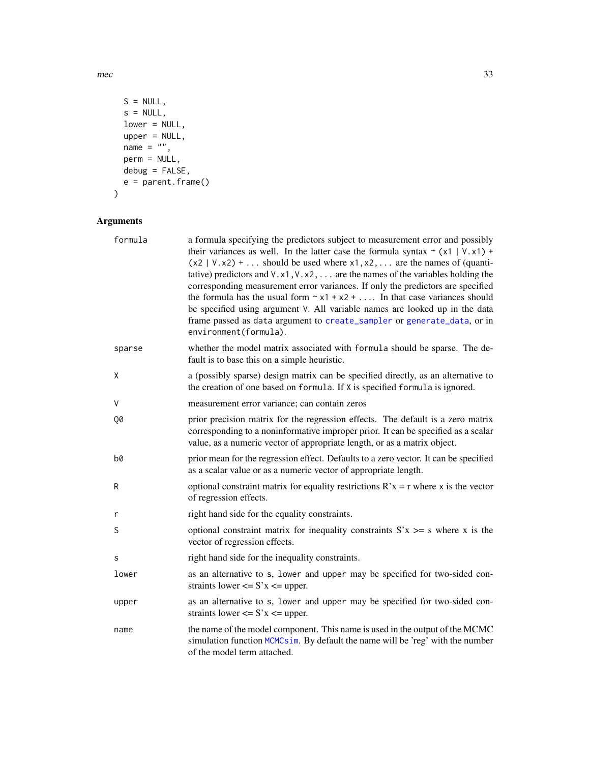```
  S = NULL,
  s = NULL,
  lower = NULL,
  upper = NULL,
  name = "",
  perm = NULL,
  debug = FALSE,
  e = parent.frame()
)
```

## Arguments

| | |
|---|---|
| formula | a formula specifying the predictors subject to measurement error and possibly their variances as well. In the latter case the formula syntax `~ (x1 | V.x1) + (x2 | V.x2) + ...` should be used where `x1, x2, ...` are the names of (quantitative) predictors and `V.x1, V.x2, ...` are the names of the variables holding the corresponding measurement error variances. If only the predictors are specified the formula has the usual form `~ x1 + x2 + ...`. In that case variances should be specified using argument `V`. All variable names are looked up in the data frame passed as `data` argument to `create_sampler` or `generate_data`, or in `environment(formula)`. |
| sparse | whether the model matrix associated with `formula` should be sparse. The default is to base this on a simple heuristic. |
| X | a (possibly sparse) design matrix can be specified directly, as an alternative to the creation of one based on `formula`. If `X` is specified `formula` is ignored. |
| V | measurement error variance; can contain zeros |
| Q0 | prior precision matrix for the regression effects. The default is a zero matrix corresponding to a noninformative improper prior. It can be specified as a scalar value, as a numeric vector of appropriate length, or as a matrix object. |
| b0 | prior mean for the regression effect. Defaults to a zero vector. It can be specified as a scalar value or as a numeric vector of appropriate length. |
| R | optional constraint matrix for equality restrictions R'x = r where `x` is the vector of regression effects. |
| r | right hand side for the equality constraints. |
| S | optional constraint matrix for inequality constraints S'x >= s where x is the vector of regression effects. |
| s | right hand side for the inequality constraints. |
| lower | as an alternative to `s`, `lower` and `upper` may be specified for two-sided constraints lower <= S'x <= upper. |
| upper | as an alternative to `s`, `lower` and `upper` may be specified for two-sided constraints lower <= S'x <= upper. |
| name | the name of the model component. This name is used in the output of the MCMC simulation function `MCMCsim`. By default the name will be 'reg' with the number of the model term attached. |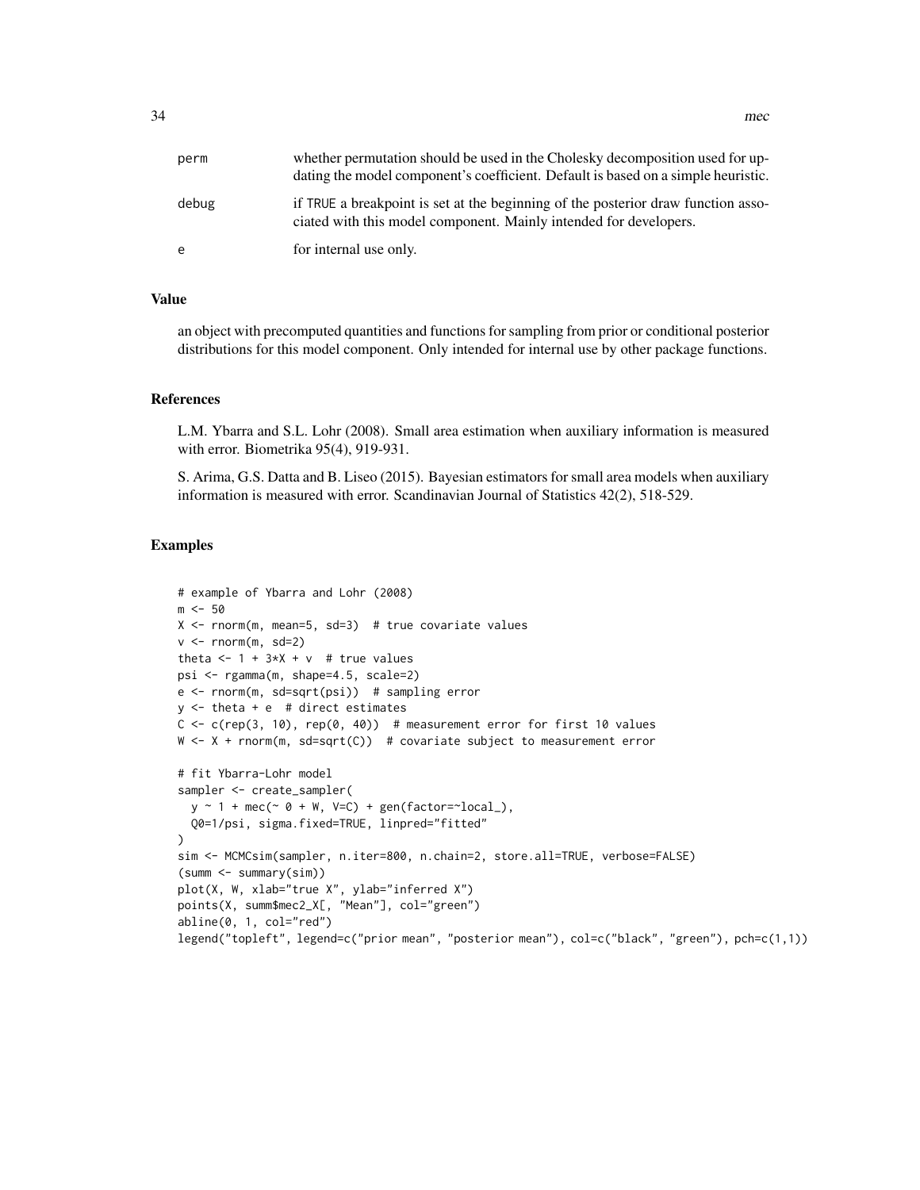| | |
|---|---|
| perm | whether permutation should be used in the Cholesky decomposition used for updating the model component's coefficient. Default is based on a simple heuristic. |
| debug | if TRUE a breakpoint is set at the beginning of the posterior draw function associated with this model component. Mainly intended for developers. |
| e | for internal use only. |

## Value

an object with precomputed quantities and functions for sampling from prior or conditional posterior distributions for this model component. Only intended for internal use by other package functions.

## References

L.M. Ybarra and S.L. Lohr (2008). Small area estimation when auxiliary information is measured with error. Biometrika 95(4), 919-931.

S. Arima, G.S. Datta and B. Liseo (2015). Bayesian estimators for small area models when auxiliary information is measured with error. Scandinavian Journal of Statistics 42(2), 518-529.

## Examples

```
# example of Ybarra and Lohr (2008)
m <- 50
X <- rnorm(m, mean=5, sd=3)  # true covariate values
v <- rnorm(m, sd=2)
theta <- 1 + 3*X + v  # true values
psi <- rgamma(m, shape=4.5, scale=2)
e <- rnorm(m, sd=sqrt(psi))  # sampling error
y <- theta + e  # direct estimates
C <- c(rep(3, 10), rep(0, 40))  # measurement error for first 10 values
W <- X + rnorm(m, sd=sqrt(C))  # covariate subject to measurement error

# fit Ybarra-Lohr model
sampler <- create_sampler(
  y ~ 1 + mec(~ 0 + W, V=C) + gen(factor=~local_),
  Q0=1/psi, sigma.fixed=TRUE, linpred="fitted"
)
sim <- MCMCsim(sampler, n.iter=800, n.chain=2, store.all=TRUE, verbose=FALSE)
(summ <- summary(sim))
plot(X, W, xlab="true X", ylab="inferred X")
points(X, summ$mec2_X[, "Mean"], col="green")
abline(0, 1, col="red")
legend("topleft", legend=c("prior mean", "posterior mean"), col=c("black", "green"), pch=c(1,1))
```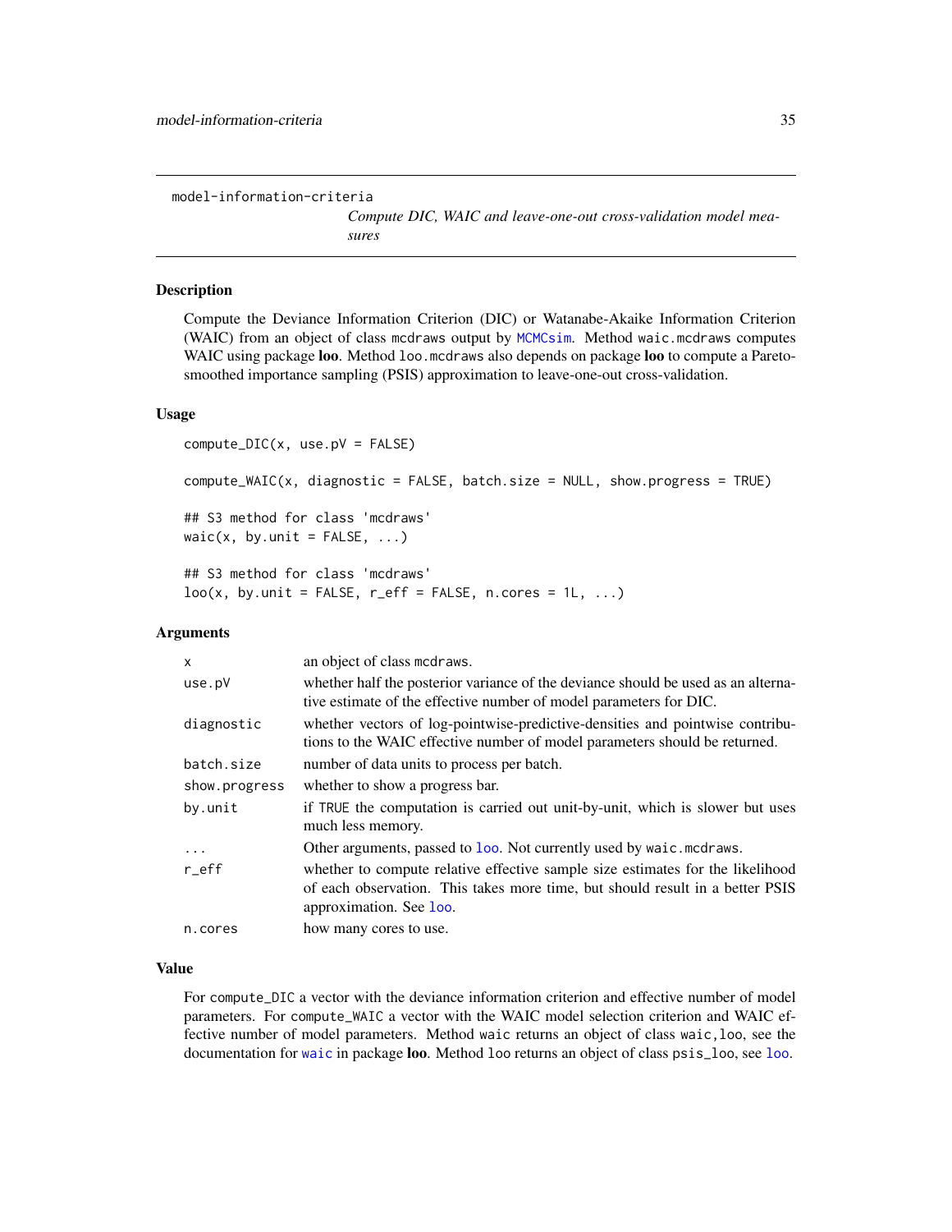`model-information-criteria` *Compute DIC, WAIC and leave-one-out cross-validation model measures*

### Description

Compute the Deviance Information Criterion (DIC) or Watanabe-Akaike Information Criterion (WAIC) from an object of class `mcdraws` output by `MCMCsim`. Method `waic.mcdraws` computes WAIC using package **loo**. Method `loo.mcdraws` also depends on package **loo** to compute a Pareto-smoothed importance sampling (PSIS) approximation to leave-one-out cross-validation.

### Usage

```
compute_DIC(x, use.pV = FALSE)

compute_WAIC(x, diagnostic = FALSE, batch.size = NULL, show.progress = TRUE)

## S3 method for class 'mcdraws'
waic(x, by.unit = FALSE, ...)

## S3 method for class 'mcdraws'
loo(x, by.unit = FALSE, r_eff = FALSE, n.cores = 1L, ...)
```

### Arguments

| | |
|---|---|
| `x` | an object of class `mcdraws`. |
| `use.pV` | whether half the posterior variance of the deviance should be used as an alternative estimate of the effective number of model parameters for DIC. |
| `diagnostic` | whether vectors of log-pointwise-predictive-densities and pointwise contributions to the WAIC effective number of model parameters should be returned. |
| `batch.size` | number of data units to process per batch. |
| `show.progress` | whether to show a progress bar. |
| `by.unit` | if `TRUE` the computation is carried out unit-by-unit, which is slower but uses much less memory. |
| `...` | Other arguments, passed to `loo`. Not currently used by `waic.mcdraws`. |
| `r_eff` | whether to compute relative effective sample size estimates for the likelihood of each observation. This takes more time, but should result in a better PSIS approximation. See `loo`. |
| `n.cores` | how many cores to use. |

### Value

For `compute_DIC` a vector with the deviance information criterion and effective number of model parameters. For `compute_WAIC` a vector with the WAIC model selection criterion and WAIC effective number of model parameters. Method `waic` returns an object of class `waic,loo`, see the documentation for `waic` in package **loo**. Method `loo` returns an object of class `psis_loo`, see `loo`.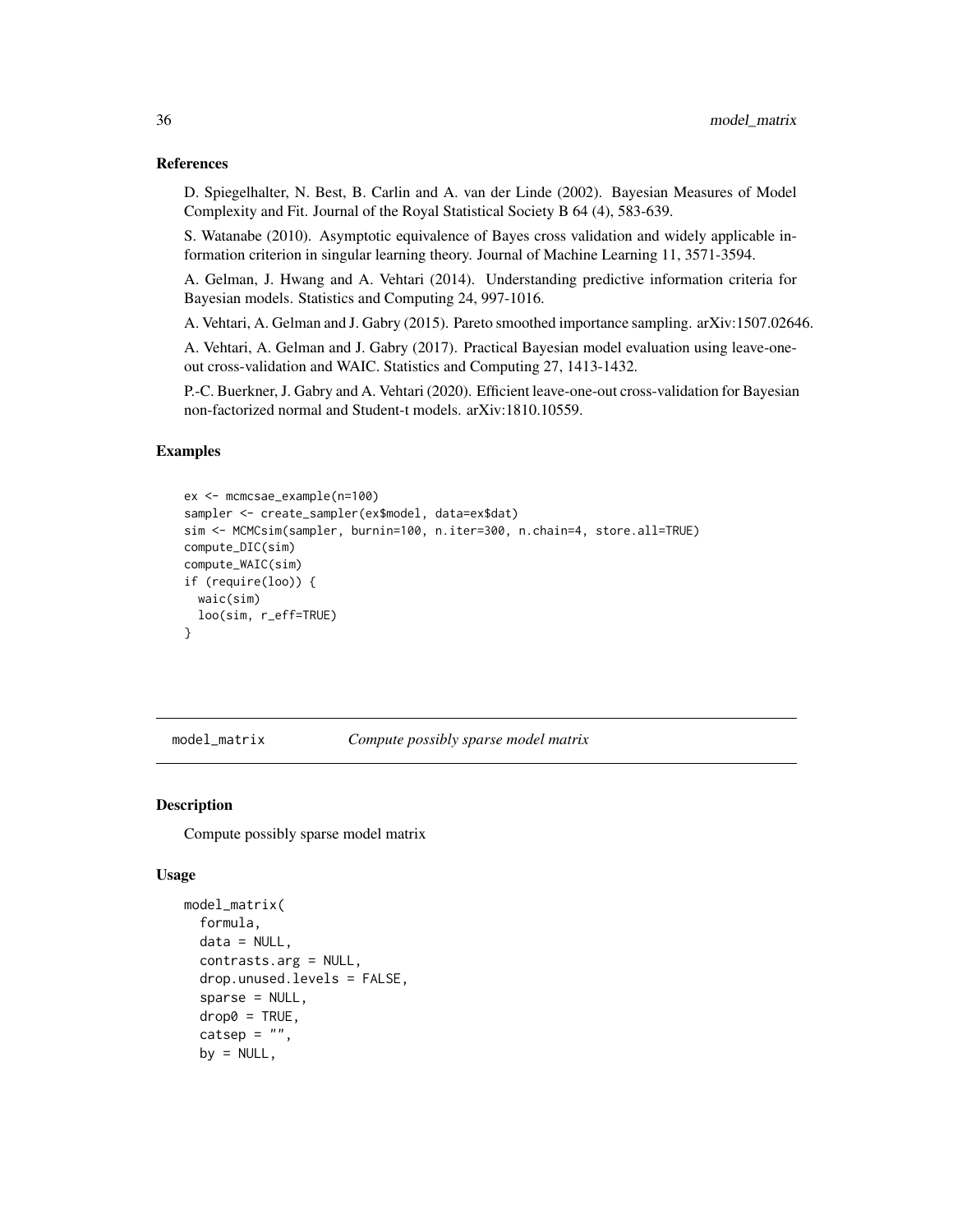### References

D. Spiegelhalter, N. Best, B. Carlin and A. van der Linde (2002). Bayesian Measures of Model Complexity and Fit. Journal of the Royal Statistical Society B 64 (4), 583-639.

S. Watanabe (2010). Asymptotic equivalence of Bayes cross validation and widely applicable information criterion in singular learning theory. Journal of Machine Learning 11, 3571-3594.

A. Gelman, J. Hwang and A. Vehtari (2014). Understanding predictive information criteria for Bayesian models. Statistics and Computing 24, 997-1016.

A. Vehtari, A. Gelman and J. Gabry (2015). Pareto smoothed importance sampling. arXiv:1507.02646.

A. Vehtari, A. Gelman and J. Gabry (2017). Practical Bayesian model evaluation using leave-one-out cross-validation and WAIC. Statistics and Computing 27, 1413-1432.

P.-C. Buerkner, J. Gabry and A. Vehtari (2020). Efficient leave-one-out cross-validation for Bayesian non-factorized normal and Student-t models. arXiv:1810.10559.

### Examples

```
ex <- mcmcsae_example(n=100)
sampler <- create_sampler(ex$model, data=ex$dat)
sim <- MCMCsim(sampler, burnin=100, n.iter=300, n.chain=4, store.all=TRUE)
compute_DIC(sim)
compute_WAIC(sim)
if (require(loo)) {
  waic(sim)
  loo(sim, r_eff=TRUE)
}
```

---

## model_matrix — *Compute possibly sparse model matrix*

### Description

Compute possibly sparse model matrix

### Usage

```
model_matrix(
  formula,
  data = NULL,
  contrasts.arg = NULL,
  drop.unused.levels = FALSE,
  sparse = NULL,
  drop0 = TRUE,
  catsep = "",
  by = NULL,
```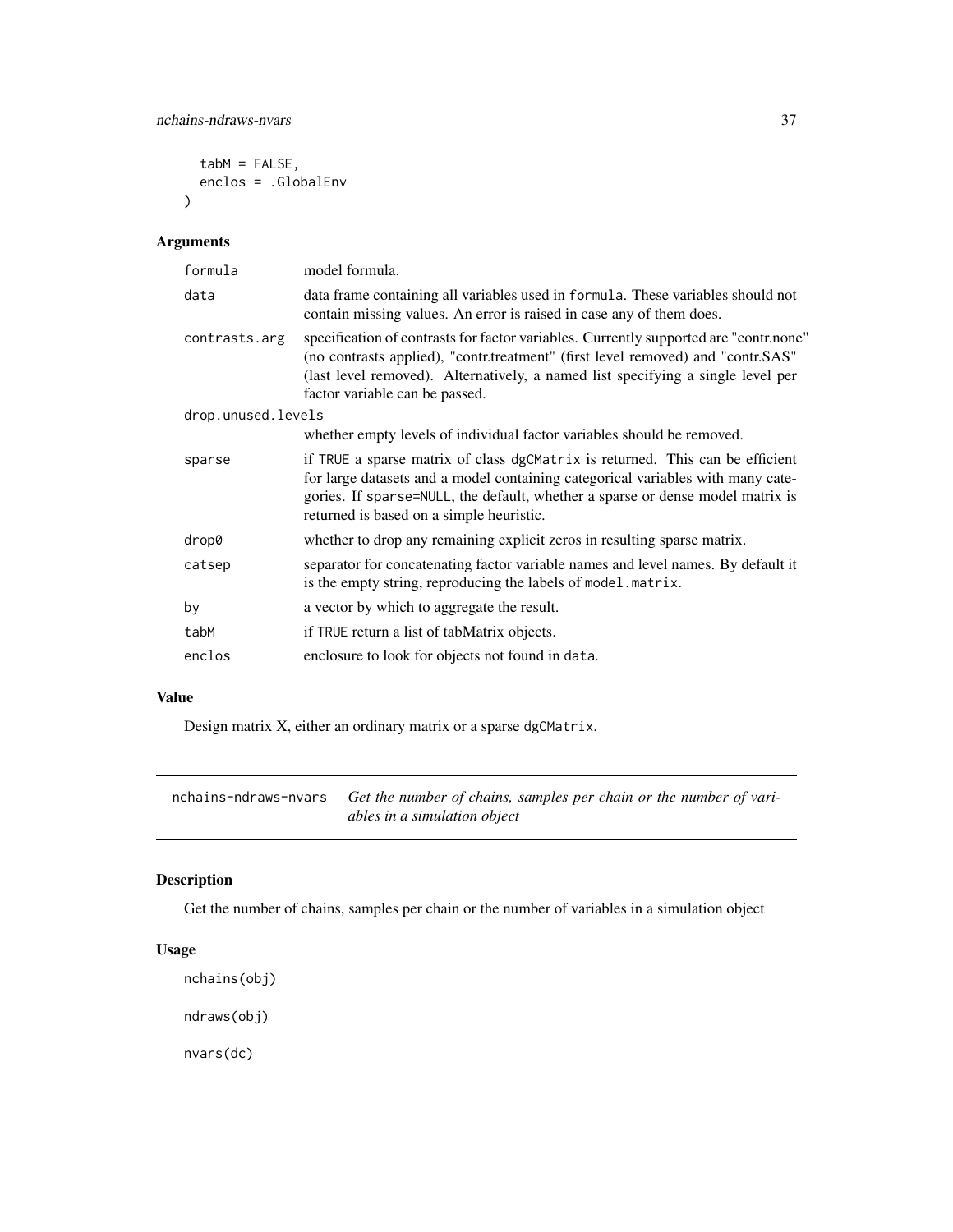```
  tabM = FALSE,
  enclos = .GlobalEnv
)
```

## Arguments

| | |
|---|---|
| formula | model formula. |
| data | data frame containing all variables used in formula. These variables should not contain missing values. An error is raised in case any of them does. |
| contrasts.arg | specification of contrasts for factor variables. Currently supported are "contr.none" (no contrasts applied), "contr.treatment" (first level removed) and "contr.SAS" (last level removed). Alternatively, a named list specifying a single level per factor variable can be passed. |
| drop.unused.levels | whether empty levels of individual factor variables should be removed. |
| sparse | if TRUE a sparse matrix of class dgCMatrix is returned. This can be efficient for large datasets and a model containing categorical variables with many categories. If sparse=NULL, the default, whether a sparse or dense model matrix is returned is based on a simple heuristic. |
| drop0 | whether to drop any remaining explicit zeros in resulting sparse matrix. |
| catsep | separator for concatenating factor variable names and level names. By default it is the empty string, reproducing the labels of model.matrix. |
| by | a vector by which to aggregate the result. |
| tabM | if TRUE return a list of tabMatrix objects. |
| enclos | enclosure to look for objects not found in data. |

## Value

Design matrix X, either an ordinary matrix or a sparse dgCMatrix.

---

# nchains-ndraws-nvars — *Get the number of chains, samples per chain or the number of variables in a simulation object*

---

## Description

Get the number of chains, samples per chain or the number of variables in a simulation object

## Usage

```
nchains(obj)

ndraws(obj)

nvars(dc)
```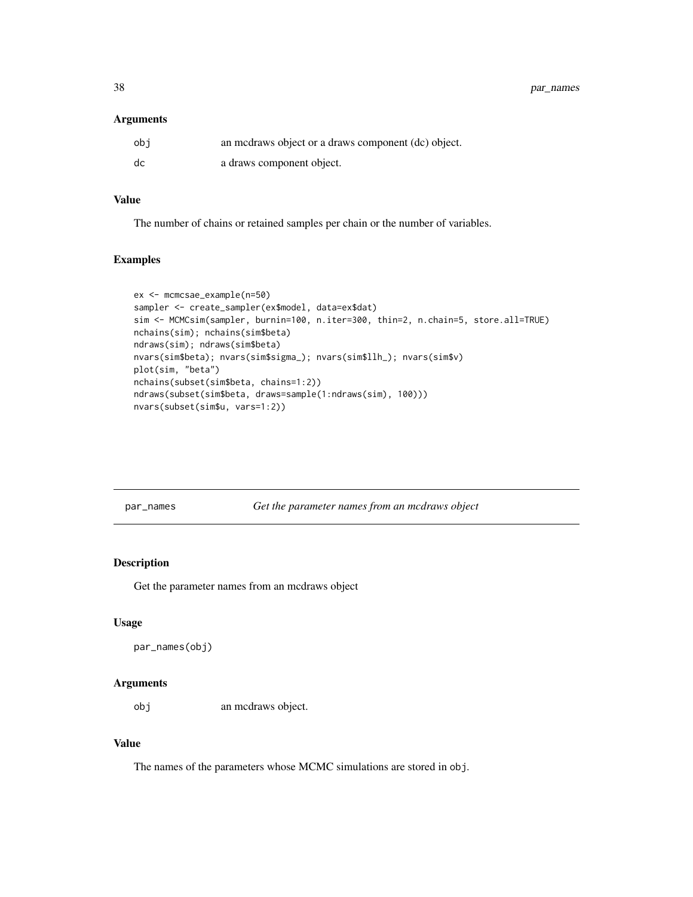### Arguments

| | |
|---|---|
| obj | an mcdraws object or a draws component (dc) object. |
| dc | a draws component object. |

### Value

The number of chains or retained samples per chain or the number of variables.

### Examples

```
ex <- mcmcsae_example(n=50)
sampler <- create_sampler(ex$model, data=ex$dat)
sim <- MCMCsim(sampler, burnin=100, n.iter=300, thin=2, n.chain=5, store.all=TRUE)
nchains(sim); nchains(sim$beta)
ndraws(sim); ndraws(sim$beta)
nvars(sim$beta); nvars(sim$sigma_); nvars(sim$llh_); nvars(sim$v)
plot(sim, "beta")
nchains(subset(sim$beta, chains=1:2))
ndraws(subset(sim$beta, draws=sample(1:ndraws(sim), 100)))
nvars(subset(sim$u, vars=1:2))
```

---

## par_names — *Get the parameter names from an mcdraws object*

### Description

Get the parameter names from an mcdraws object

### Usage

```
par_names(obj)
```

### Arguments

| | |
|---|---|
| obj | an mcdraws object. |

### Value

The names of the parameters whose MCMC simulations are stored in `obj`.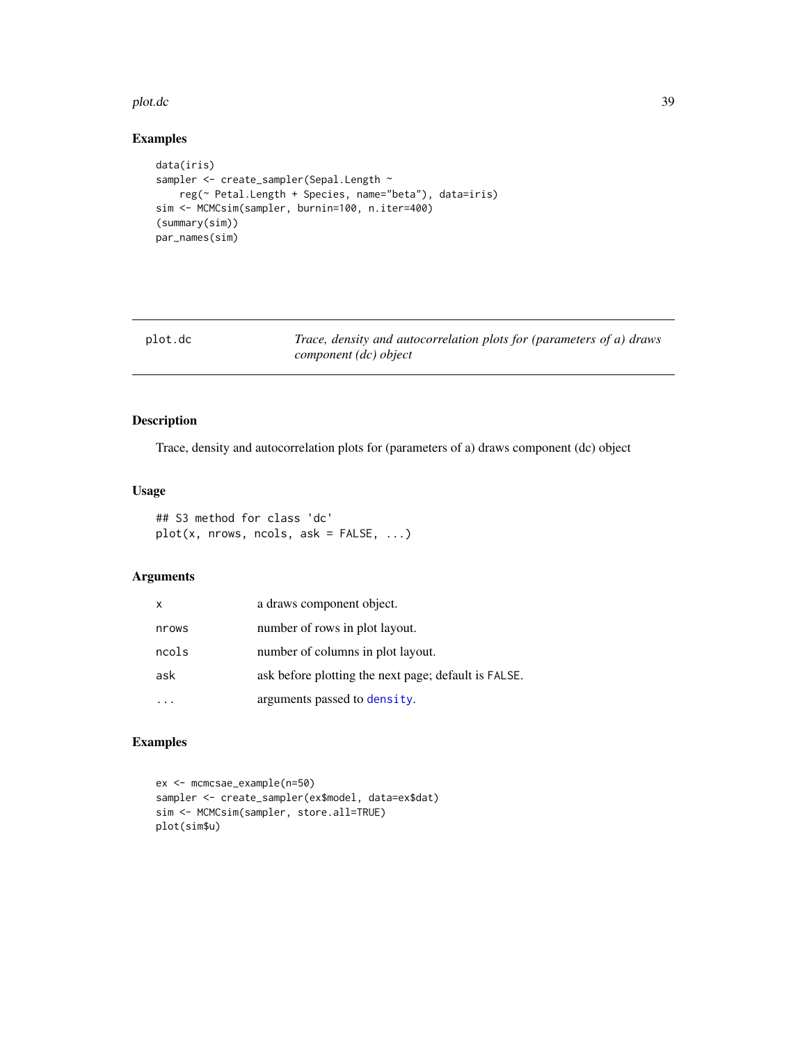### Examples

```
data(iris)
sampler <- create_sampler(Sepal.Length ~
    reg(~ Petal.Length + Species, name="beta"), data=iris)
sim <- MCMCsim(sampler, burnin=100, n.iter=400)
(summary(sim))
par_names(sim)
```

---

## plot.dc *Trace, density and autocorrelation plots for (parameters of a) draws component (dc) object*

---

### Description

Trace, density and autocorrelation plots for (parameters of a) draws component (dc) object

### Usage

```
## S3 method for class 'dc'
plot(x, nrows, ncols, ask = FALSE, ...)
```

### Arguments

| | |
|---|---|
| x | a draws component object. |
| nrows | number of rows in plot layout. |
| ncols | number of columns in plot layout. |
| ask | ask before plotting the next page; default is FALSE. |
| ... | arguments passed to density. |

### Examples

```
ex <- mcmcsae_example(n=50)
sampler <- create_sampler(ex$model, data=ex$dat)
sim <- MCMCsim(sampler, store.all=TRUE)
plot(sim$u)
```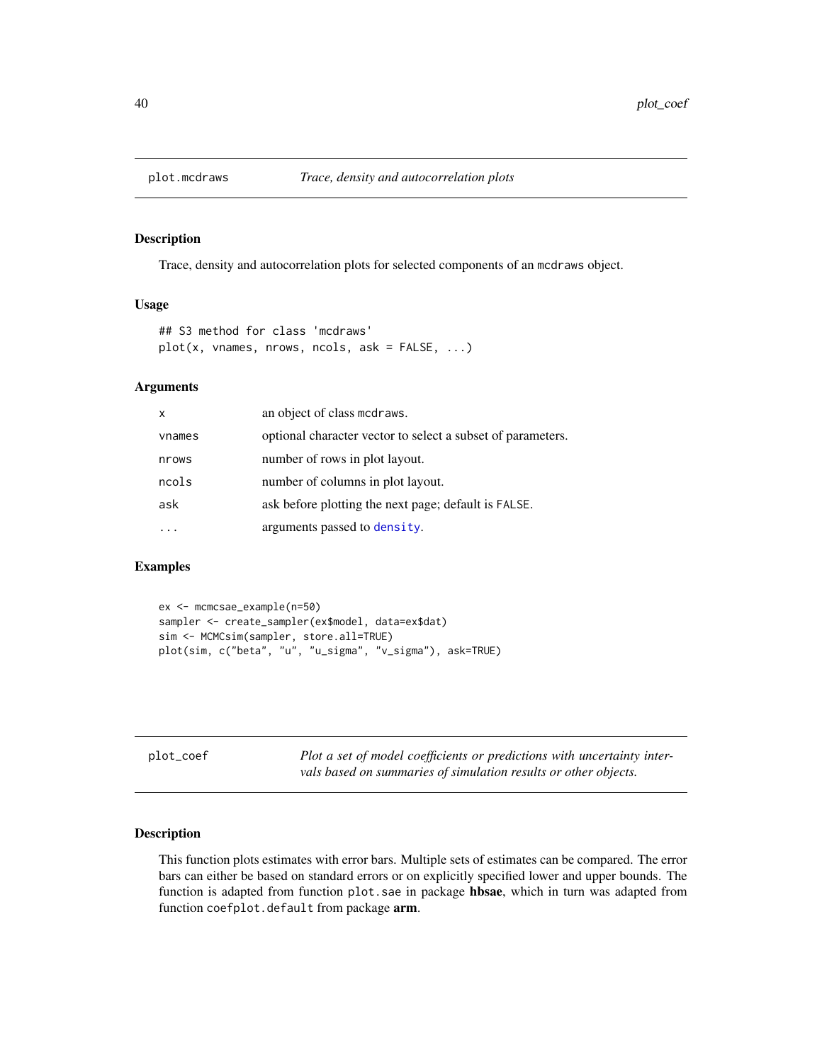## plot.mcdraws — *Trace, density and autocorrelation plots*

### Description

Trace, density and autocorrelation plots for selected components of an mcdraws object.

### Usage

```
## S3 method for class 'mcdraws'
plot(x, vnames, nrows, ncols, ask = FALSE, ...)
```

### Arguments

| | |
|---|---|
| x | an object of class mcdraws. |
| vnames | optional character vector to select a subset of parameters. |
| nrows | number of rows in plot layout. |
| ncols | number of columns in plot layout. |
| ask | ask before plotting the next page; default is FALSE. |
| ... | arguments passed to density. |

### Examples

```
ex <- mcmcsae_example(n=50)
sampler <- create_sampler(ex$model, data=ex$dat)
sim <- MCMCsim(sampler, store.all=TRUE)
plot(sim, c("beta", "u", "u_sigma", "v_sigma"), ask=TRUE)
```

## plot_coef — *Plot a set of model coefficients or predictions with uncertainty intervals based on summaries of simulation results or other objects.*

### Description

This function plots estimates with error bars. Multiple sets of estimates can be compared. The error bars can either be based on standard errors or on explicitly specified lower and upper bounds. The function is adapted from function plot.sae in package **hbsae**, which in turn was adapted from function coefplot.default from package **arm**.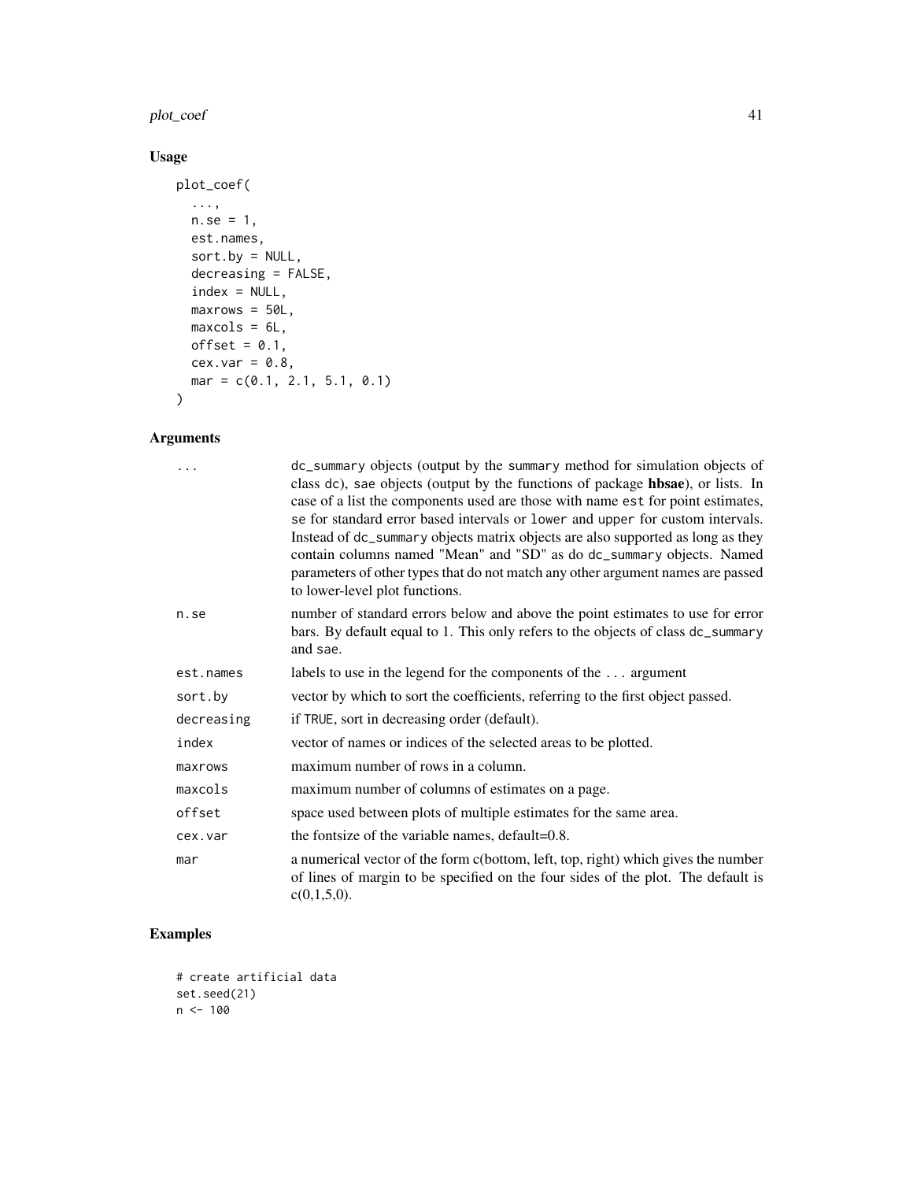## Usage

```
plot_coef(
  ...,
  n.se = 1,
  est.names,
  sort.by = NULL,
  decreasing = FALSE,
  index = NULL,
  maxrows = 50L,
  maxcols = 6L,
  offset = 0.1,
  cex.var = 0.8,
  mar = c(0.1, 2.1, 5.1, 0.1)
)
```

## Arguments

| | |
|---|---|
| `...` | `dc_summary` objects (output by the `summary` method for simulation objects of class `dc`), `sae` objects (output by the functions of package **hbsae**), or lists. In case of a list the components used are those with name `est` for point estimates, `se` for standard error based intervals or `lower` and `upper` for custom intervals. Instead of `dc_summary` objects matrix objects are also supported as long as they contain columns named "Mean" and "SD" as do `dc_summary` objects. Named parameters of other types that do not match any other argument names are passed to lower-level plot functions. |
| `n.se` | number of standard errors below and above the point estimates to use for error bars. By default equal to 1. This only refers to the objects of class `dc_summary` and `sae`. |
| `est.names` | labels to use in the legend for the components of the `...` argument |
| `sort.by` | vector by which to sort the coefficients, referring to the first object passed. |
| `decreasing` | if `TRUE`, sort in decreasing order (default). |
| `index` | vector of names or indices of the selected areas to be plotted. |
| `maxrows` | maximum number of rows in a column. |
| `maxcols` | maximum number of columns of estimates on a page. |
| `offset` | space used between plots of multiple estimates for the same area. |
| `cex.var` | the fontsize of the variable names, default=0.8. |
| `mar` | a numerical vector of the form c(bottom, left, top, right) which gives the number of lines of margin to be specified on the four sides of the plot. The default is c(0,1,5,0). |

## Examples

```
# create artificial data
set.seed(21)
n <- 100
```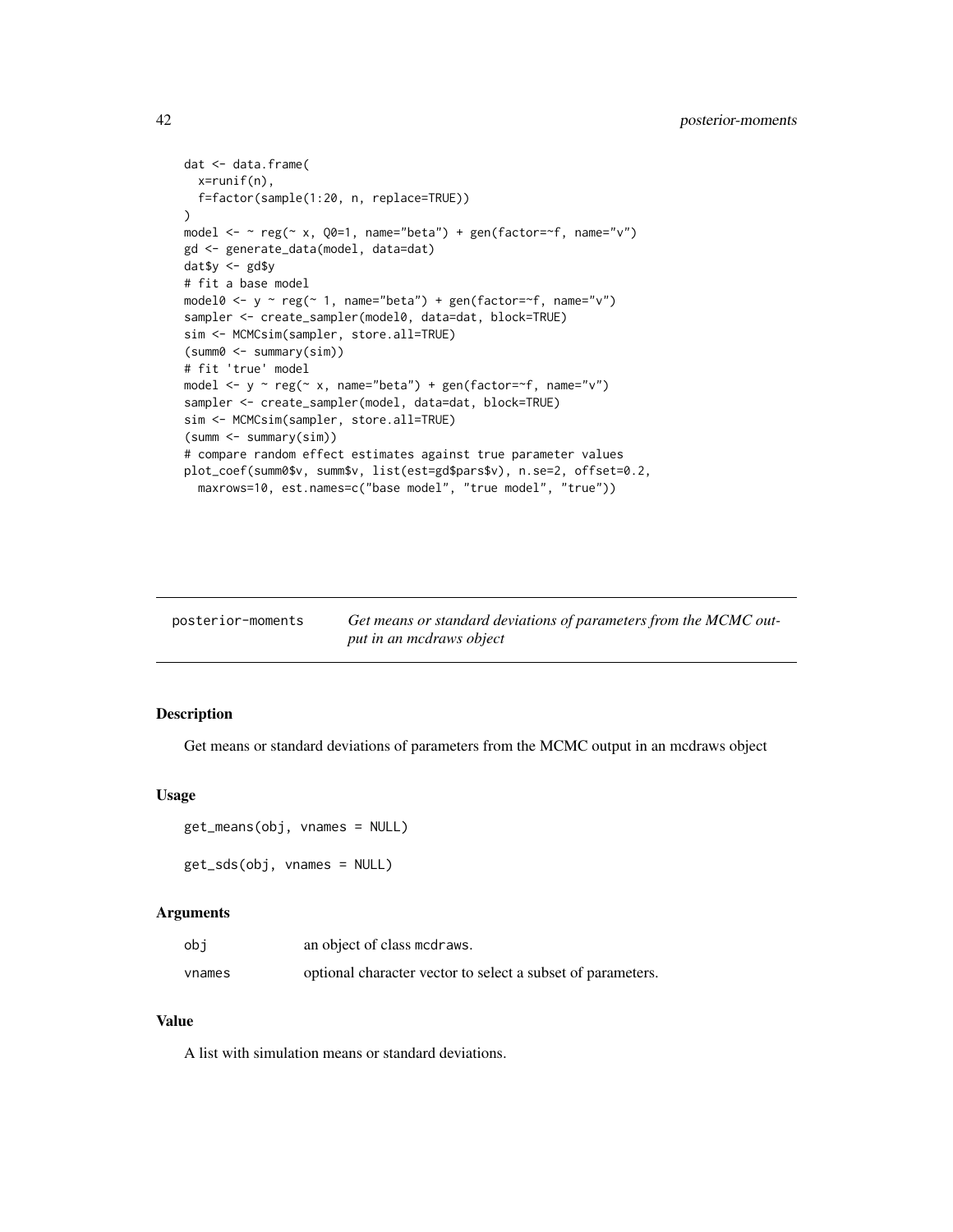```
dat <- data.frame(
  x=runif(n),
  f=factor(sample(1:20, n, replace=TRUE))
)
model <- ~ reg(~ x, Q0=1, name="beta") + gen(factor=~f, name="v")
gd <- generate_data(model, data=dat)
dat$y <- gd$y
# fit a base model
model0 <- y ~ reg(~ 1, name="beta") + gen(factor=~f, name="v")
sampler <- create_sampler(model0, data=dat, block=TRUE)
sim <- MCMCsim(sampler, store.all=TRUE)
(summ0 <- summary(sim))
# fit 'true' model
model <- y ~ reg(~ x, name="beta") + gen(factor=~f, name="v")
sampler <- create_sampler(model, data=dat, block=TRUE)
sim <- MCMCsim(sampler, store.all=TRUE)
(summ <- summary(sim))
# compare random effect estimates against true parameter values
plot_coef(summ0$v, summ$v, list(est=gd$pars$v), n.se=2, offset=0.2,
  maxrows=10, est.names=c("base model", "true model", "true"))
```

---

`posterior-moments` *Get means or standard deviations of parameters from the MCMC output in an mcdraws object*

---

## Description

Get means or standard deviations of parameters from the MCMC output in an mcdraws object

## Usage

```
get_means(obj, vnames = NULL)

get_sds(obj, vnames = NULL)
```

## Arguments

| | |
|---|---|
| `obj` | an object of class `mcdraws`. |
| `vnames` | optional character vector to select a subset of parameters. |

## Value

A list with simulation means or standard deviations.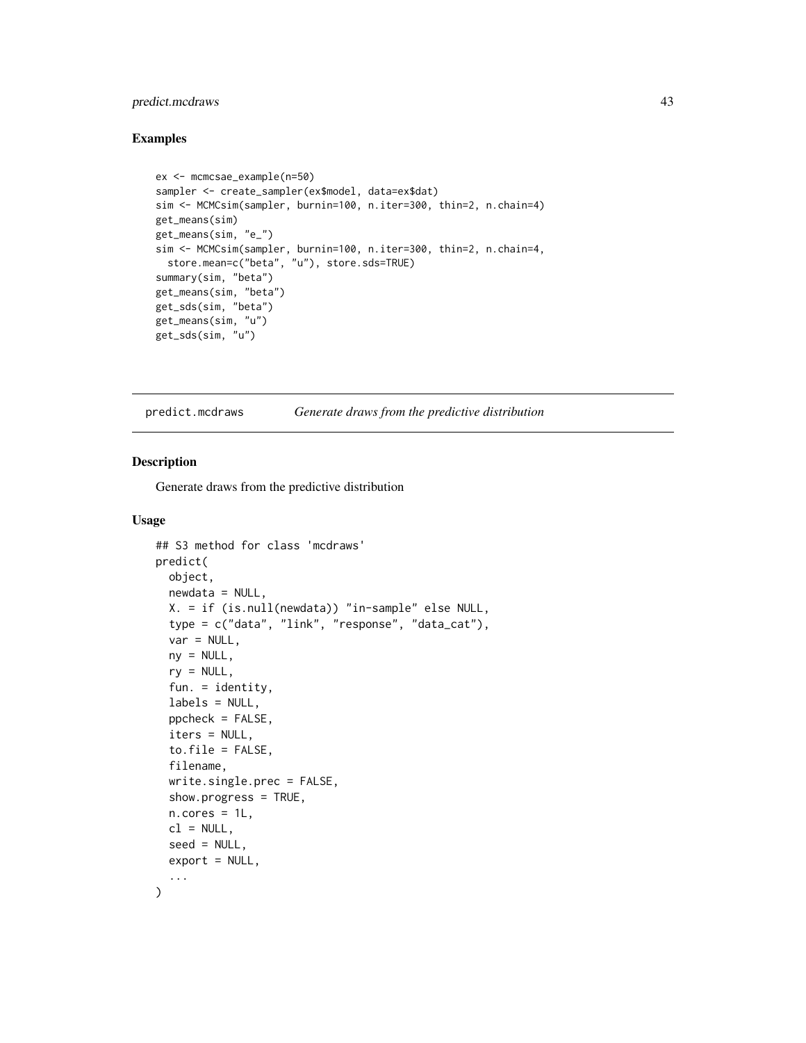### Examples

```
ex <- mcmcsae_example(n=50)
sampler <- create_sampler(ex$model, data=ex$dat)
sim <- MCMCsim(sampler, burnin=100, n.iter=300, thin=2, n.chain=4)
get_means(sim)
get_means(sim, "e_")
sim <- MCMCsim(sampler, burnin=100, n.iter=300, thin=2, n.chain=4,
  store.mean=c("beta", "u"), store.sds=TRUE)
summary(sim, "beta")
get_means(sim, "beta")
get_sds(sim, "beta")
get_means(sim, "u")
get_sds(sim, "u")
```

---

## predict.mcdraws *Generate draws from the predictive distribution*

### Description

Generate draws from the predictive distribution

### Usage

```
## S3 method for class 'mcdraws'
predict(
  object,
  newdata = NULL,
  X. = if (is.null(newdata)) "in-sample" else NULL,
  type = c("data", "link", "response", "data_cat"),
  var = NULL,
  ny = NULL,
  ry = NULL,
  fun. = identity,
  labels = NULL,
  ppcheck = FALSE,
  iters = NULL,
  to.file = FALSE,
  filename,
  write.single.prec = FALSE,
  show.progress = TRUE,
  n.cores = 1L,
  cl = NULL,
  seed = NULL,
  export = NULL,
  ...
)
```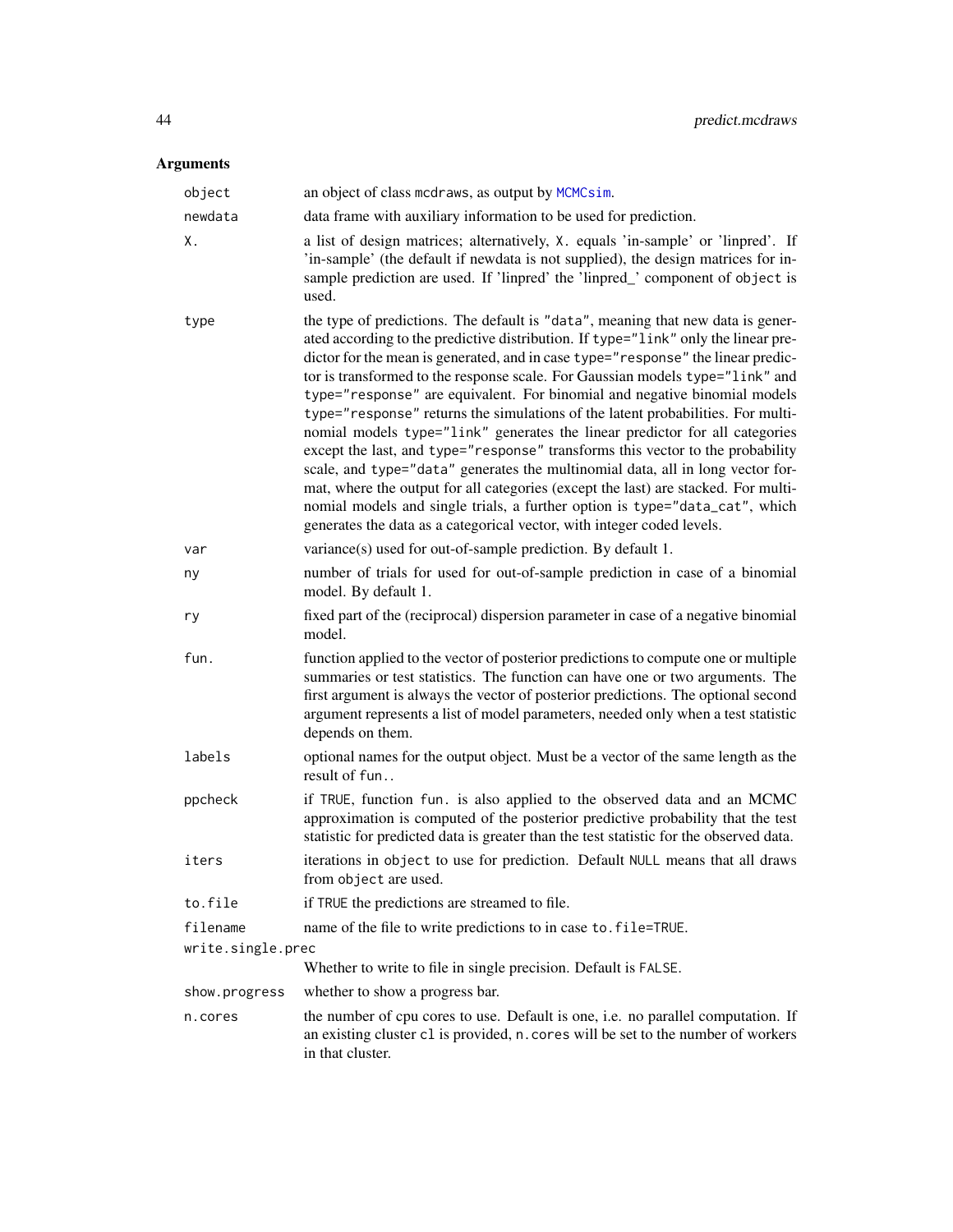## Arguments

| | |
|---|---|
| object | an object of class mcdraws, as output by MCMCsim. |
| newdata | data frame with auxiliary information to be used for prediction. |
| X. | a list of design matrices; alternatively, X. equals 'in-sample' or 'linpred'. If 'in-sample' (the default if newdata is not supplied), the design matrices for in-sample prediction are used. If 'linpred' the 'linpred_' component of object is used. |
| type | the type of predictions. The default is "data", meaning that new data is generated according to the predictive distribution. If type="link" only the linear predictor for the mean is generated, and in case type="response" the linear predictor is transformed to the response scale. For Gaussian models type="link" and type="response" are equivalent. For binomial and negative binomial models type="response" returns the simulations of the latent probabilities. For multinomial models type="link" generates the linear predictor for all categories except the last, and type="response" transforms this vector to the probability scale, and type="data" generates the multinomial data, all in long vector format, where the output for all categories (except the last) are stacked. For multinomial models and single trials, a further option is type="data_cat", which generates the data as a categorical vector, with integer coded levels. |
| var | variance(s) used for out-of-sample prediction. By default 1. |
| ny | number of trials for used for out-of-sample prediction in case of a binomial model. By default 1. |
| ry | fixed part of the (reciprocal) dispersion parameter in case of a negative binomial model. |
| fun. | function applied to the vector of posterior predictions to compute one or multiple summaries or test statistics. The function can have one or two arguments. The first argument is always the vector of posterior predictions. The optional second argument represents a list of model parameters, needed only when a test statistic depends on them. |
| labels | optional names for the output object. Must be a vector of the same length as the result of fun.. |
| ppcheck | if TRUE, function fun. is also applied to the observed data and an MCMC approximation is computed of the posterior predictive probability that the test statistic for predicted data is greater than the test statistic for the observed data. |
| iters | iterations in object to use for prediction. Default NULL means that all draws from object are used. |
| to.file | if TRUE the predictions are streamed to file. |
| filename | name of the file to write predictions to in case to.file=TRUE. |
| write.single.prec | Whether to write to file in single precision. Default is FALSE. |
| show.progress | whether to show a progress bar. |
| n.cores | the number of cpu cores to use. Default is one, i.e. no parallel computation. If an existing cluster cl is provided, n.cores will be set to the number of workers in that cluster. |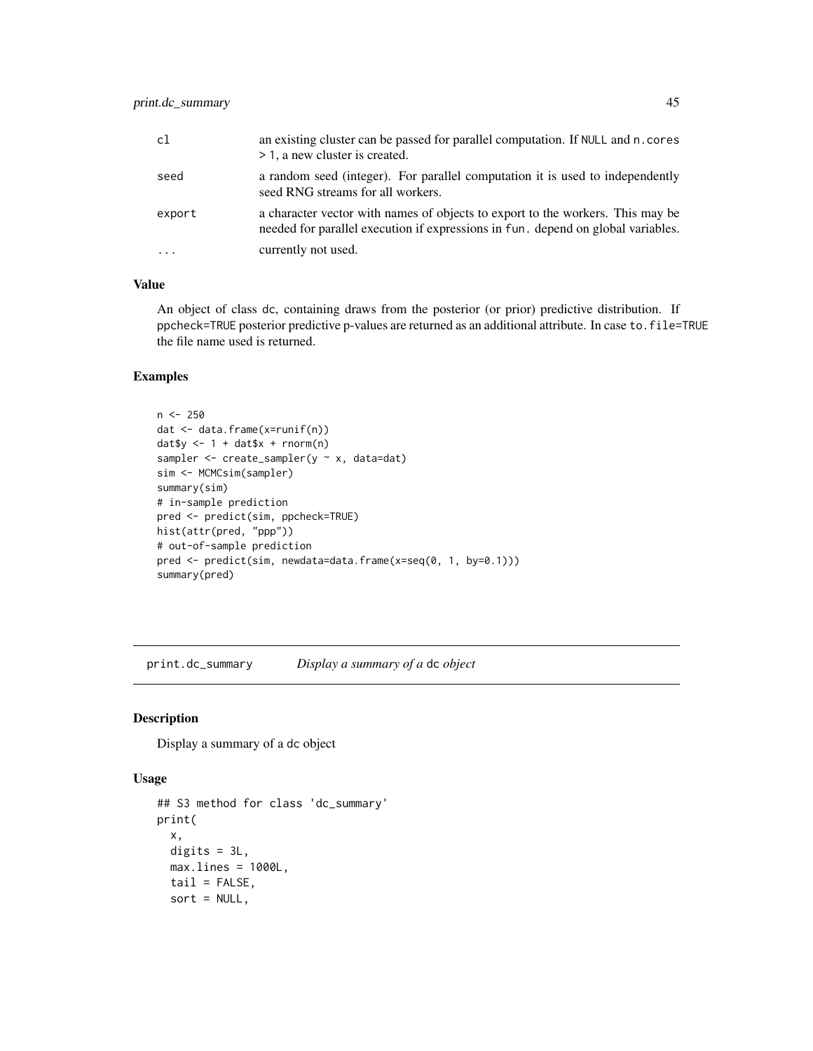| | |
|---|---|
| cl | an existing cluster can be passed for parallel computation. If NULL and n.cores > 1, a new cluster is created. |
| seed | a random seed (integer). For parallel computation it is used to independently seed RNG streams for all workers. |
| export | a character vector with names of objects to export to the workers. This may be needed for parallel execution if expressions in fun. depend on global variables. |
| ... | currently not used. |

### Value

An object of class dc, containing draws from the posterior (or prior) predictive distribution. If ppcheck=TRUE posterior predictive p-values are returned as an additional attribute. In case to.file=TRUE the file name used is returned.

### Examples

```
n <- 250
dat <- data.frame(x=runif(n))
dat$y <- 1 + dat$x + rnorm(n)
sampler <- create_sampler(y ~ x, data=dat)
sim <- MCMCsim(sampler)
summary(sim)
# in-sample prediction
pred <- predict(sim, ppcheck=TRUE)
hist(attr(pred, "ppp"))
# out-of-sample prediction
pred <- predict(sim, newdata=data.frame(x=seq(0, 1, by=0.1)))
summary(pred)
```

---

## print.dc_summary — *Display a summary of a* dc *object*

### Description

Display a summary of a dc object

### Usage

```
## S3 method for class 'dc_summary'
print(
  x,
  digits = 3L,
  max.lines = 1000L,
  tail = FALSE,
  sort = NULL,
```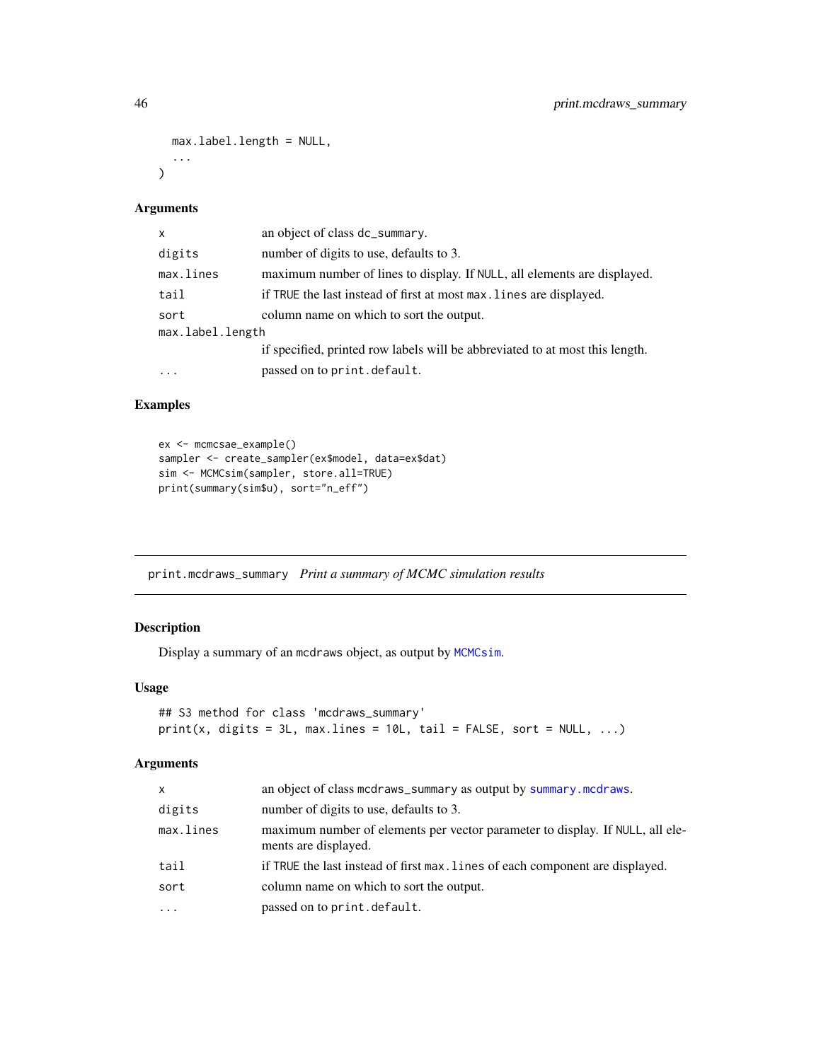```
  max.label.length = NULL,
  ...
)
```

### Arguments

| | |
|---|---|
| x | an object of class dc_summary. |
| digits | number of digits to use, defaults to 3. |
| max.lines | maximum number of lines to display. If NULL, all elements are displayed. |
| tail | if TRUE the last instead of first at most max.lines are displayed. |
| sort | column name on which to sort the output. |
| max.label.length | if specified, printed row labels will be abbreviated to at most this length. |
| ... | passed on to print.default. |

### Examples

```
ex <- mcmcsae_example()
sampler <- create_sampler(ex$model, data=ex$dat)
sim <- MCMCsim(sampler, store.all=TRUE)
print(summary(sim$u), sort="n_eff")
```

---

## print.mcdraws_summary    *Print a summary of MCMC simulation results*

### Description

Display a summary of an mcdraws object, as output by MCMCsim.

### Usage

```
## S3 method for class 'mcdraws_summary'
print(x, digits = 3L, max.lines = 10L, tail = FALSE, sort = NULL, ...)
```

### Arguments

| | |
|---|---|
| x | an object of class mcdraws_summary as output by summary.mcdraws. |
| digits | number of digits to use, defaults to 3. |
| max.lines | maximum number of elements per vector parameter to display. If NULL, all elements are displayed. |
| tail | if TRUE the last instead of first max.lines of each component are displayed. |
| sort | column name on which to sort the output. |
| ... | passed on to print.default. |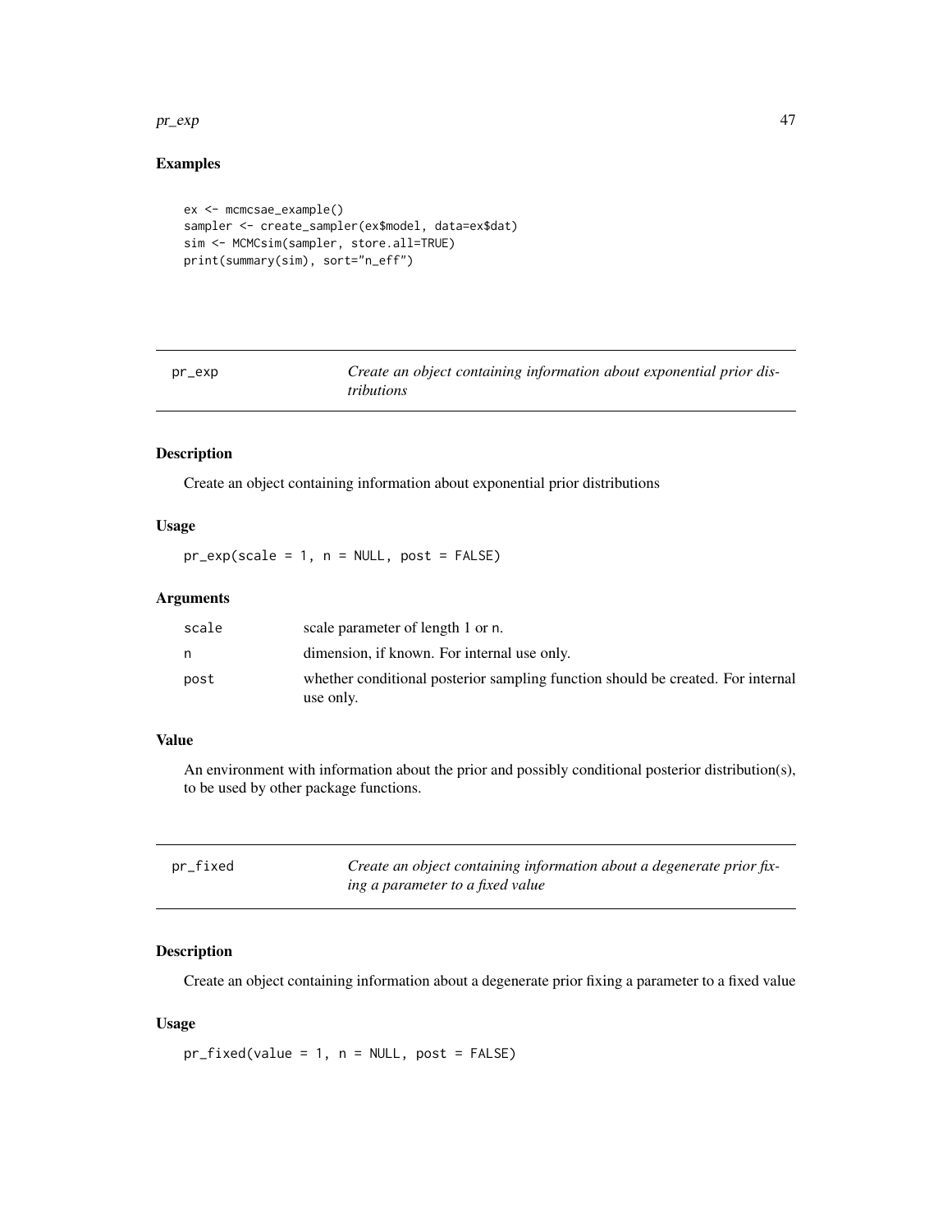### Examples

```
ex <- mcmcsae_example()
sampler <- create_sampler(ex$model, data=ex$dat)
sim <- MCMCsim(sampler, store.all=TRUE)
print(summary(sim), sort="n_eff")
```

## pr_exp — *Create an object containing information about exponential prior distributions*

### Description

Create an object containing information about exponential prior distributions

### Usage

```
pr_exp(scale = 1, n = NULL, post = FALSE)
```

### Arguments

| | |
|---|---|
| scale | scale parameter of length 1 or n. |
| n | dimension, if known. For internal use only. |
| post | whether conditional posterior sampling function should be created. For internal use only. |

### Value

An environment with information about the prior and possibly conditional posterior distribution(s), to be used by other package functions.

## pr_fixed — *Create an object containing information about a degenerate prior fixing a parameter to a fixed value*

### Description

Create an object containing information about a degenerate prior fixing a parameter to a fixed value

### Usage

```
pr_fixed(value = 1, n = NULL, post = FALSE)
```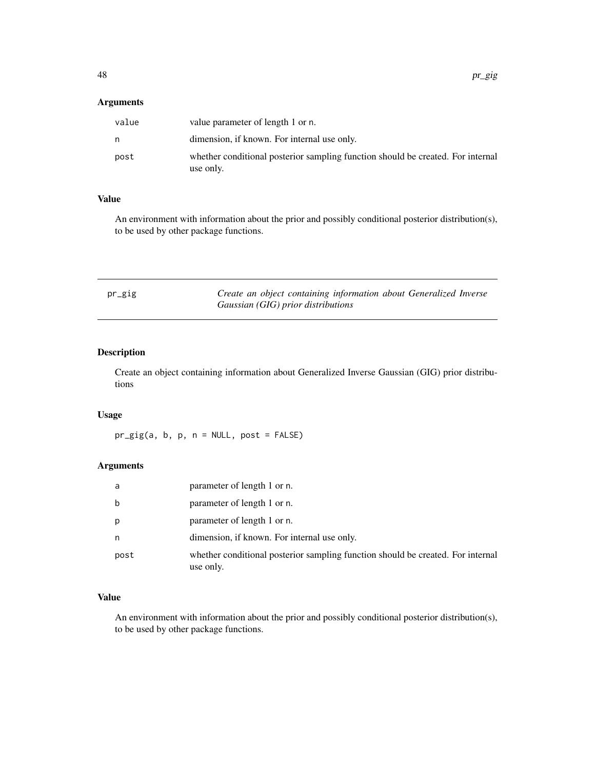## Arguments

| | |
|---|---|
| value | value parameter of length 1 or n. |
| n | dimension, if known. For internal use only. |
| post | whether conditional posterior sampling function should be created. For internal use only. |

## Value

An environment with information about the prior and possibly conditional posterior distribution(s), to be used by other package functions.

---

# pr_gig — *Create an object containing information about Generalized Inverse Gaussian (GIG) prior distributions*

## Description

Create an object containing information about Generalized Inverse Gaussian (GIG) prior distributions

## Usage

```
pr_gig(a, b, p, n = NULL, post = FALSE)
```

## Arguments

| | |
|---|---|
| a | parameter of length 1 or n. |
| b | parameter of length 1 or n. |
| p | parameter of length 1 or n. |
| n | dimension, if known. For internal use only. |
| post | whether conditional posterior sampling function should be created. For internal use only. |

## Value

An environment with information about the prior and possibly conditional posterior distribution(s), to be used by other package functions.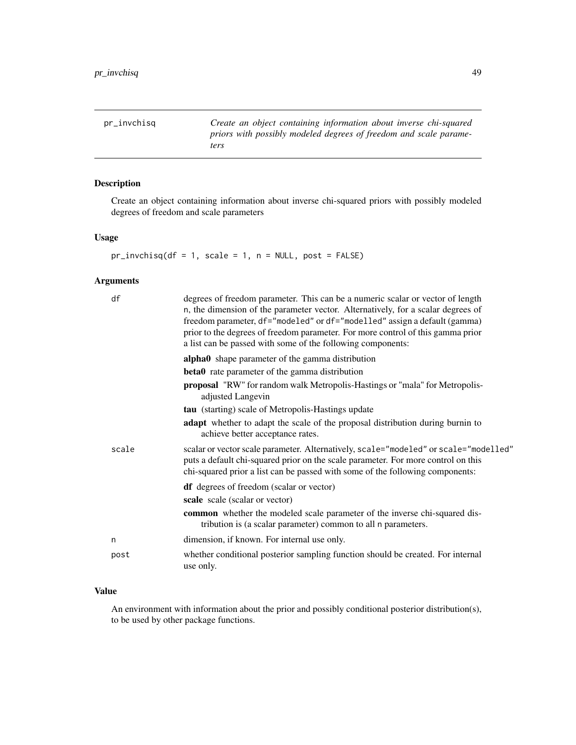## pr_invchisq

*Create an object containing information about inverse chi-squared priors with possibly modeled degrees of freedom and scale parameters*

### Description

Create an object containing information about inverse chi-squared priors with possibly modeled degrees of freedom and scale parameters

### Usage

```
pr_invchisq(df = 1, scale = 1, n = NULL, post = FALSE)
```

### Arguments

`df` degrees of freedom parameter. This can be a numeric scalar or vector of length `n`, the dimension of the parameter vector. Alternatively, for a scalar degrees of freedom parameter, `df="modeled"` or `df="modelled"` assign a default (gamma) prior to the degrees of freedom parameter. For more control of this gamma prior a list can be passed with some of the following components:

- **alpha0** shape parameter of the gamma distribution
- **beta0** rate parameter of the gamma distribution
- **proposal** "RW" for random walk Metropolis-Hastings or "mala" for Metropolis-adjusted Langevin
- **tau** (starting) scale of Metropolis-Hastings update
- **adapt** whether to adapt the scale of the proposal distribution during burnin to achieve better acceptance rates.

`scale` scalar or vector scale parameter. Alternatively, `scale="modeled"` or `scale="modelled"` puts a default chi-squared prior on the scale parameter. For more control on this chi-squared prior a list can be passed with some of the following components:

- **df** degrees of freedom (scalar or vector)
- **scale** scale (scalar or vector)
- **common** whether the modeled scale parameter of the inverse chi-squared distribution is (a scalar parameter) common to all `n` parameters.

`n` dimension, if known. For internal use only.

`post` whether conditional posterior sampling function should be created. For internal use only.

### Value

An environment with information about the prior and possibly conditional posterior distribution(s), to be used by other package functions.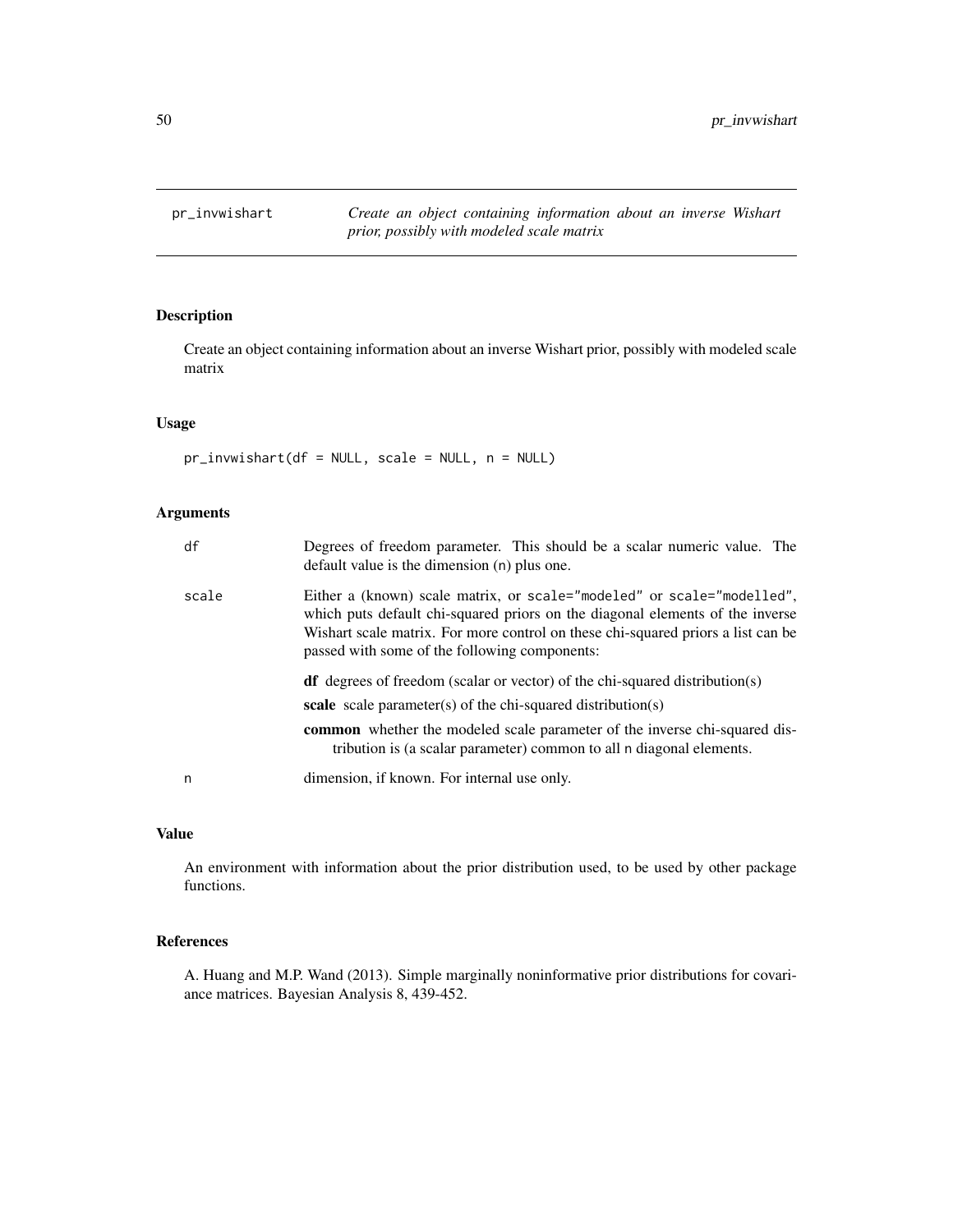# pr_invwishart

*Create an object containing information about an inverse Wishart prior, possibly with modeled scale matrix*

## Description

Create an object containing information about an inverse Wishart prior, possibly with modeled scale matrix

## Usage

```
pr_invwishart(df = NULL, scale = NULL, n = NULL)
```

## Arguments

**df** Degrees of freedom parameter. This should be a scalar numeric value. The default value is the dimension (n) plus one.

**scale** Either a (known) scale matrix, or scale="modeled" or scale="modelled", which puts default chi-squared priors on the diagonal elements of the inverse Wishart scale matrix. For more control on these chi-squared priors a list can be passed with some of the following components:

- **df** degrees of freedom (scalar or vector) of the chi-squared distribution(s)
- **scale** scale parameter(s) of the chi-squared distribution(s)
- **common** whether the modeled scale parameter of the inverse chi-squared distribution is (a scalar parameter) common to all n diagonal elements.

**n** dimension, if known. For internal use only.

## Value

An environment with information about the prior distribution used, to be used by other package functions.

## References

A. Huang and M.P. Wand (2013). Simple marginally noninformative prior distributions for covariance matrices. Bayesian Analysis 8, 439-452.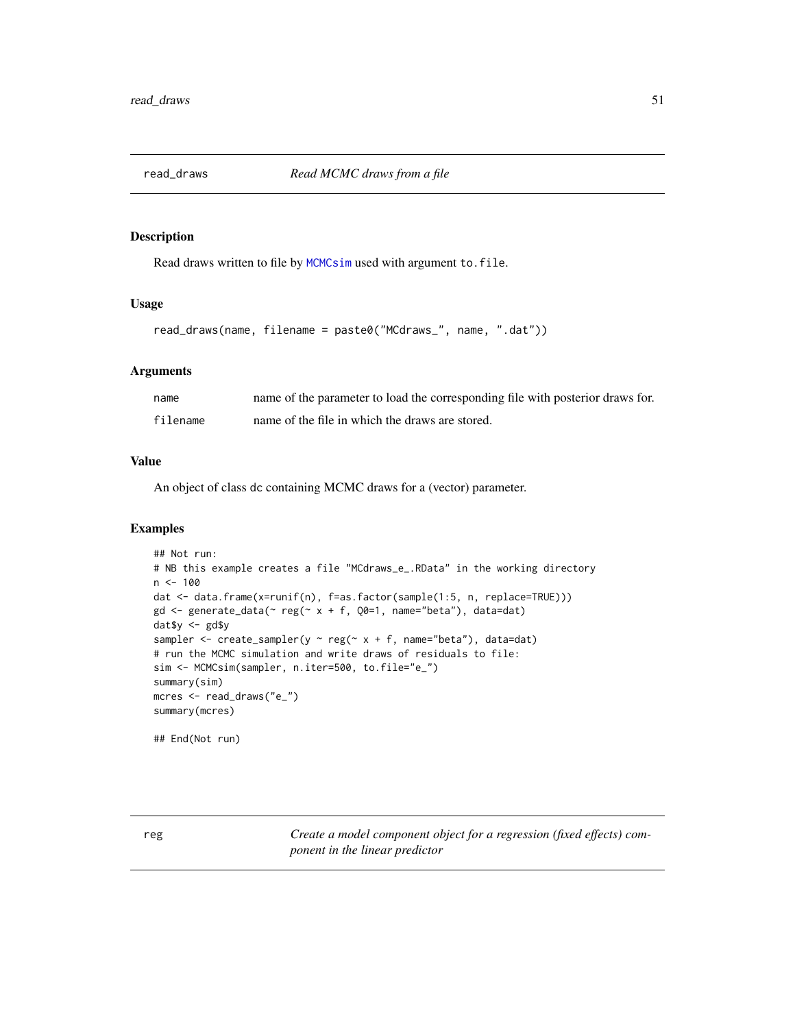## read_draws    *Read MCMC draws from a file*

### Description

Read draws written to file by MCMCsim used with argument `to.file`.

### Usage

```
read_draws(name, filename = paste0("MCdraws_", name, ".dat"))
```

### Arguments

| | |
|---|---|
| `name` | name of the parameter to load the corresponding file with posterior draws for. |
| `filename` | name of the file in which the draws are stored. |

### Value

An object of class `dc` containing MCMC draws for a (vector) parameter.

### Examples

```
## Not run:
# NB this example creates a file "MCdraws_e_.RData" in the working directory
n <- 100
dat <- data.frame(x=runif(n), f=as.factor(sample(1:5, n, replace=TRUE)))
gd <- generate_data(~ reg(~ x + f, Q0=1, name="beta"), data=dat)
dat$y <- gd$y
sampler <- create_sampler(y ~ reg(~ x + f, name="beta"), data=dat)
# run the MCMC simulation and write draws of residuals to file:
sim <- MCMCsim(sampler, n.iter=500, to.file="e_")
summary(sim)
mcres <- read_draws("e_")
summary(mcres)

## End(Not run)
```

## reg    *Create a model component object for a regression (fixed effects) component in the linear predictor*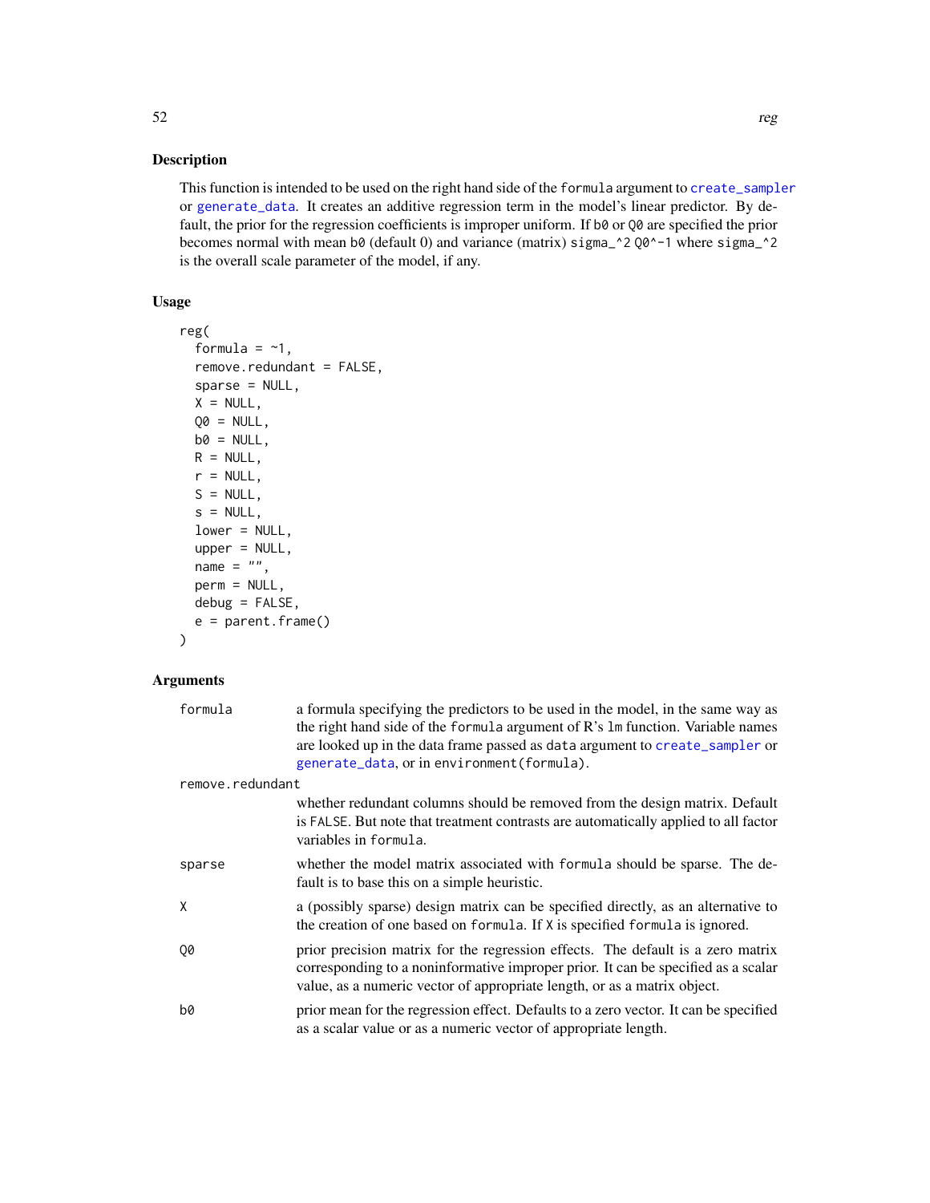## Description

This function is intended to be used on the right hand side of the `formula` argument to `create_sampler` or `generate_data`. It creates an additive regression term in the model's linear predictor. By default, the prior for the regression coefficients is improper uniform. If `b0` or `Q0` are specified the prior becomes normal with mean `b0` (default 0) and variance (matrix) `sigma_^2 Q0^-1` where `sigma_^2` is the overall scale parameter of the model, if any.

## Usage

```
reg(
  formula = ~1,
  remove.redundant = FALSE,
  sparse = NULL,
  X = NULL,
  Q0 = NULL,
  b0 = NULL,
  R = NULL,
  r = NULL,
  S = NULL,
  s = NULL,
  lower = NULL,
  upper = NULL,
  name = "",
  perm = NULL,
  debug = FALSE,
  e = parent.frame()
)
```

## Arguments

| | |
|---|---|
| `formula` | a formula specifying the predictors to be used in the model, in the same way as the right hand side of the `formula` argument of R's `lm` function. Variable names are looked up in the data frame passed as `data` argument to `create_sampler` or `generate_data`, or in `environment(formula)`. |
| `remove.redundant` | whether redundant columns should be removed from the design matrix. Default is `FALSE`. But note that treatment contrasts are automatically applied to all factor variables in `formula`. |
| `sparse` | whether the model matrix associated with `formula` should be sparse. The default is to base this on a simple heuristic. |
| `X` | a (possibly sparse) design matrix can be specified directly, as an alternative to the creation of one based on `formula`. If `X` is specified `formula` is ignored. |
| `Q0` | prior precision matrix for the regression effects. The default is a zero matrix corresponding to a noninformative improper prior. It can be specified as a scalar value, as a numeric vector of appropriate length, or as a matrix object. |
| `b0` | prior mean for the regression effect. Defaults to a zero vector. It can be specified as a scalar value or as a numeric vector of appropriate length. |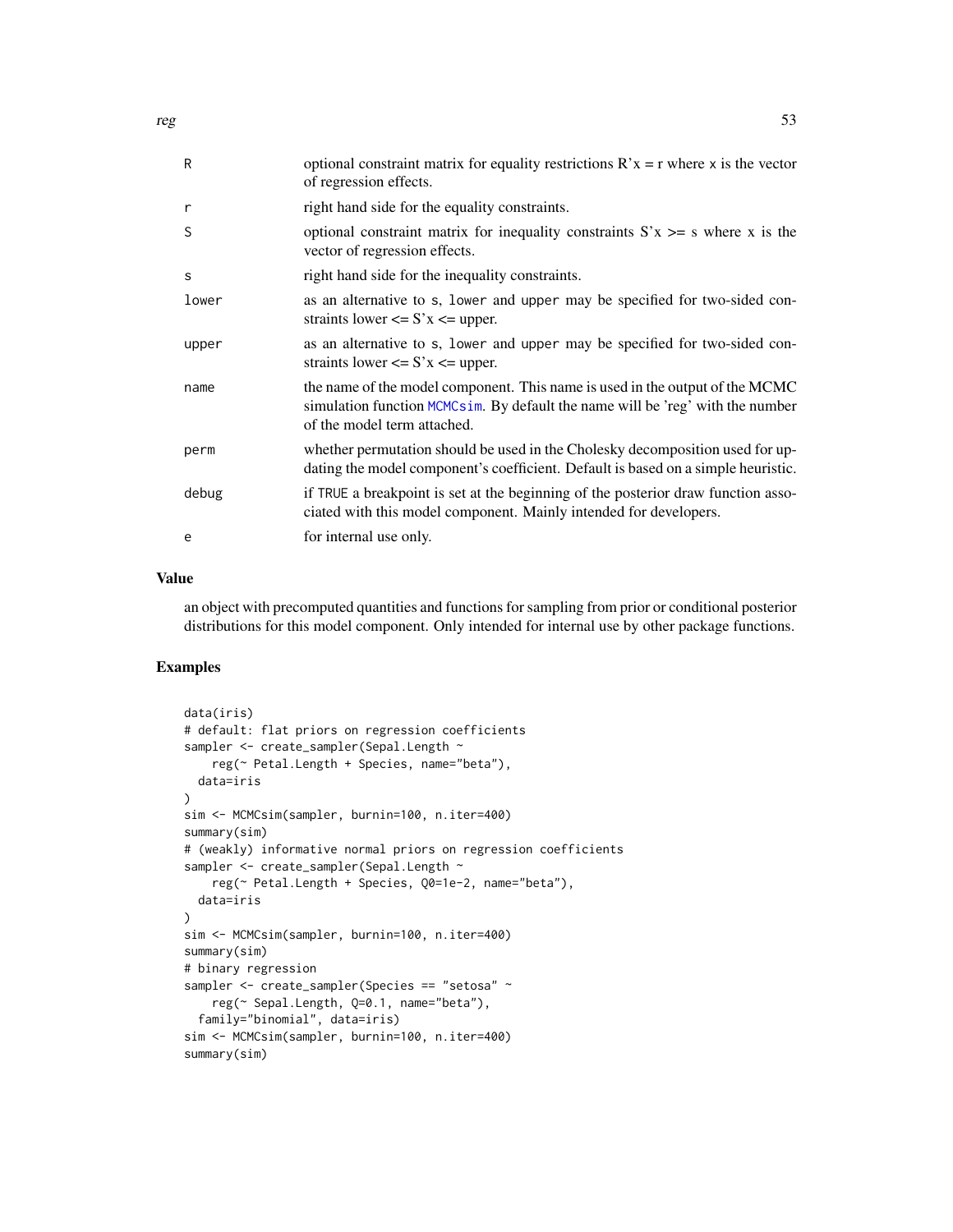| | |
|---|---|
| R | optional constraint matrix for equality restrictions R'x = r where x is the vector of regression effects. |
| r | right hand side for the equality constraints. |
| S | optional constraint matrix for inequality constraints S'x >= s where x is the vector of regression effects. |
| s | right hand side for the inequality constraints. |
| lower | as an alternative to s, lower and upper may be specified for two-sided constraints lower <= S'x <= upper. |
| upper | as an alternative to s, lower and upper may be specified for two-sided constraints lower <= S'x <= upper. |
| name | the name of the model component. This name is used in the output of the MCMC simulation function MCMCsim. By default the name will be 'reg' with the number of the model term attached. |
| perm | whether permutation should be used in the Cholesky decomposition used for updating the model component's coefficient. Default is based on a simple heuristic. |
| debug | if TRUE a breakpoint is set at the beginning of the posterior draw function associated with this model component. Mainly intended for developers. |
| e | for internal use only. |

## Value

an object with precomputed quantities and functions for sampling from prior or conditional posterior distributions for this model component. Only intended for internal use by other package functions.

## Examples

```
data(iris)
# default: flat priors on regression coefficients
sampler <- create_sampler(Sepal.Length ~
    reg(~ Petal.Length + Species, name="beta"),
  data=iris
)
sim <- MCMCsim(sampler, burnin=100, n.iter=400)
summary(sim)
# (weakly) informative normal priors on regression coefficients
sampler <- create_sampler(Sepal.Length ~
    reg(~ Petal.Length + Species, Q0=1e-2, name="beta"),
  data=iris
)
sim <- MCMCsim(sampler, burnin=100, n.iter=400)
summary(sim)
# binary regression
sampler <- create_sampler(Species == "setosa" ~
    reg(~ Sepal.Length, Q=0.1, name="beta"),
  family="binomial", data=iris)
sim <- MCMCsim(sampler, burnin=100, n.iter=400)
summary(sim)
```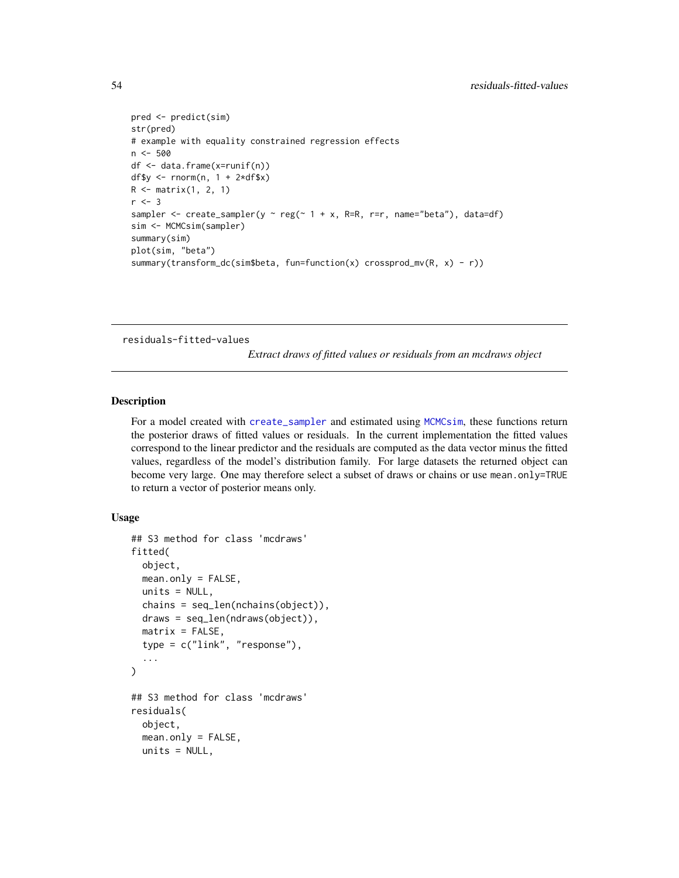```
pred <- predict(sim)
str(pred)
# example with equality constrained regression effects
n <- 500
df <- data.frame(x=runif(n))
df$y <- rnorm(n, 1 + 2*df$x)
R <- matrix(1, 2, 1)
r <- 3
sampler <- create_sampler(y ~ reg(~ 1 + x, R=R, r=r, name="beta"), data=df)
sim <- MCMCsim(sampler)
summary(sim)
plot(sim, "beta")
summary(transform_dc(sim$beta, fun=function(x) crossprod_mv(R, x) - r))
```

---

## residuals-fitted-values

*Extract draws of fitted values or residuals from an mcdraws object*

---

### Description

For a model created with `create_sampler` and estimated using `MCMCsim`, these functions return the posterior draws of fitted values or residuals. In the current implementation the fitted values correspond to the linear predictor and the residuals are computed as the data vector minus the fitted values, regardless of the model's distribution family. For large datasets the returned object can become very large. One may therefore select a subset of draws or chains or use `mean.only=TRUE` to return a vector of posterior means only.

### Usage

```
## S3 method for class 'mcdraws'
fitted(
  object,
  mean.only = FALSE,
  units = NULL,
  chains = seq_len(nchains(object)),
  draws = seq_len(ndraws(object)),
  matrix = FALSE,
  type = c("link", "response"),
  ...
)

## S3 method for class 'mcdraws'
residuals(
  object,
  mean.only = FALSE,
  units = NULL,
```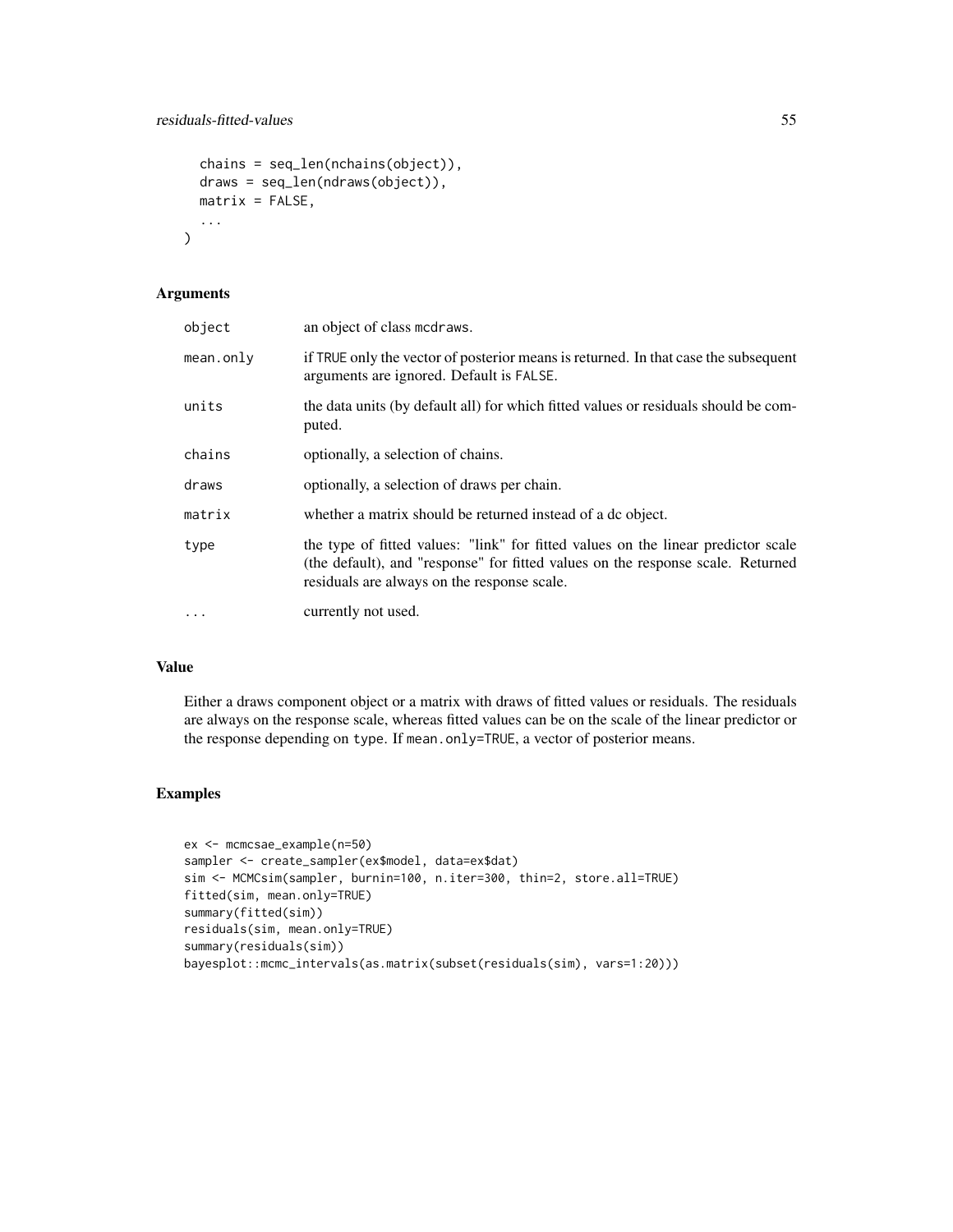```
  chains = seq_len(nchains(object)),
  draws = seq_len(ndraws(object)),
  matrix = FALSE,
  ...
)
```

### Arguments

| | |
|---|---|
| object | an object of class mcdraws. |
| mean.only | if TRUE only the vector of posterior means is returned. In that case the subsequent arguments are ignored. Default is FALSE. |
| units | the data units (by default all) for which fitted values or residuals should be computed. |
| chains | optionally, a selection of chains. |
| draws | optionally, a selection of draws per chain. |
| matrix | whether a matrix should be returned instead of a dc object. |
| type | the type of fitted values: "link" for fitted values on the linear predictor scale (the default), and "response" for fitted values on the response scale. Returned residuals are always on the response scale. |
| ... | currently not used. |

### Value

Either a draws component object or a matrix with draws of fitted values or residuals. The residuals are always on the response scale, whereas fitted values can be on the scale of the linear predictor or the response depending on type. If mean.only=TRUE, a vector of posterior means.

### Examples

```
ex <- mcmcsae_example(n=50)
sampler <- create_sampler(ex$model, data=ex$dat)
sim <- MCMCsim(sampler, burnin=100, n.iter=300, thin=2, store.all=TRUE)
fitted(sim, mean.only=TRUE)
summary(fitted(sim))
residuals(sim, mean.only=TRUE)
summary(residuals(sim))
bayesplot::mcmc_intervals(as.matrix(subset(residuals(sim), vars=1:20)))
```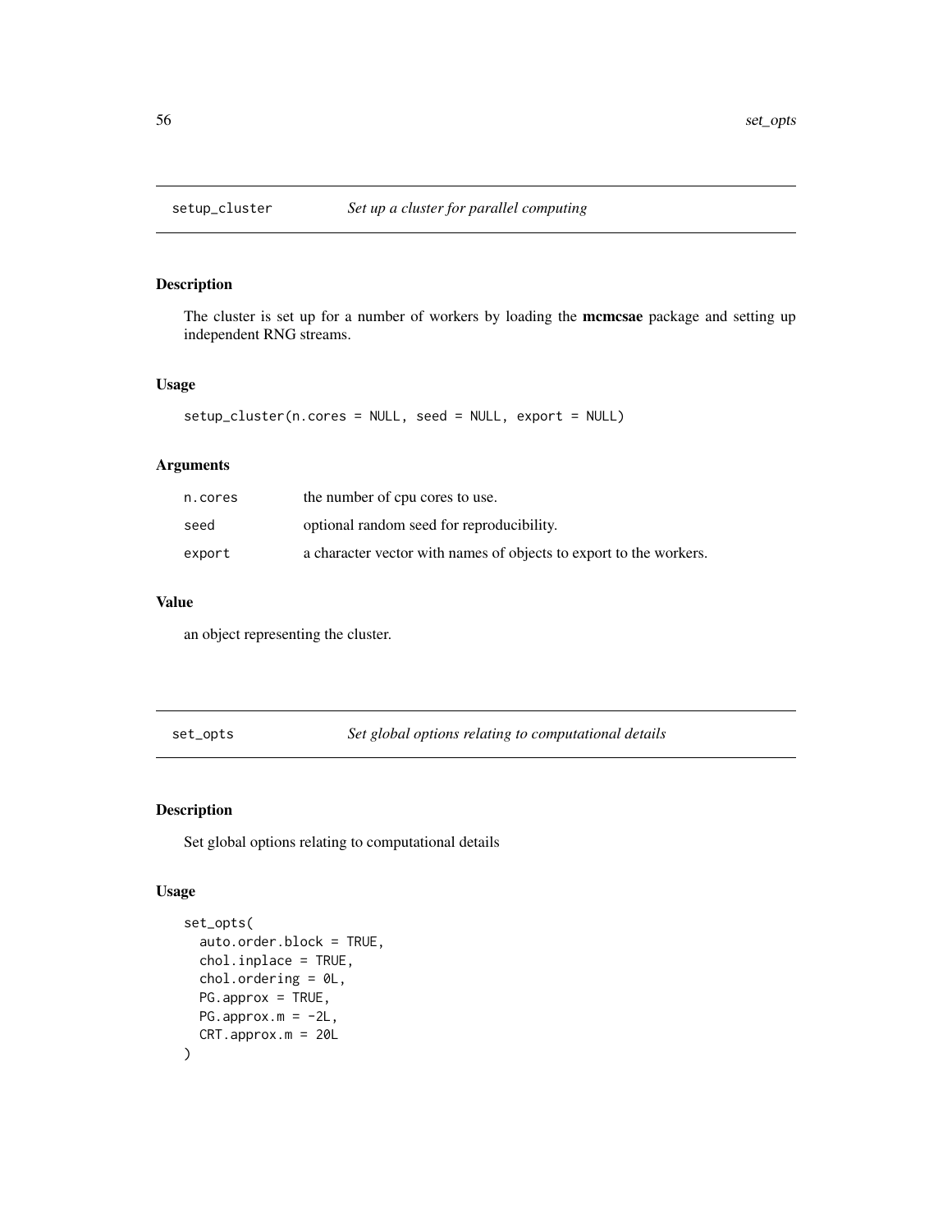## setup_cluster *Set up a cluster for parallel computing*

### Description

The cluster is set up for a number of workers by loading the **mcmcsae** package and setting up independent RNG streams.

### Usage

```
setup_cluster(n.cores = NULL, seed = NULL, export = NULL)
```

### Arguments

| | |
|---|---|
| n.cores | the number of cpu cores to use. |
| seed | optional random seed for reproducibility. |
| export | a character vector with names of objects to export to the workers. |

### Value

an object representing the cluster.

## set_opts *Set global options relating to computational details*

### Description

Set global options relating to computational details

### Usage

```
set_opts(
  auto.order.block = TRUE,
  chol.inplace = TRUE,
  chol.ordering = 0L,
  PG.approx = TRUE,
  PG.approx.m = -2L,
  CRT.approx.m = 20L
)
```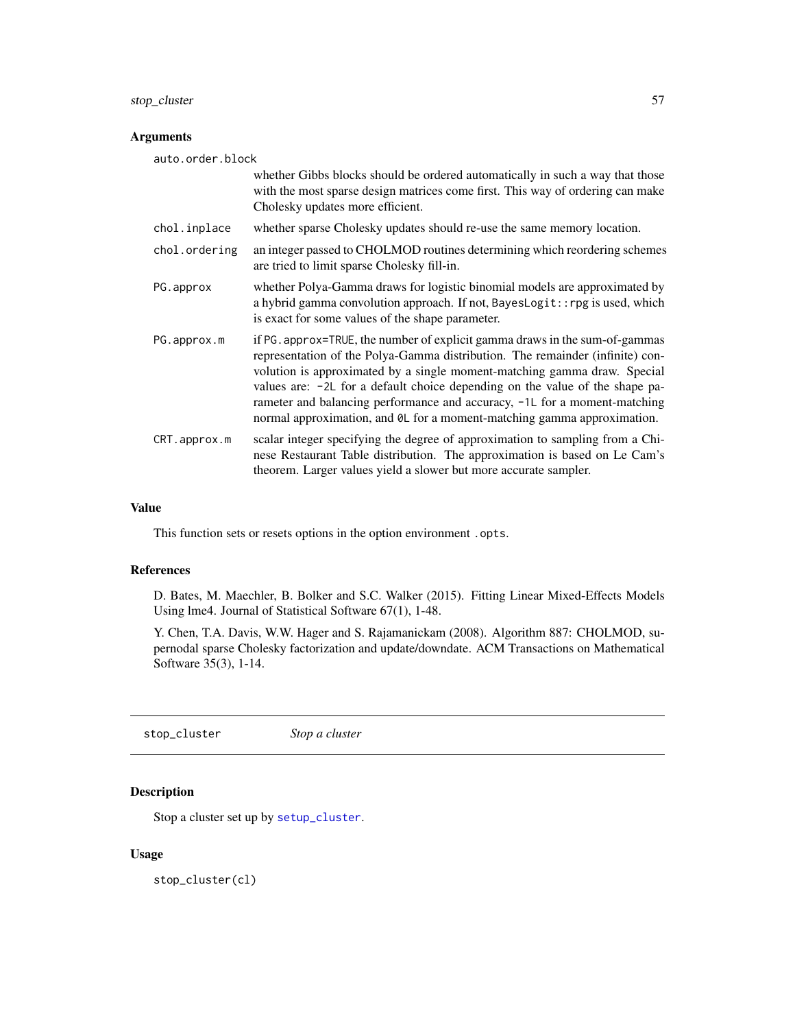### Arguments

`auto.order.block`
: whether Gibbs blocks should be ordered automatically in such a way that those with the most sparse design matrices come first. This way of ordering can make Cholesky updates more efficient.

`chol.inplace`
: whether sparse Cholesky updates should re-use the same memory location.

`chol.ordering`
: an integer passed to CHOLMOD routines determining which reordering schemes are tried to limit sparse Cholesky fill-in.

`PG.approx`
: whether Polya-Gamma draws for logistic binomial models are approximated by a hybrid gamma convolution approach. If not, `BayesLogit::rpg` is used, which is exact for some values of the shape parameter.

`PG.approx.m`
: if `PG.approx=TRUE`, the number of explicit gamma draws in the sum-of-gammas representation of the Polya-Gamma distribution. The remainder (infinite) convolution is approximated by a single moment-matching gamma draw. Special values are: `-2L` for a default choice depending on the value of the shape parameter and balancing performance and accuracy, `-1L` for a moment-matching normal approximation, and `0L` for a moment-matching gamma approximation.

`CRT.approx.m`
: scalar integer specifying the degree of approximation to sampling from a Chinese Restaurant Table distribution. The approximation is based on Le Cam's theorem. Larger values yield a slower but more accurate sampler.

### Value

This function sets or resets options in the option environment `.opts`.

### References

D. Bates, M. Maechler, B. Bolker and S.C. Walker (2015). Fitting Linear Mixed-Effects Models Using lme4. Journal of Statistical Software 67(1), 1-48.

Y. Chen, T.A. Davis, W.W. Hager and S. Rajamanickam (2008). Algorithm 887: CHOLMOD, supernodal sparse Cholesky factorization and update/downdate. ACM Transactions on Mathematical Software 35(3), 1-14.

---

## `stop_cluster` *Stop a cluster*

### Description

Stop a cluster set up by `setup_cluster`.

### Usage

```
stop_cluster(cl)
```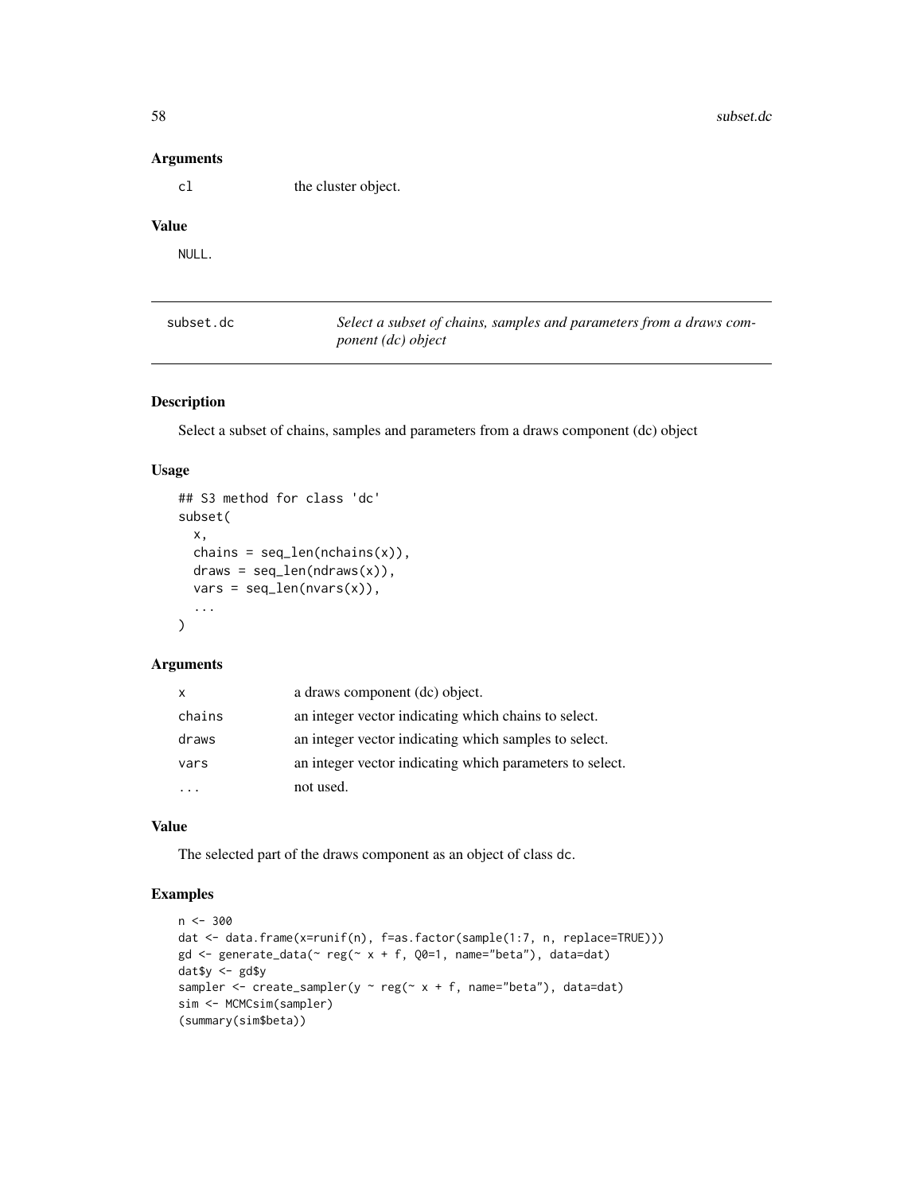### Arguments

| | |
|---|---|
| cl | the cluster object. |

### Value

NULL.

---

## subset.dc — *Select a subset of chains, samples and parameters from a draws component (dc) object*

---

### Description

Select a subset of chains, samples and parameters from a draws component (dc) object

### Usage

```
## S3 method for class 'dc'
subset(
  x,
  chains = seq_len(nchains(x)),
  draws = seq_len(ndraws(x)),
  vars = seq_len(nvars(x)),
  ...
)
```

### Arguments

| | |
|---|---|
| x | a draws component (dc) object. |
| chains | an integer vector indicating which chains to select. |
| draws | an integer vector indicating which samples to select. |
| vars | an integer vector indicating which parameters to select. |
| ... | not used. |

### Value

The selected part of the draws component as an object of class dc.

### Examples

```
n <- 300
dat <- data.frame(x=runif(n), f=as.factor(sample(1:7, n, replace=TRUE)))
gd <- generate_data(~ reg(~ x + f, Q0=1, name="beta"), data=dat)
dat$y <- gd$y
sampler <- create_sampler(y ~ reg(~ x + f, name="beta"), data=dat)
sim <- MCMCsim(sampler)
(summary(sim$beta))
```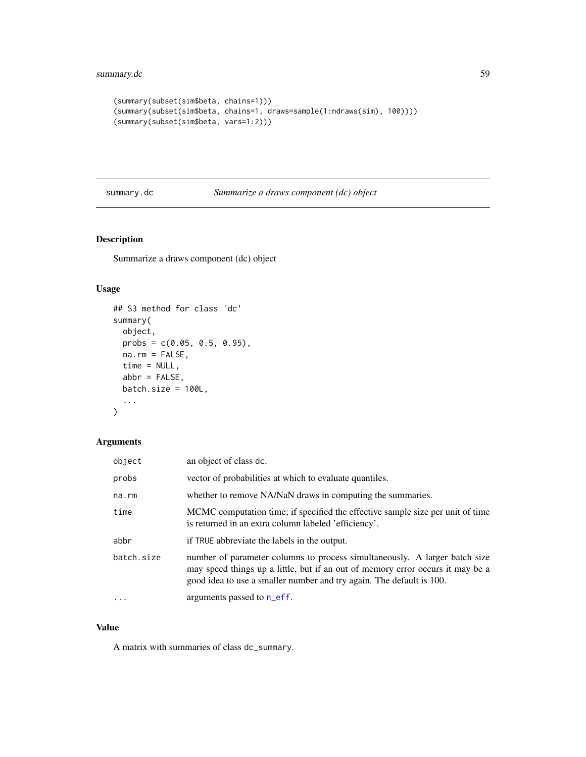```
(summary(subset(sim$beta, chains=1)))
(summary(subset(sim$beta, chains=1, draws=sample(1:ndraws(sim), 100))))
(summary(subset(sim$beta, vars=1:2)))
```

## summary.dc — *Summarize a draws component (dc) object*

### Description

Summarize a draws component (dc) object

### Usage

```
## S3 method for class 'dc'
summary(
  object,
  probs = c(0.05, 0.5, 0.95),
  na.rm = FALSE,
  time = NULL,
  abbr = FALSE,
  batch.size = 100L,
  ...
)
```

### Arguments

| | |
|---|---|
| `object` | an object of class `dc`. |
| `probs` | vector of probabilities at which to evaluate quantiles. |
| `na.rm` | whether to remove NA/NaN draws in computing the summaries. |
| `time` | MCMC computation time; if specified the effective sample size per unit of time is returned in an extra column labeled 'efficiency'. |
| `abbr` | if `TRUE` abbreviate the labels in the output. |
| `batch.size` | number of parameter columns to process simultaneously. A larger batch size may speed things up a little, but if an out of memory error occurs it may be a good idea to use a smaller number and try again. The default is 100. |
| `...` | arguments passed to `n_eff`. |

### Value

A matrix with summaries of class `dc_summary`.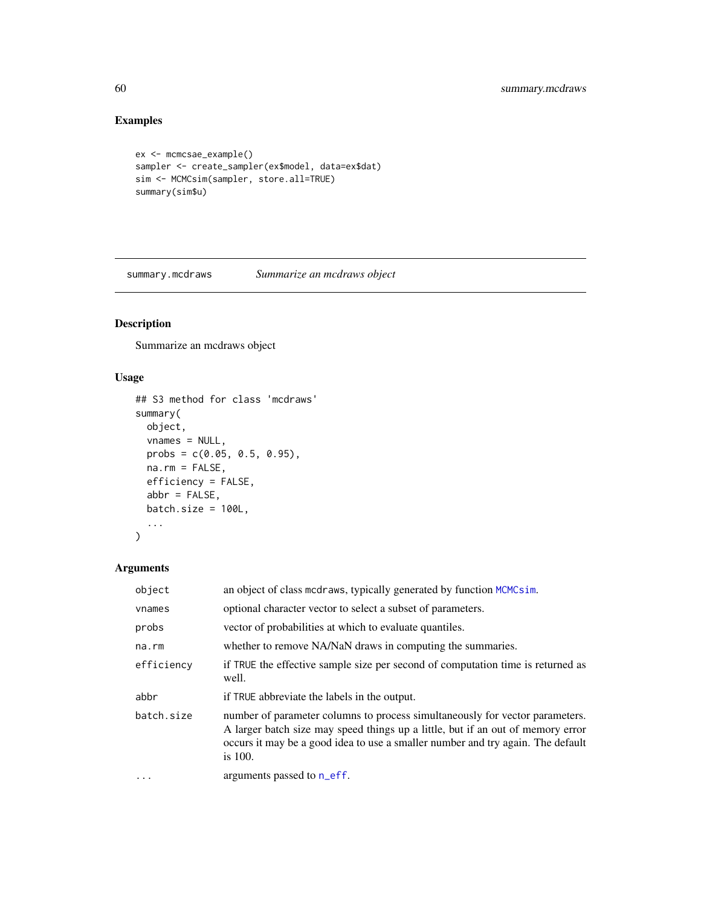## Examples

```
ex <- mcmcsae_example()
sampler <- create_sampler(ex$model, data=ex$dat)
sim <- MCMCsim(sampler, store.all=TRUE)
summary(sim$u)
```

---

summary.mcdraws &nbsp;&nbsp;&nbsp; *Summarize an mcdraws object*

---

## Description

Summarize an mcdraws object

## Usage

```
## S3 method for class 'mcdraws'
summary(
  object,
  vnames = NULL,
  probs = c(0.05, 0.5, 0.95),
  na.rm = FALSE,
  efficiency = FALSE,
  abbr = FALSE,
  batch.size = 100L,
  ...
)
```

## Arguments

| | |
|---|---|
| object | an object of class mcdraws, typically generated by function MCMCsim. |
| vnames | optional character vector to select a subset of parameters. |
| probs | vector of probabilities at which to evaluate quantiles. |
| na.rm | whether to remove NA/NaN draws in computing the summaries. |
| efficiency | if TRUE the effective sample size per second of computation time is returned as well. |
| abbr | if TRUE abbreviate the labels in the output. |
| batch.size | number of parameter columns to process simultaneously for vector parameters. A larger batch size may speed things up a little, but if an out of memory error occurs it may be a good idea to use a smaller number and try again. The default is 100. |
| ... | arguments passed to n_eff. |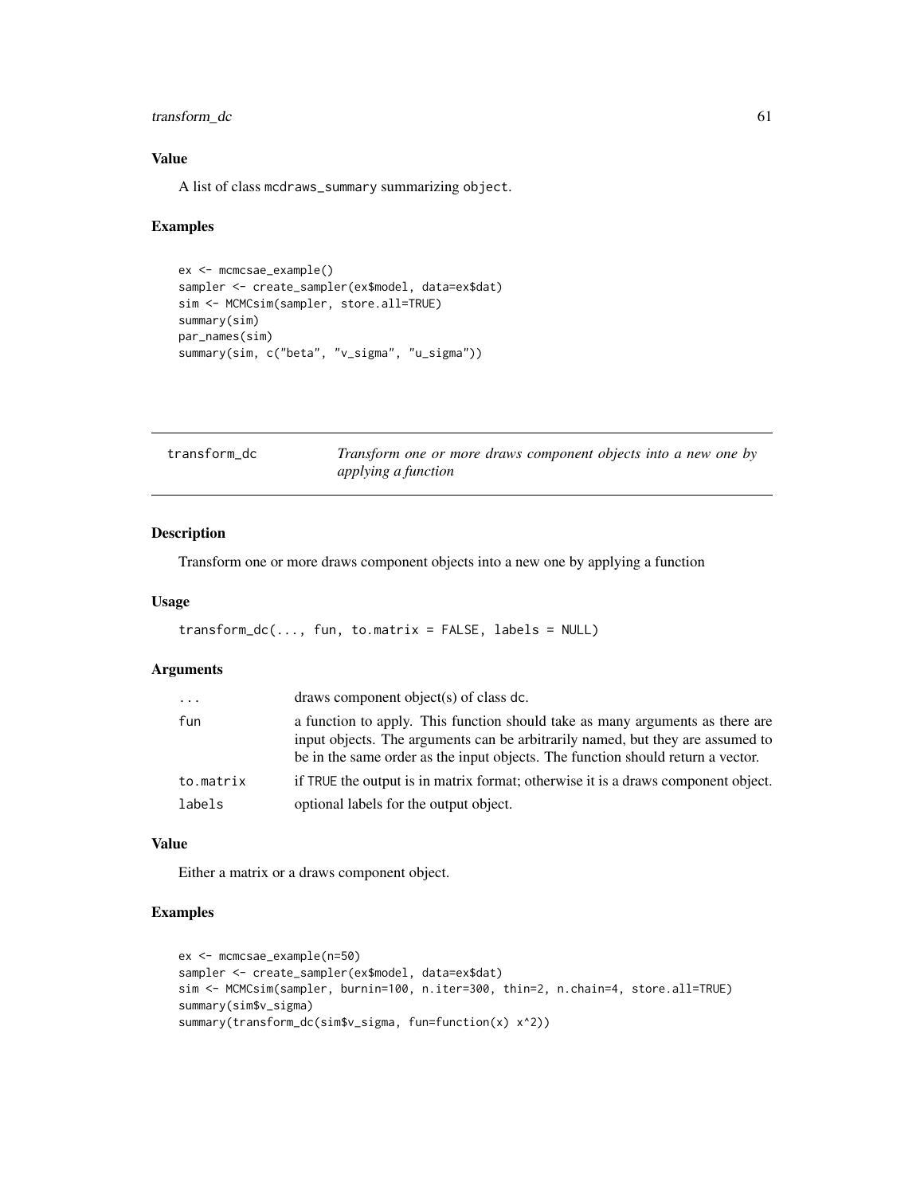## Value

A list of class mcdraws_summary summarizing object.

## Examples

```
ex <- mcmcsae_example()
sampler <- create_sampler(ex$model, data=ex$dat)
sim <- MCMCsim(sampler, store.all=TRUE)
summary(sim)
par_names(sim)
summary(sim, c("beta", "v_sigma", "u_sigma"))
```

---

# transform_dc

*Transform one or more draws component objects into a new one by applying a function*

## Description

Transform one or more draws component objects into a new one by applying a function

## Usage

```
transform_dc(..., fun, to.matrix = FALSE, labels = NULL)
```

## Arguments

| | |
|---|---|
| ... | draws component object(s) of class dc. |
| fun | a function to apply. This function should take as many arguments as there are input objects. The arguments can be arbitrarily named, but they are assumed to be in the same order as the input objects. The function should return a vector. |
| to.matrix | if TRUE the output is in matrix format; otherwise it is a draws component object. |
| labels | optional labels for the output object. |

## Value

Either a matrix or a draws component object.

## Examples

```
ex <- mcmcsae_example(n=50)
sampler <- create_sampler(ex$model, data=ex$dat)
sim <- MCMCsim(sampler, burnin=100, n.iter=300, thin=2, n.chain=4, store.all=TRUE)
summary(sim$v_sigma)
summary(transform_dc(sim$v_sigma, fun=function(x) x^2))
```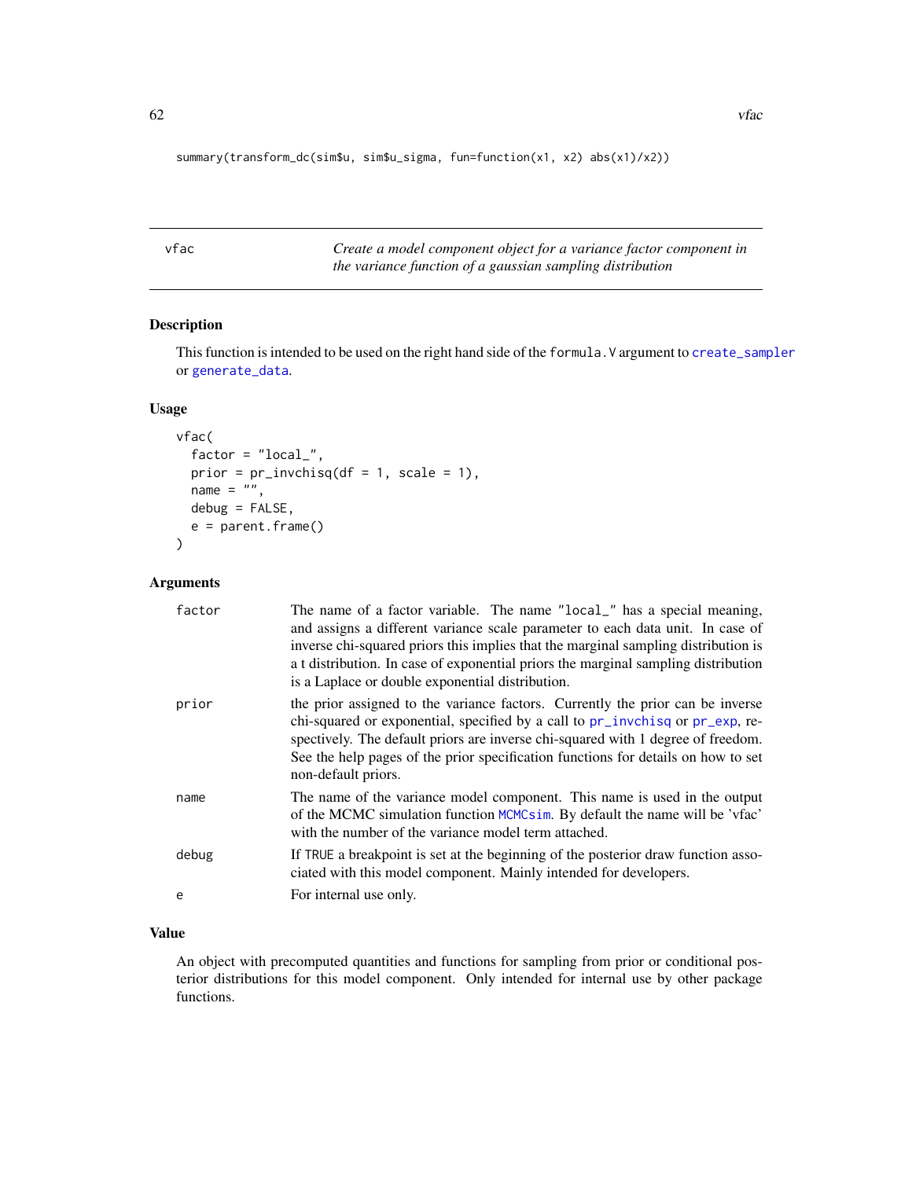```
summary(transform_dc(sim$u, sim$u_sigma, fun=function(x1, x2) abs(x1)/x2))
```

## vfac

*Create a model component object for a variance factor component in the variance function of a gaussian sampling distribution*

### Description

This function is intended to be used on the right hand side of the `formula.V` argument to `create_sampler` or `generate_data`.

### Usage

```
vfac(
  factor = "local_",
  prior = pr_invchisq(df = 1, scale = 1),
  name = "",
  debug = FALSE,
  e = parent.frame()
)
```

### Arguments

| | |
|---|---|
| factor | The name of a factor variable. The name "local_" has a special meaning, and assigns a different variance scale parameter to each data unit. In case of inverse chi-squared priors this implies that the marginal sampling distribution is a t distribution. In case of exponential priors the marginal sampling distribution is a Laplace or double exponential distribution. |
| prior | the prior assigned to the variance factors. Currently the prior can be inverse chi-squared or exponential, specified by a call to `pr_invchisq` or `pr_exp`, respectively. The default priors are inverse chi-squared with 1 degree of freedom. See the help pages of the prior specification functions for details on how to set non-default priors. |
| name | The name of the variance model component. This name is used in the output of the MCMC simulation function `MCMCsim`. By default the name will be 'vfac' with the number of the variance model term attached. |
| debug | If TRUE a breakpoint is set at the beginning of the posterior draw function associated with this model component. Mainly intended for developers. |
| e | For internal use only. |

### Value

An object with precomputed quantities and functions for sampling from prior or conditional posterior distributions for this model component. Only intended for internal use by other package functions.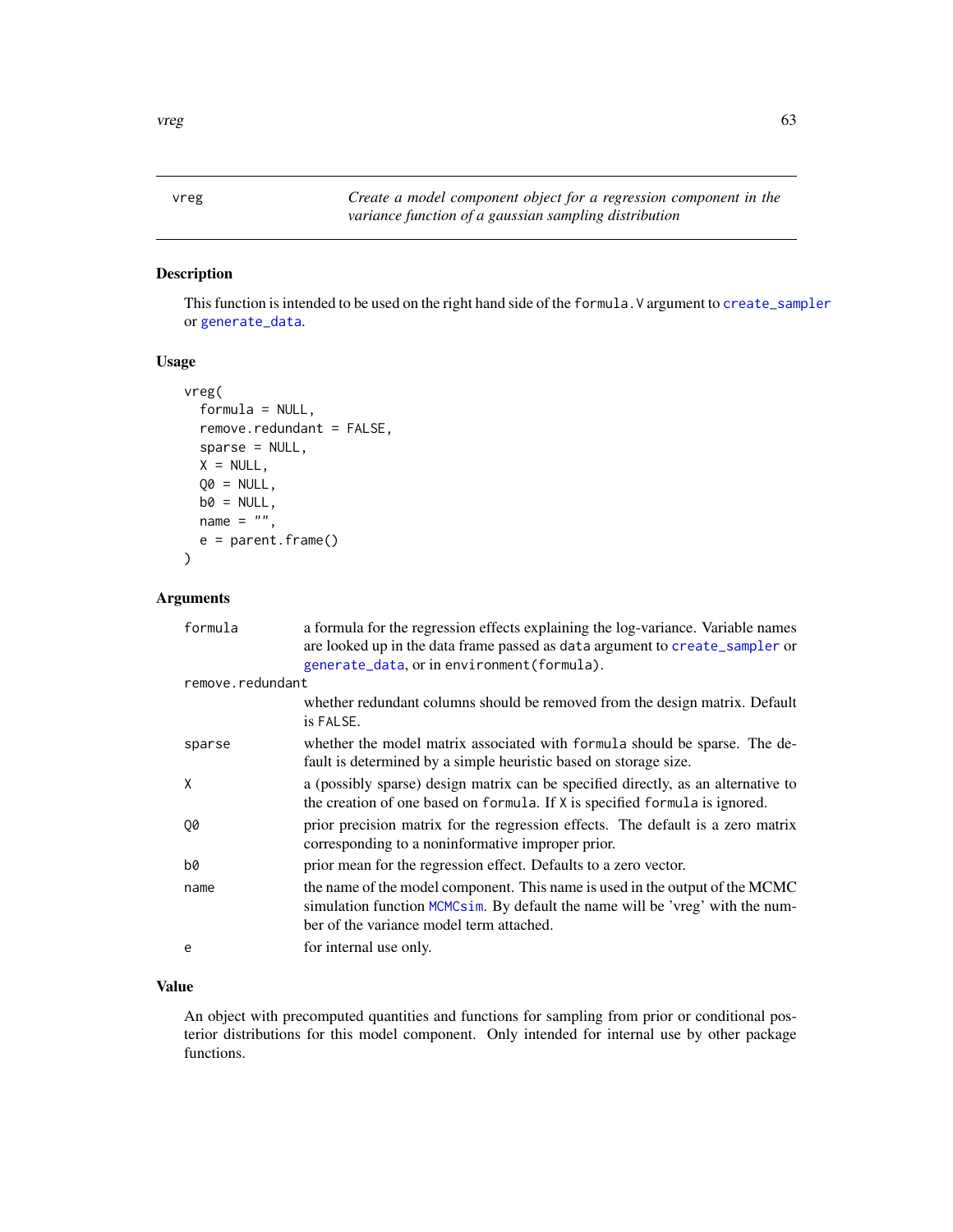vreg — *Create a model component object for a regression component in the variance function of a gaussian sampling distribution*

## Description

This function is intended to be used on the right hand side of the `formula.V` argument to `create_sampler` or `generate_data`.

## Usage

```
vreg(
  formula = NULL,
  remove.redundant = FALSE,
  sparse = NULL,
  X = NULL,
  Q0 = NULL,
  b0 = NULL,
  name = "",
  e = parent.frame()
)
```

## Arguments

| | |
|---|---|
| `formula` | a formula for the regression effects explaining the log-variance. Variable names are looked up in the data frame passed as `data` argument to `create_sampler` or `generate_data`, or in `environment(formula)`. |
| `remove.redundant` | whether redundant columns should be removed from the design matrix. Default is `FALSE`. |
| `sparse` | whether the model matrix associated with `formula` should be sparse. The default is determined by a simple heuristic based on storage size. |
| `X` | a (possibly sparse) design matrix can be specified directly, as an alternative to the creation of one based on `formula`. If `X` is specified `formula` is ignored. |
| `Q0` | prior precision matrix for the regression effects. The default is a zero matrix corresponding to a noninformative improper prior. |
| `b0` | prior mean for the regression effect. Defaults to a zero vector. |
| `name` | the name of the model component. This name is used in the output of the MCMC simulation function `MCMCsim`. By default the name will be 'vreg' with the number of the variance model term attached. |
| `e` | for internal use only. |

## Value

An object with precomputed quantities and functions for sampling from prior or conditional posterior distributions for this model component. Only intended for internal use by other package functions.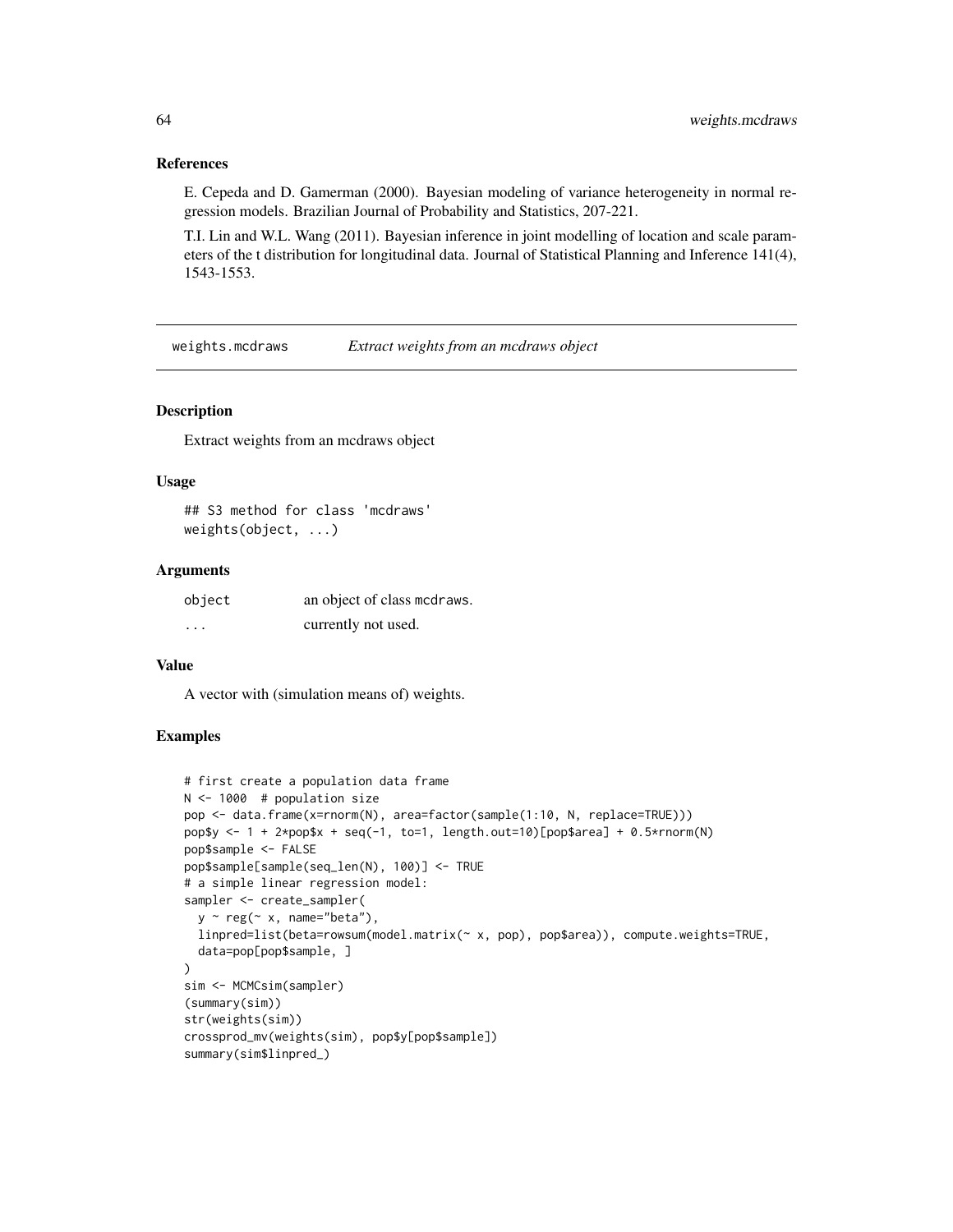### References

E. Cepeda and D. Gamerman (2000). Bayesian modeling of variance heterogeneity in normal regression models. Brazilian Journal of Probability and Statistics, 207-221.

T.I. Lin and W.L. Wang (2011). Bayesian inference in joint modelling of location and scale parameters of the t distribution for longitudinal data. Journal of Statistical Planning and Inference 141(4), 1543-1553.

## weights.mcdraws    *Extract weights from an mcdraws object*

### Description

Extract weights from an mcdraws object

### Usage

```
## S3 method for class 'mcdraws'
weights(object, ...)
```

### Arguments

| | |
|---|---|
| object | an object of class mcdraws. |
| ... | currently not used. |

### Value

A vector with (simulation means of) weights.

### Examples

```
# first create a population data frame
N <- 1000  # population size
pop <- data.frame(x=rnorm(N), area=factor(sample(1:10, N, replace=TRUE)))
pop$y <- 1 + 2*pop$x + seq(-1, to=1, length.out=10)[pop$area] + 0.5*rnorm(N)
pop$sample <- FALSE
pop$sample[sample(seq_len(N), 100)] <- TRUE
# a simple linear regression model:
sampler <- create_sampler(
  y ~ reg(~ x, name="beta"),
  linpred=list(beta=rowsum(model.matrix(~ x, pop), pop$area)), compute.weights=TRUE,
  data=pop[pop$sample, ]
)
sim <- MCMCsim(sampler)
(summary(sim))
str(weights(sim))
crossprod_mv(weights(sim), pop$y[pop$sample])
summary(sim$linpred_)
```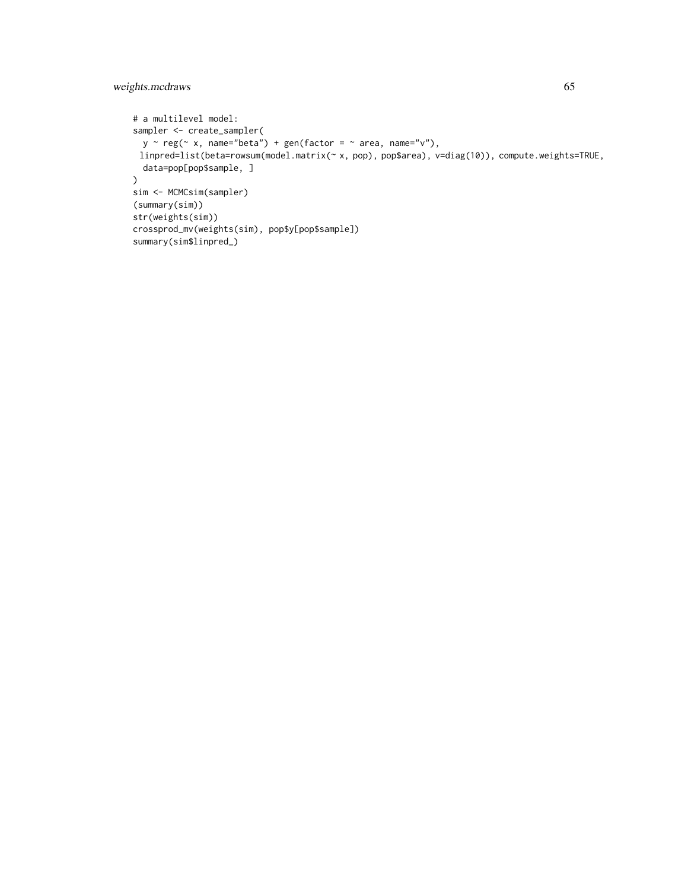```
# a multilevel model:
sampler <- create_sampler(
  y ~ reg(~ x, name="beta") + gen(factor = ~ area, name="v"),
  linpred=list(beta=rowsum(model.matrix(~ x, pop), pop$area), v=diag(10)), compute.weights=TRUE,
  data=pop[pop$sample, ]
)
sim <- MCMCsim(sampler)
(summary(sim))
str(weights(sim))
crossprod_mv(weights(sim), pop$y[pop$sample])
summary(sim$linpred_)
```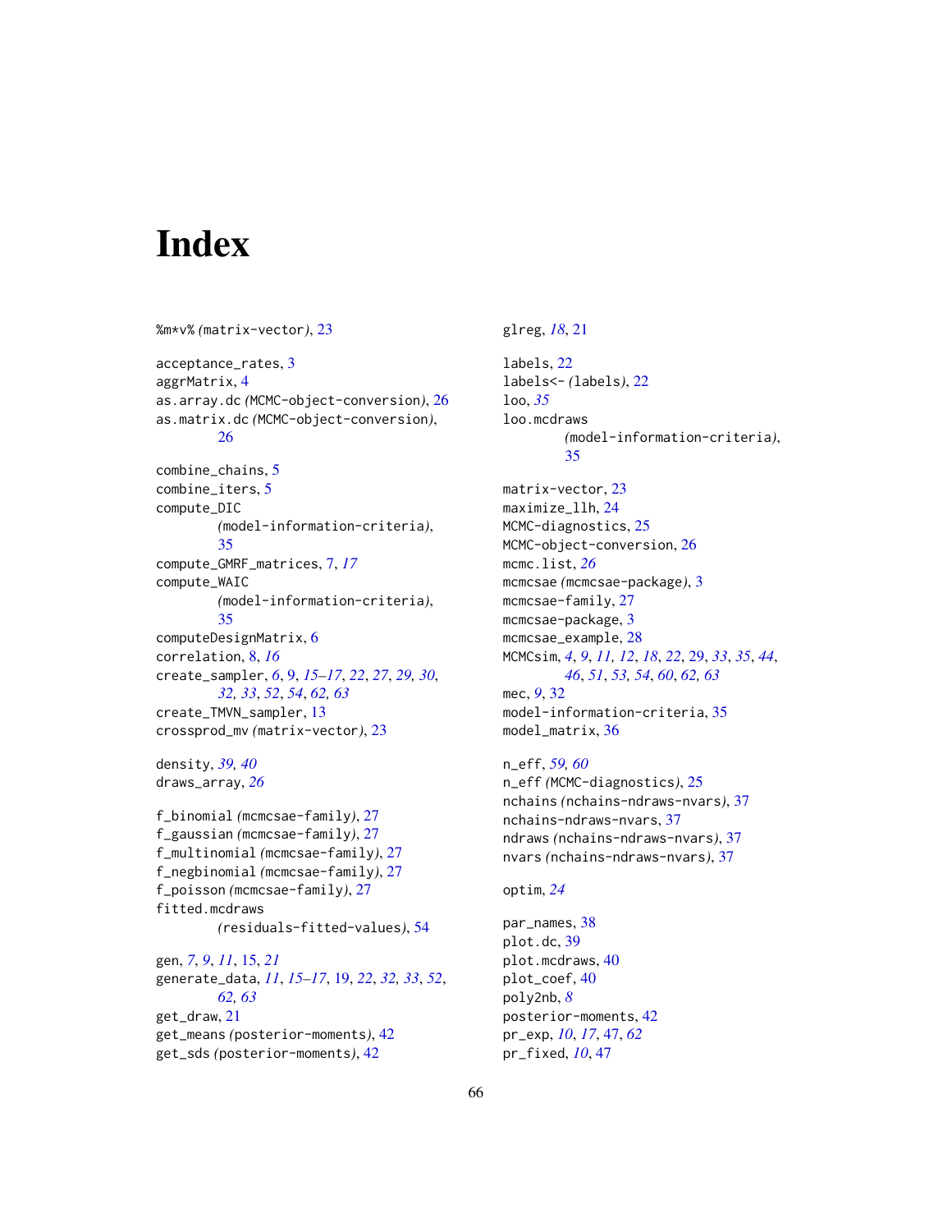# Index

%m*v% *(matrix-vector)*, 23

acceptance_rates, 3
aggrMatrix, 4
as.array.dc *(MCMC-object-conversion)*, 26
as.matrix.dc *(MCMC-object-conversion)*, 26

combine_chains, 5
combine_iters, 5
compute_DIC *(model-information-criteria)*, 35
compute_GMRF_matrices, 7, *17*
compute_WAIC *(model-information-criteria)*, 35
computeDesignMatrix, 6
correlation, 8, *16*
create_sampler, *6*, 9, *15–17*, *22*, *27*, *29, 30*, *32, 33*, *52*, *54*, *62, 63*
create_TMVN_sampler, 13
crossprod_mv *(matrix-vector)*, 23

density, *39, 40*
draws_array, *26*

f_binomial *(mcmcsae-family)*, 27
f_gaussian *(mcmcsae-family)*, 27
f_multinomial *(mcmcsae-family)*, 27
f_negbinomial *(mcmcsae-family)*, 27
f_poisson *(mcmcsae-family)*, 27
fitted.mcdraws *(residuals-fitted-values)*, 54

gen, *7*, *9*, *11*, 15, *21*
generate_data, *11*, *15–17*, 19, *22*, *32, 33*, *52*, *62, 63*
get_draw, 21
get_means *(posterior-moments)*, 42
get_sds *(posterior-moments)*, 42

glreg, *18*, 21

labels, 22
labels<- *(labels)*, 22
loo, *35*
loo.mcdraws *(model-information-criteria)*, 35

matrix-vector, 23
maximize_llh, 24
MCMC-diagnostics, 25
MCMC-object-conversion, 26
mcmc.list, *26*
mcmcsae *(mcmcsae-package)*, 3
mcmcsae-family, 27
mcmcsae-package, 3
mcmcsae_example, 28
MCMCsim, *4*, *9*, *11, 12*, *18*, *22*, 29, *33*, *35*, *44*, *46*, *51*, *53, 54*, *60*, *62, 63*
mec, *9*, 32
model-information-criteria, 35
model_matrix, 36

n_eff, *59, 60*
n_eff *(MCMC-diagnostics)*, 25
nchains *(nchains-ndraws-nvars)*, 37
nchains-ndraws-nvars, 37
ndraws *(nchains-ndraws-nvars)*, 37
nvars *(nchains-ndraws-nvars)*, 37

optim, *24*

par_names, 38
plot.dc, 39
plot.mcdraws, 40
plot_coef, 40
poly2nb, *8*
posterior-moments, 42
pr_exp, *10*, *17*, 47, *62*
pr_fixed, *10*, 47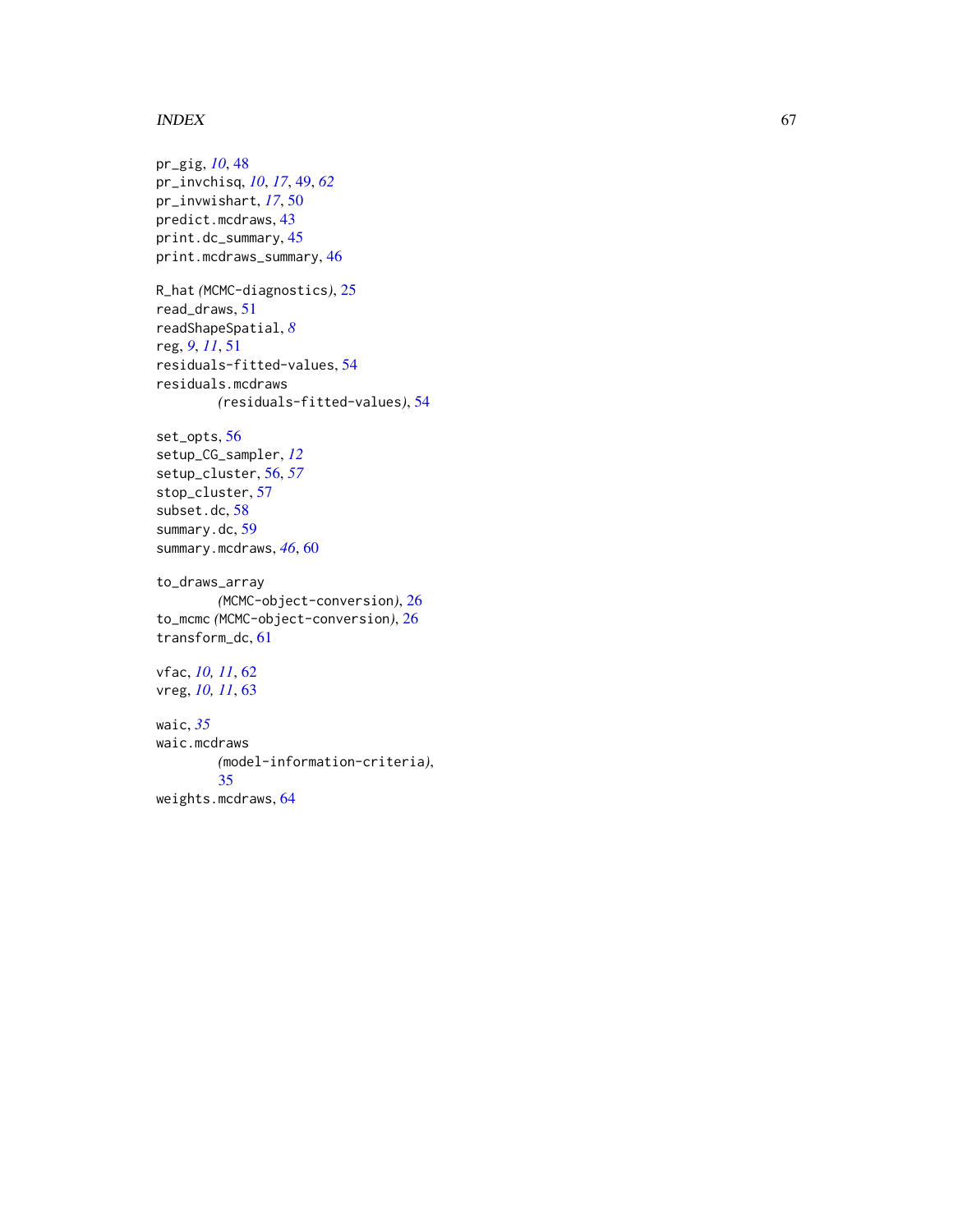pr_gig, *10*, 48
pr_invchisq, *10*, *17*, 49, *62*
pr_invwishart, *17*, 50
predict.mcdraws, 43
print.dc_summary, 45
print.mcdraws_summary, 46

R_hat *(*MCMC-diagnostics*)*, 25
read_draws, 51
readShapeSpatial, *8*
reg, *9*, *11*, 51
residuals-fitted-values, 54
residuals.mcdraws
    *(*residuals-fitted-values*)*, 54

set_opts, 56
setup_CG_sampler, *12*
setup_cluster, 56, *57*
stop_cluster, 57
subset.dc, 58
summary.dc, 59
summary.mcdraws, *46*, 60

to_draws_array
    *(*MCMC-object-conversion*)*, 26
to_mcmc *(*MCMC-object-conversion*)*, 26
transform_dc, 61

vfac, *10, 11*, 62
vreg, *10, 11*, 63

waic, *35*
waic.mcdraws
    *(*model-information-criteria*)*,
    35
weights.mcdraws, 64